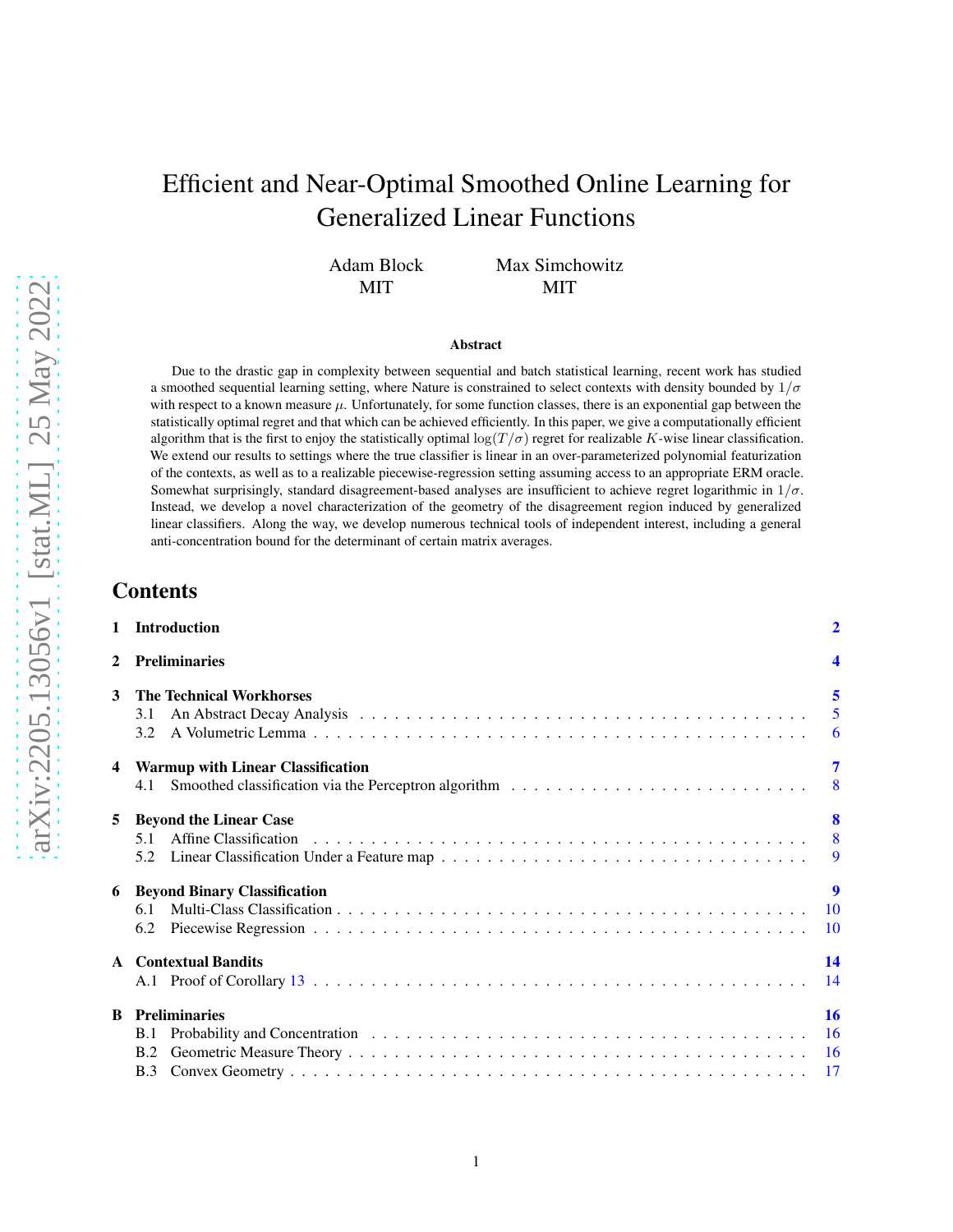# Efficient and Near-Optimal Smoothed Online Learning for Generalized Linear Functions

Adam Block
MIT

Max Simchowitz
MIT

## Abstract

Due to the drastic gap in complexity between sequential and batch statistical learning, recent work has studied a smoothed sequential learning setting, where Nature is constrained to select contexts with density bounded by $1/\sigma$ with respect to a known measure $\mu$. Unfortunately, for some function classes, there is an exponential gap between the statistically optimal regret and that which can be achieved efficiently. In this paper, we give a computationally efficient algorithm that is the first to enjoy the statistically optimal $\log(T/\sigma)$ regret for realizable $K$-wise linear classification. We extend our results to settings where the true classifier is linear in an over-parameterized polynomial featurization of the contexts, as well as to a realizable piecewise-regression setting assuming access to an appropriate ERM oracle. Somewhat surprisingly, standard disagreement-based analyses are insufficient to achieve regret logarithmic in $1/\sigma$. Instead, we develop a novel characterization of the geometry of the disagreement region induced by generalized linear classifiers. Along the way, we develop numerous technical tools of independent interest, including a general anti-concentration bound for the determinant of certain matrix averages.

## Contents

1 Introduction 2

2 Preliminaries 4

3 The Technical Workhorses 5
- 3.1 An Abstract Decay Analysis 5
- 3.2 A Volumetric Lemma 6

4 Warmup with Linear Classification 7
- 4.1 Smoothed classification via the Perceptron algorithm 8

5 Beyond the Linear Case 8
- 5.1 Affine Classification 8
- 5.2 Linear Classification Under a Feature map 9

6 Beyond Binary Classification 9
- 6.1 Multi-Class Classification 10
- 6.2 Piecewise Regression 10

A Contextual Bandits 14
- A.1 Proof of Corollary 13 14

B Preliminaries 16
- B.1 Probability and Concentration 16
- B.2 Geometric Measure Theory 16
- B.3 Convex Geometry 17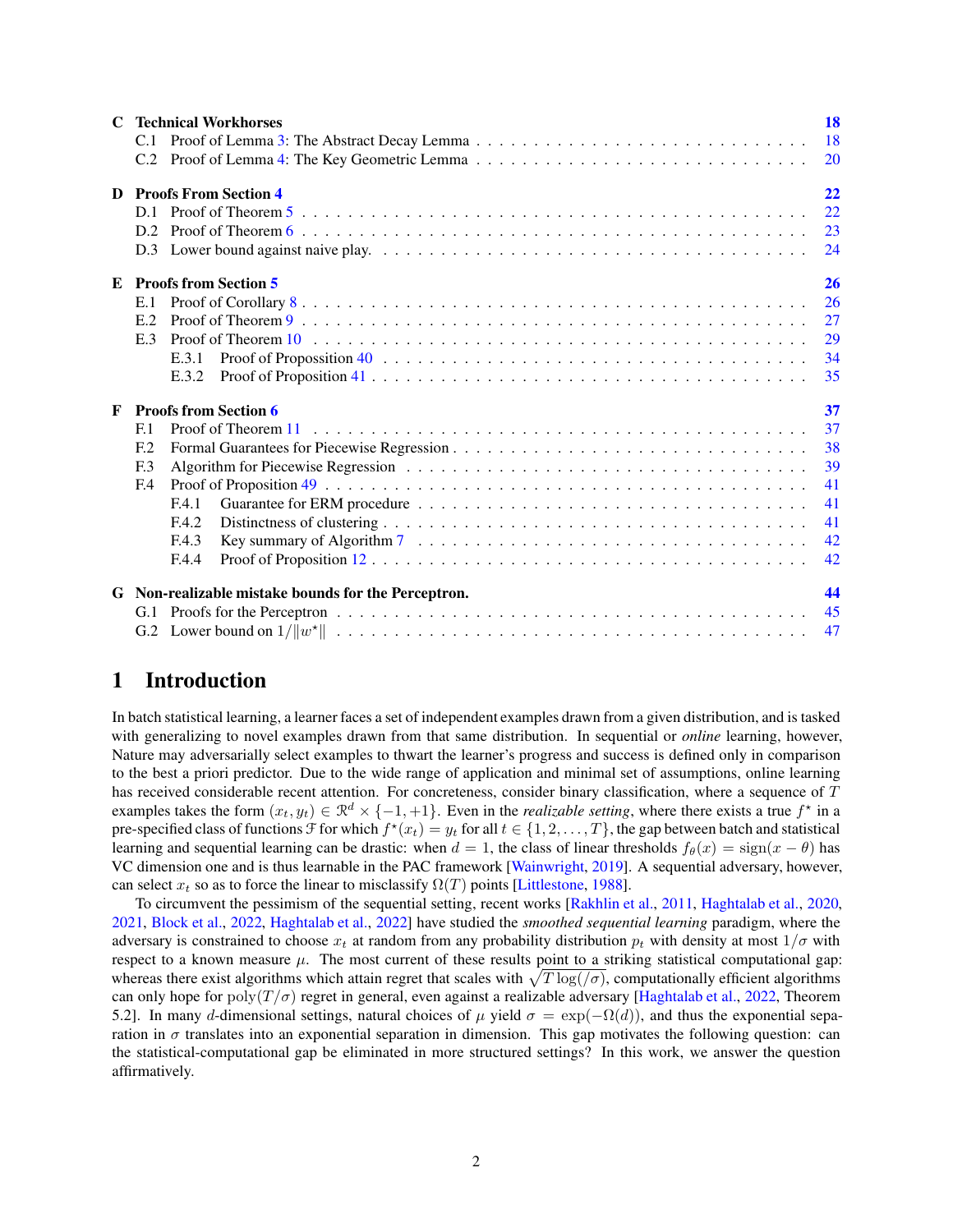**C Technical Workhorses** — 18
- C.1 Proof of Lemma 3: The Abstract Decay Lemma — 18
- C.2 Proof of Lemma 4: The Key Geometric Lemma — 20

**D Proofs From Section 4** — 22
- D.1 Proof of Theorem 5 — 22
- D.2 Proof of Theorem 6 — 23
- D.3 Lower bound against naive play. — 24

**E Proofs from Section 5** — 26
- E.1 Proof of Corollary 8 — 26
- E.2 Proof of Theorem 9 — 27
- E.3 Proof of Theorem 10 — 29
  - E.3.1 Proof of Propossition 40 — 34
  - E.3.2 Proof of Proposition 41 — 35

**F Proofs from Section 6** — 37
- F.1 Proof of Theorem 11 — 37
- F.2 Formal Guarantees for Piecewise Regression — 38
- F.3 Algorithm for Piecewise Regression — 39
- F.4 Proof of Proposition 49 — 41
  - F.4.1 Guarantee for ERM procedure — 41
  - F.4.2 Distinctness of clustering — 41
  - F.4.3 Key summary of Algorithm 7 — 42
  - F.4.4 Proof of Proposition 12 — 42

**G Non-realizable mistake bounds for the Perceptron.** — 44
- G.1 Proofs for the Perceptron — 45
- G.2 Lower bound on $1/\|w^\star\|$ — 47

# 1 Introduction

In batch statistical learning, a learner faces a set of independent examples drawn from a given distribution, and is tasked with generalizing to novel examples drawn from that same distribution. In sequential or *online* learning, however, Nature may adversarially select examples to thwart the learner's progress and success is defined only in comparison to the best a priori predictor. Due to the wide range of application and minimal set of assumptions, online learning has received considerable recent attention. For concreteness, consider binary classification, where a sequence of $T$ examples takes the form $(x_t, y_t) \in \mathcal{R}^d \times \{-1, +1\}$. Even in the *realizable setting*, where there exists a true $f^\star$ in a pre-specified class of functions $\mathcal{F}$ for which $f^\star(x_t) = y_t$ for all $t \in \{1, 2, \dots, T\}$, the gap between batch and statistical learning and sequential learning can be drastic: when $d = 1$, the class of linear thresholds $f_\theta(x) = \mathrm{sign}(x - \theta)$ has VC dimension one and is thus learnable in the PAC framework [Wainwright, 2019]. A sequential adversary, however, can select $x_t$ so as to force the linear to misclassify $\Omega(T)$ points [Littlestone, 1988].

To circumvent the pessimism of the sequential setting, recent works [Rakhlin et al., 2011, Haghtalab et al., 2020, 2021, Block et al., 2022, Haghtalab et al., 2022] have studied the *smoothed sequential learning* paradigm, where the adversary is constrained to choose $x_t$ at random from any probability distribution $p_t$ with density at most $1/\sigma$ with respect to a known measure $\mu$. The most current of these results point to a striking statistical computational gap: whereas there exist algorithms which attain regret that scales with $\sqrt{T \log(/\sigma)}$, computationally efficient algorithms can only hope for $\mathrm{poly}(T/\sigma)$ regret in general, even against a realizable adversary [Haghtalab et al., 2022, Theorem 5.2]. In many $d$-dimensional settings, natural choices of $\mu$ yield $\sigma = \exp(-\Omega(d))$, and thus the exponential separation in $\sigma$ translates into an exponential separation in dimension. This gap motivates the following question: can the statistical-computational gap be eliminated in more structured settings? In this work, we answer the question affirmatively.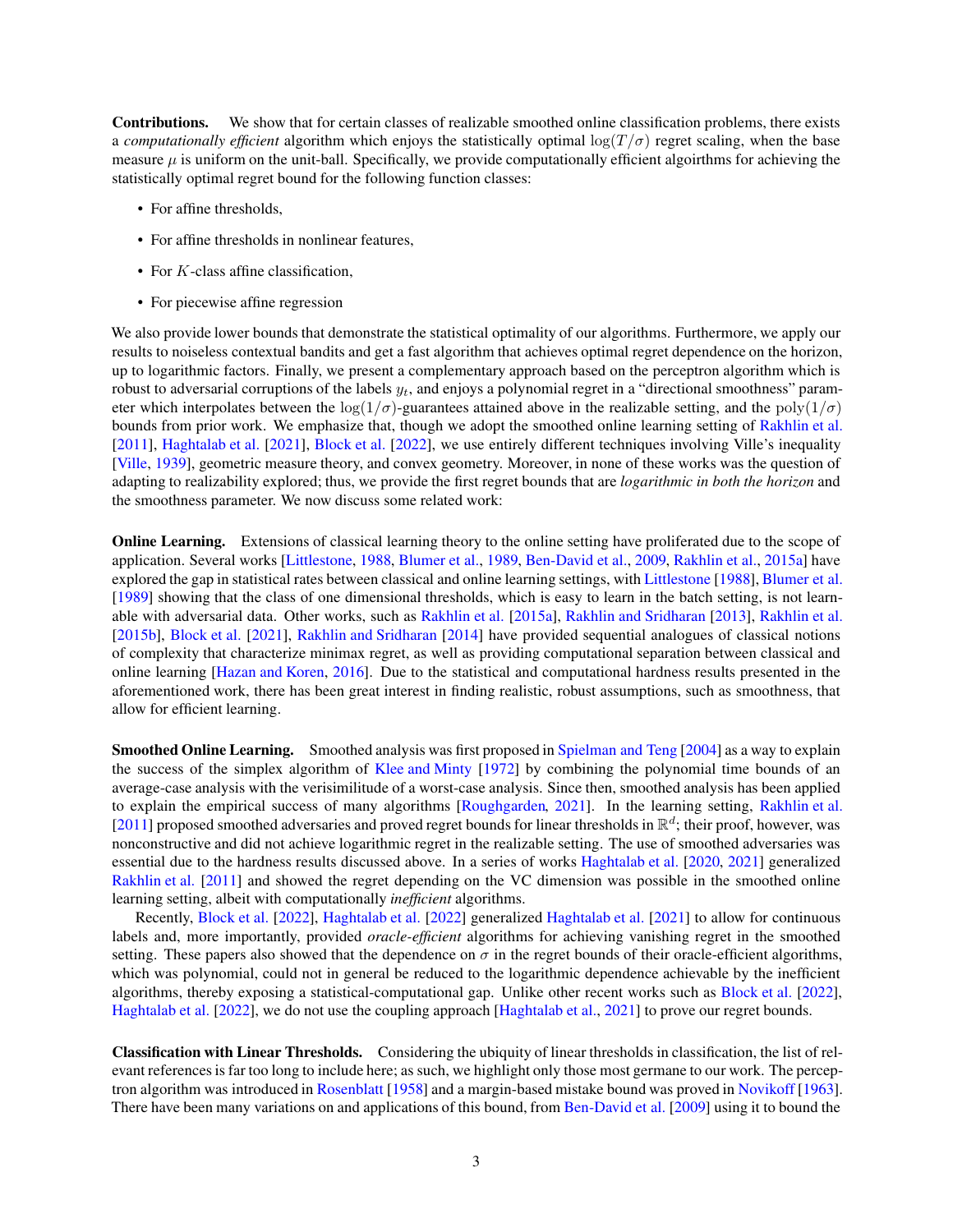**Contributions.** We show that for certain classes of realizable smoothed online classification problems, there exists a *computationally efficient* algorithm which enjoys the statistically optimal $\log(T/\sigma)$ regret scaling, when the base measure $\mu$ is uniform on the unit-ball. Specifically, we provide computationally efficient algoirthms for achieving the statistically optimal regret bound for the following function classes:

- For affine thresholds,
- For affine thresholds in nonlinear features,
- For $K$-class affine classification,
- For piecewise affine regression

We also provide lower bounds that demonstrate the statistical optimality of our algorithms. Furthermore, we apply our results to noiseless contextual bandits and get a fast algorithm that achieves optimal regret dependence on the horizon, up to logarithmic factors. Finally, we present a complementary approach based on the perceptron algorithm which is robust to adversarial corruptions of the labels $y_t$, and enjoys a polynomial regret in a "directional smoothness" parameter which interpolates between the $\log(1/\sigma)$-guarantees attained above in the realizable setting, and the $\mathrm{poly}(1/\sigma)$ bounds from prior work. We emphasize that, though we adopt the smoothed online learning setting of Rakhlin et al. [2011], Haghtalab et al. [2021], Block et al. [2022], we use entirely different techniques involving Ville's inequality [Ville, 1939], geometric measure theory, and convex geometry. Moreover, in none of these works was the question of adapting to realizability explored; thus, we provide the first regret bounds that are *logarithmic in both the horizon* and the smoothness parameter. We now discuss some related work:

**Online Learning.** Extensions of classical learning theory to the online setting have proliferated due to the scope of application. Several works [Littlestone, 1988, Blumer et al., 1989, Ben-David et al., 2009, Rakhlin et al., 2015a] have explored the gap in statistical rates between classical and online learning settings, with Littlestone [1988], Blumer et al. [1989] showing that the class of one dimensional thresholds, which is easy to learn in the batch setting, is not learnable with adversarial data. Other works, such as Rakhlin et al. [2015a], Rakhlin and Sridharan [2013], Rakhlin et al. [2015b], Block et al. [2021], Rakhlin and Sridharan [2014] have provided sequential analogues of classical notions of complexity that characterize minimax regret, as well as providing computational separation between classical and online learning [Hazan and Koren, 2016]. Due to the statistical and computational hardness results presented in the aforementioned work, there has been great interest in finding realistic, robust assumptions, such as smoothness, that allow for efficient learning.

**Smoothed Online Learning.** Smoothed analysis was first proposed in Spielman and Teng [2004] as a way to explain the success of the simplex algorithm of Klee and Minty [1972] by combining the polynomial time bounds of an average-case analysis with the verisimilitude of a worst-case analysis. Since then, smoothed analysis has been applied to explain the empirical success of many algorithms [Roughgarden, 2021]. In the learning setting, Rakhlin et al. [2011] proposed smoothed adversaries and proved regret bounds for linear thresholds in $\mathbb{R}^d$; their proof, however, was nonconstructive and did not achieve logarithmic regret in the realizable setting. The use of smoothed adversaries was essential due to the hardness results discussed above. In a series of works Haghtalab et al. [2020, 2021] generalized Rakhlin et al. [2011] and showed the regret depending on the VC dimension was possible in the smoothed online learning setting, albeit with computationally *inefficient* algorithms.

Recently, Block et al. [2022], Haghtalab et al. [2022] generalized Haghtalab et al. [2021] to allow for continuous labels and, more importantly, provided *oracle-efficient* algorithms for achieving vanishing regret in the smoothed setting. These papers also showed that the dependence on $\sigma$ in the regret bounds of their oracle-efficient algorithms, which was polynomial, could not in general be reduced to the logarithmic dependence achievable by the inefficient algorithms, thereby exposing a statistical-computational gap. Unlike other recent works such as Block et al. [2022], Haghtalab et al. [2022], we do not use the coupling approach [Haghtalab et al., 2021] to prove our regret bounds.

**Classification with Linear Thresholds.** Considering the ubiquity of linear thresholds in classification, the list of relevant references is far too long to include here; as such, we highlight only those most germane to our work. The perceptron algorithm was introduced in Rosenblatt [1958] and a margin-based mistake bound was proved in Novikoff [1963]. There have been many variations on and applications of this bound, from Ben-David et al. [2009] using it to bound the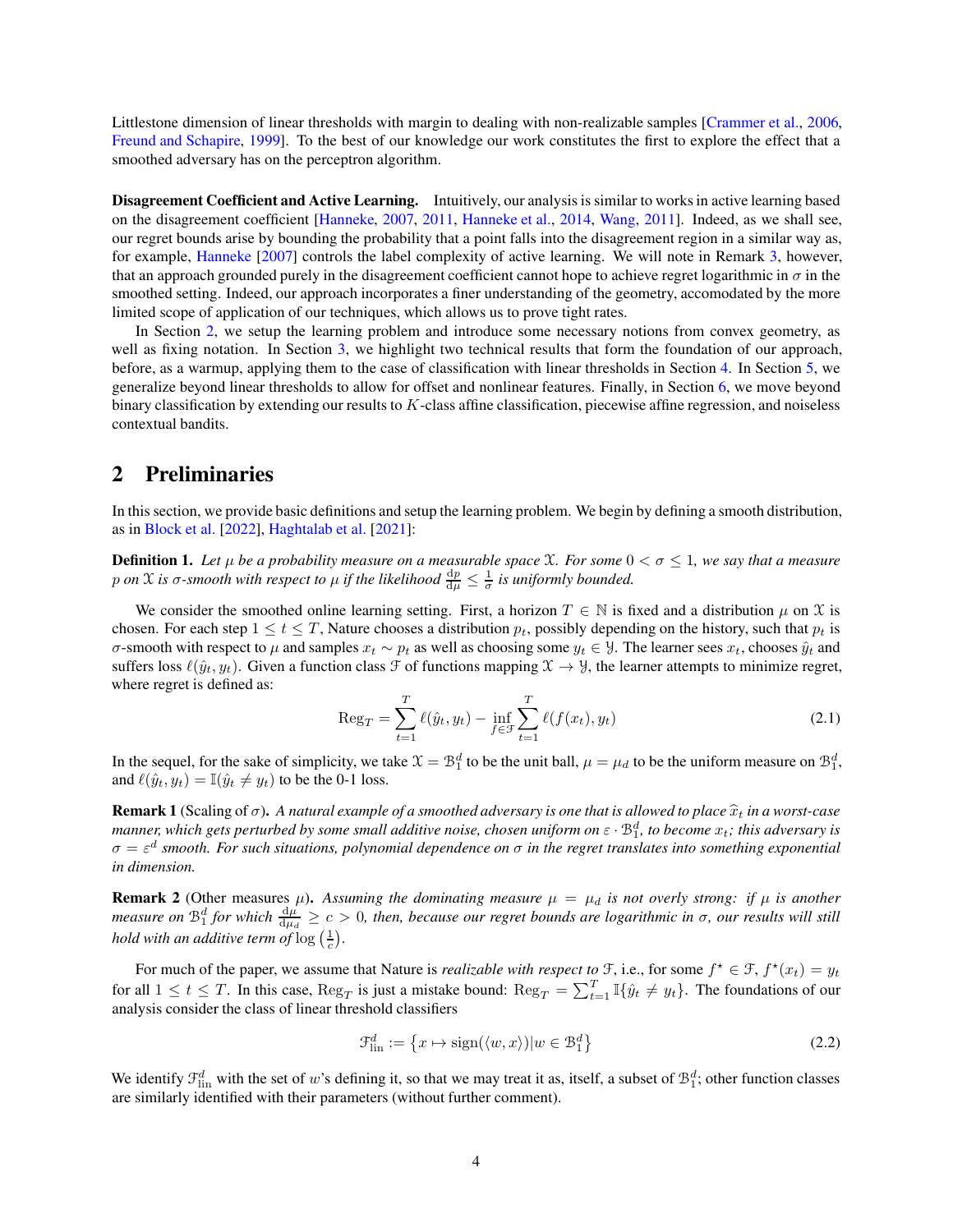Littlestone dimension of linear thresholds with margin to dealing with non-realizable samples [Crammer et al., 2006, Freund and Schapire, 1999]. To the best of our knowledge our work constitutes the first to explore the effect that a smoothed adversary has on the perceptron algorithm.

**Disagreement Coefficient and Active Learning.** Intuitively, our analysis is similar to works in active learning based on the disagreement coefficient [Hanneke, 2007, 2011, Hanneke et al., 2014, Wang, 2011]. Indeed, as we shall see, our regret bounds arise by bounding the probability that a point falls into the disagreement region in a similar way as, for example, Hanneke [2007] controls the label complexity of active learning. We will note in Remark 3, however, that an approach grounded purely in the disagreement coefficient cannot hope to achieve regret logarithmic in $\sigma$ in the smoothed setting. Indeed, our approach incorporates a finer understanding of the geometry, accomodated by the more limited scope of application of our techniques, which allows us to prove tight rates.

In Section 2, we setup the learning problem and introduce some necessary notions from convex geometry, as well as fixing notation. In Section 3, we highlight two technical results that form the foundation of our approach, before, as a warmup, applying them to the case of classification with linear thresholds in Section 4. In Section 5, we generalize beyond linear thresholds to allow for offset and nonlinear features. Finally, in Section 6, we move beyond binary classification by extending our results to $K$-class affine classification, piecewise affine regression, and noiseless contextual bandits.

## 2 Preliminaries

In this section, we provide basic definitions and setup the learning problem. We begin by defining a smooth distribution, as in Block et al. [2022], Haghtalab et al. [2021]:

**Definition 1.** *Let $\mu$ be a probability measure on a measurable space $\mathcal{X}$. For some $0 < \sigma \leq 1$, we say that a measure $p$ on $\mathcal{X}$ is $\sigma$-smooth with respect to $\mu$ if the likelihood $\frac{dp}{d\mu} \leq \frac{1}{\sigma}$ is uniformly bounded.*

We consider the smoothed online learning setting. First, a horizon $T \in \mathbb{N}$ is fixed and a distribution $\mu$ on $\mathcal{X}$ is chosen. For each step $1 \leq t \leq T$, Nature chooses a distribution $p_t$, possibly depending on the history, such that $p_t$ is $\sigma$-smooth with respect to $\mu$ and samples $x_t \sim p_t$ as well as choosing some $y_t \in \mathcal{Y}$. The learner sees $x_t$, chooses $\hat{y}_t$ and suffers loss $\ell(\hat{y}_t, y_t)$. Given a function class $\mathcal{F}$ of functions mapping $\mathcal{X} \to \mathcal{Y}$, the learner attempts to minimize regret, where regret is defined as:

$$\mathrm{Reg}_T = \sum_{t=1}^{T} \ell(\hat{y}_t, y_t) - \inf_{f \in \mathcal{F}} \sum_{t=1}^{T} \ell(f(x_t), y_t) \tag{2.1}$$

In the sequel, for the sake of simplicity, we take $\mathcal{X} = \mathcal{B}_1^d$ to be the unit ball, $\mu = \mu_d$ to be the uniform measure on $\mathcal{B}_1^d$, and $\ell(\hat{y}_t, y_t) = \mathbb{I}(\hat{y}_t \neq y_t)$ to be the 0-1 loss.

**Remark 1** (Scaling of $\sigma$)**.** *A natural example of a smoothed adversary is one that is allowed to place $\widehat{x}_t$ in a worst-case manner, which gets perturbed by some small additive noise, chosen uniform on $\varepsilon \cdot \mathcal{B}_1^d$, to become $x_t$; this adversary is $\sigma = \varepsilon^d$ smooth. For such situations, polynomial dependence on $\sigma$ in the regret translates into something exponential in dimension.*

**Remark 2** (Other measures $\mu$)**.** *Assuming the dominating measure $\mu = \mu_d$ is not overly strong: if $\mu$ is another measure on $\mathcal{B}_1^d$ for which $\frac{d\mu}{d\mu_d} \geq c > 0$, then, because our regret bounds are logarithmic in $\sigma$, our results will still hold with an additive term of $\log\left(\frac{1}{c}\right)$.*

For much of the paper, we assume that Nature is *realizable with respect to* $\mathcal{F}$, i.e., for some $f^\star \in \mathcal{F}$, $f^\star(x_t) = y_t$ for all $1 \leq t \leq T$. In this case, $\mathrm{Reg}_T$ is just a mistake bound: $\mathrm{Reg}_T = \sum_{t=1}^{T} \mathbb{I}\{\hat{y}_t \neq y_t\}$. The foundations of our analysis consider the class of linear threshold classifiers

$$\mathcal{F}_{\mathrm{lin}}^d := \left\{ x \mapsto \mathrm{sign}(\langle w, x \rangle) | w \in \mathcal{B}_1^d \right\} \tag{2.2}$$

We identify $\mathcal{F}_{\mathrm{lin}}^d$ with the set of $w$'s defining it, so that we may treat it as, itself, a subset of $\mathcal{B}_1^d$; other function classes are similarly identified with their parameters (without further comment).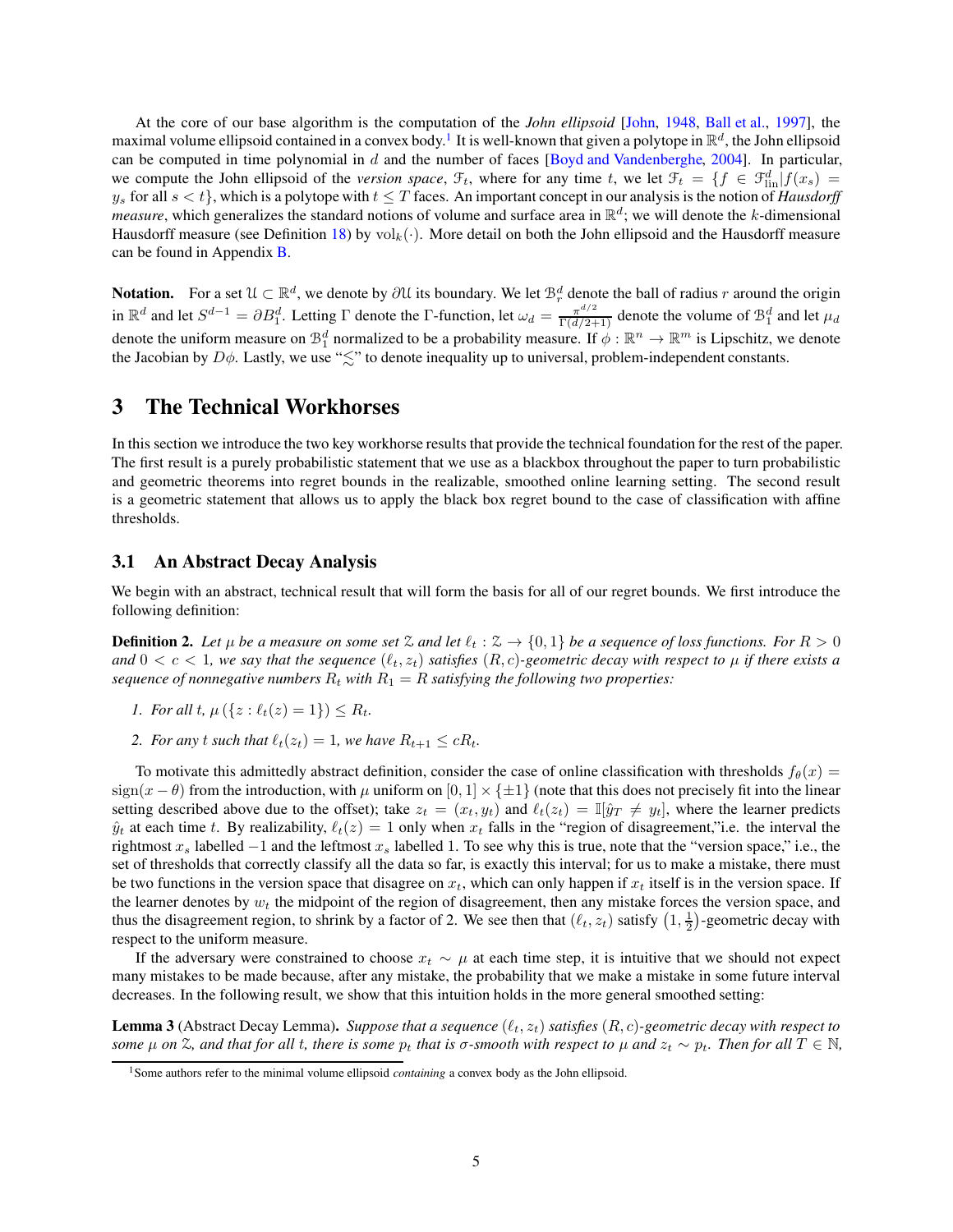At the core of our base algorithm is the computation of the *John ellipsoid* [John, 1948, Ball et al., 1997], the maximal volume ellipsoid contained in a convex body.[1] It is well-known that given a polytope in $\mathbb{R}^d$, the John ellipsoid can be computed in time polynomial in $d$ and the number of faces [Boyd and Vandenberghe, 2004]. In particular, we compute the John ellipsoid of the *version space*, $\mathcal{F}_t$, where for any time $t$, we let $\mathcal{F}_t = \{f \in \mathcal{F}_{\text{lin}}^d | f(x_s) = y_s \text{ for all } s < t\}$, which is a polytope with $t \le T$ faces. An important concept in our analysis is the notion of *Hausdorff measure*, which generalizes the standard notions of volume and surface area in $\mathbb{R}^d$; we will denote the $k$-dimensional Hausdorff measure (see Definition 18) by $\text{vol}_k(\cdot)$. More detail on both the John ellipsoid and the Hausdorff measure can be found in Appendix B.

**Notation.** For a set $\mathcal{U} \subset \mathbb{R}^d$, we denote by $\partial \mathcal{U}$ its boundary. We let $\mathcal{B}_r^d$ denote the ball of radius $r$ around the origin in $\mathbb{R}^d$ and let $S^{d-1} = \partial B_1^d$. Letting $\Gamma$ denote the $\Gamma$-function, let $\omega_d = \frac{\pi^{d/2}}{\Gamma(d/2+1)}$ denote the volume of $\mathcal{B}_1^d$ and let $\mu_d$ denote the uniform measure on $\mathcal{B}_1^d$ normalized to be a probability measure. If $\phi : \mathbb{R}^n \to \mathbb{R}^m$ is Lipschitz, we denote the Jacobian by $D\phi$. Lastly, we use "$\lesssim$" to denote inequality up to universal, problem-independent constants.

# 3 The Technical Workhorses

In this section we introduce the two key workhorse results that provide the technical foundation for the rest of the paper. The first result is a purely probabilistic statement that we use as a blackbox throughout the paper to turn probabilistic and geometric theorems into regret bounds in the realizable, smoothed online learning setting. The second result is a geometric statement that allows us to apply the black box regret bound to the case of classification with affine thresholds.

## 3.1 An Abstract Decay Analysis

We begin with an abstract, technical result that will form the basis for all of our regret bounds. We first introduce the following definition:

**Definition 2.** *Let $\mu$ be a measure on some set $\mathcal{Z}$ and let $\ell_t : \mathcal{Z} \to \{0, 1\}$ be a sequence of loss functions. For $R > 0$ and $0 < c < 1$, we say that the sequence $(\ell_t, z_t)$ satisfies $(R, c)$-geometric decay with respect to $\mu$ if there exists a sequence of nonnegative numbers $R_t$ with $R_1 = R$ satisfying the following two properties:*

1. *For all $t$, $\mu(\{z : \ell_t(z) = 1\}) \le R_t$.*
2. *For any $t$ such that $\ell_t(z_t) = 1$, we have $R_{t+1} \le cR_t$.*

To motivate this admittedly abstract definition, consider the case of online classification with thresholds $f_\theta(x) = \text{sign}(x - \theta)$ from the introduction, with $\mu$ uniform on $[0, 1] \times \{\pm 1\}$ (note that this does not precisely fit into the linear setting described above due to the offset); take $z_t = (x_t, y_t)$ and $\ell_t(z_t) = \mathbb{I}[\hat{y}_T \neq y_t]$, where the learner predicts $\hat{y}_t$ at each time $t$. By realizability, $\ell_t(z) = 1$ only when $x_t$ falls in the "region of disagreement,"i.e. the interval the rightmost $x_s$ labelled $-1$ and the leftmost $x_s$ labelled 1. To see why this is true, note that the "version space," i.e., the set of thresholds that correctly classify all the data so far, is exactly this interval; for us to make a mistake, there must be two functions in the version space that disagree on $x_t$, which can only happen if $x_t$ itself is in the version space. If the learner denotes by $w_t$ the midpoint of the region of disagreement, then any mistake forces the version space, and thus the disagreement region, to shrink by a factor of 2. We see then that $(\ell_t, z_t)$ satisfy $\left(1, \frac{1}{2}\right)$-geometric decay with respect to the uniform measure.

If the adversary were constrained to choose $x_t \sim \mu$ at each time step, it is intuitive that we should not expect many mistakes to be made because, after any mistake, the probability that we make a mistake in some future interval decreases. In the following result, we show that this intuition holds in the more general smoothed setting:

**Lemma 3** (Abstract Decay Lemma)**.** *Suppose that a sequence $(\ell_t, z_t)$ satisfies $(R, c)$-geometric decay with respect to some $\mu$ on $\mathcal{Z}$, and that for all $t$, there is some $p_t$ that is $\sigma$-smooth with respect to $\mu$ and $z_t \sim p_t$. Then for all $T \in \mathbb{N}$,*

[1] Some authors refer to the minimal volume ellipsoid *containing* a convex body as the John ellipsoid.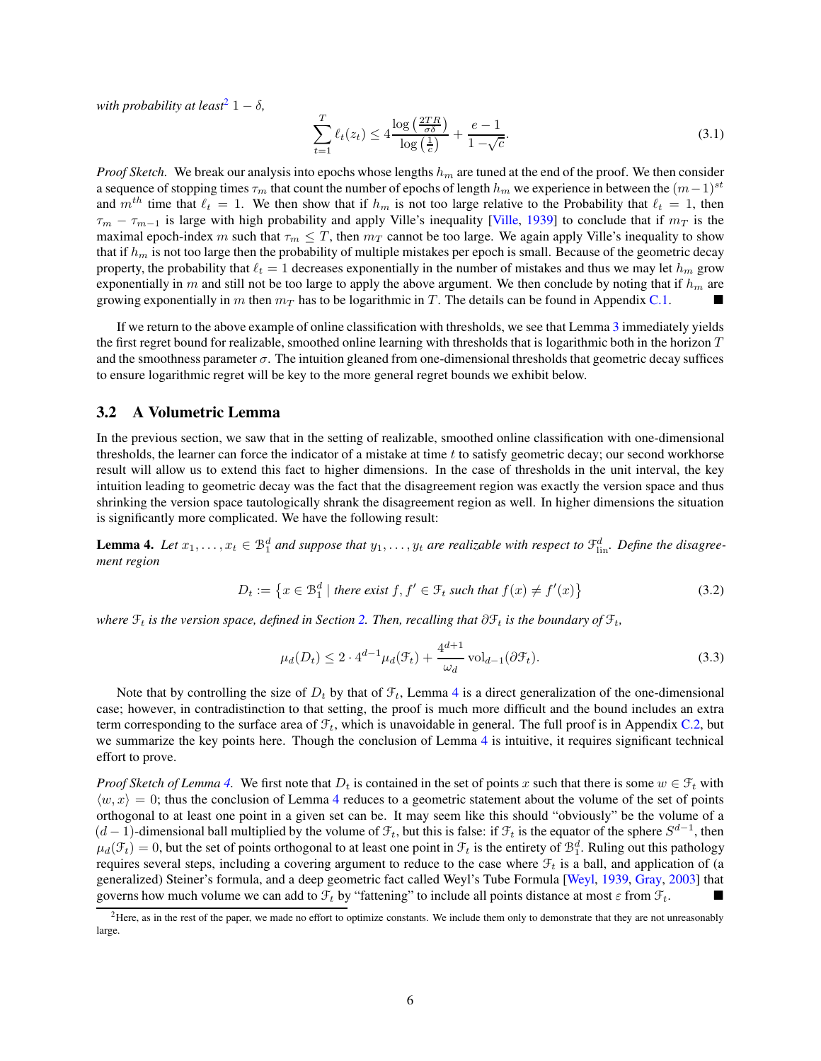*with probability at least*[2] $1 - \delta$,

$$\sum_{t=1}^{T} \ell_t(z_t) \leq 4\frac{\log\left(\frac{2TR}{\sigma\delta}\right)}{\log\left(\frac{1}{c}\right)} + \frac{e-1}{1-\sqrt{c}}. \tag{3.1}$$

*Proof Sketch.* We break our analysis into epochs whose lengths $h_m$ are tuned at the end of the proof. We then consider a sequence of stopping times $\tau_m$ that count the number of epochs of length $h_m$ we experience in between the $(m-1)^{st}$ and $m^{th}$ time that $\ell_t = 1$. We then show that if $h_m$ is not too large relative to the Probability that $\ell_t = 1$, then $\tau_m - \tau_{m-1}$ is large with high probability and apply Ville's inequality [Ville, 1939] to conclude that if $m_T$ is the maximal epoch-index $m$ such that $\tau_m \leq T$, then $m_T$ cannot be too large. We again apply Ville's inequality to show that if $h_m$ is not too large then the probability of multiple mistakes per epoch is small. Because of the geometric decay property, the probability that $\ell_t = 1$ decreases exponentially in the number of mistakes and thus we may let $h_m$ grow exponentially in $m$ and still not be too large to apply the above argument. We then conclude by noting that if $h_m$ are growing exponentially in $m$ then $m_T$ has to be logarithmic in $T$. The details can be found in Appendix C.1. ∎

If we return to the above example of online classification with thresholds, we see that Lemma 3 immediately yields the first regret bound for realizable, smoothed online learning with thresholds that is logarithmic both in the horizon $T$ and the smoothness parameter $\sigma$. The intuition gleaned from one-dimensional thresholds that geometric decay suffices to ensure logarithmic regret will be key to the more general regret bounds we exhibit below.

## 3.2 A Volumetric Lemma

In the previous section, we saw that in the setting of realizable, smoothed online classification with one-dimensional thresholds, the learner can force the indicator of a mistake at time $t$ to satisfy geometric decay; our second workhorse result will allow us to extend this fact to higher dimensions. In the case of thresholds in the unit interval, the key intuition leading to geometric decay was the fact that the disagreement region was exactly the version space and thus shrinking the version space tautologically shrank the disagreement region as well. In higher dimensions the situation is significantly more complicated. We have the following result:

**Lemma 4.** *Let $x_1, \dots, x_t \in \mathcal{B}_1^d$ and suppose that $y_1, \dots, y_t$ are realizable with respect to $\mathcal{F}_{\text{lin}}^d$. Define the disagreement region*

$$D_t := \left\{ x \in \mathcal{B}_1^d \mid \text{there exist } f, f' \in \mathcal{F}_t \text{ such that } f(x) \neq f'(x) \right\} \tag{3.2}$$

*where $\mathcal{F}_t$ is the version space, defined in Section 2. Then, recalling that $\partial\mathcal{F}_t$ is the boundary of $\mathcal{F}_t$,*

$$\mu_d(D_t) \leq 2 \cdot 4^{d-1}\mu_d(\mathcal{F}_t) + \frac{4^{d+1}}{\omega_d}\,\mathrm{vol}_{d-1}(\partial\mathcal{F}_t). \tag{3.3}$$

Note that by controlling the size of $D_t$ by that of $\mathcal{F}_t$, Lemma 4 is a direct generalization of the one-dimensional case; however, in contradistinction to that setting, the proof is much more difficult and the bound includes an extra term corresponding to the surface area of $\mathcal{F}_t$, which is unavoidable in general. The full proof is in Appendix C.2, but we summarize the key points here. Though the conclusion of Lemma 4 is intuitive, it requires significant technical effort to prove.

*Proof Sketch of Lemma 4.* We first note that $D_t$ is contained in the set of points $x$ such that there is some $w \in \mathcal{F}_t$ with $\langle w, x \rangle = 0$; thus the conclusion of Lemma 4 reduces to a geometric statement about the volume of the set of points orthogonal to at least one point in a given set can be. It may seem like this should "obviously" be the volume of a $(d-1)$-dimensional ball multiplied by the volume of $\mathcal{F}_t$, but this is false: if $\mathcal{F}_t$ is the equator of the sphere $S^{d-1}$, then $\mu_d(\mathcal{F}_t) = 0$, but the set of points orthogonal to at least one point in $\mathcal{F}_t$ is the entirety of $\mathcal{B}_1^d$. Ruling out this pathology requires several steps, including a covering argument to reduce to the case where $\mathcal{F}_t$ is a ball, and application of (a generalized) Steiner's formula, and a deep geometric fact called Weyl's Tube Formula [Weyl, 1939, Gray, 2003] that governs how much volume we can add to $\mathcal{F}_t$ by "fattening" to include all points distance at most $\varepsilon$ from $\mathcal{F}_t$. ∎

[2] Here, as in the rest of the paper, we made no effort to optimize constants. We include them only to demonstrate that they are not unreasonably large.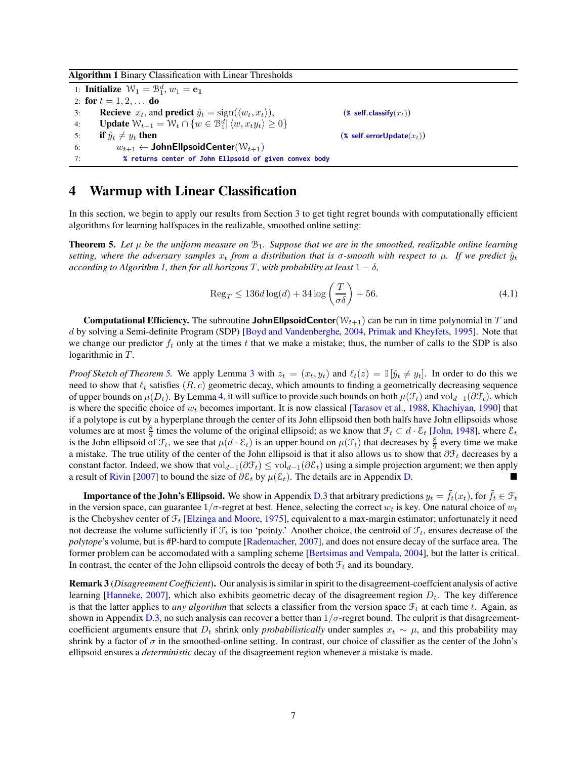**Algorithm 1** Binary Classification with Linear Thresholds

```
1: Initialize W_1 = B_1^d, w_1 = e_1
2: for t = 1, 2, ... do
3:     Recieve x_t, and predict ŷ_t = sign(⟨w_t, x_t⟩),          (% self.classify(x_t))
4:     Update W_{t+1} = W_t ∩ {w ∈ B_1^d | ⟨w, x_t y_t⟩ ≥ 0}
5:     if ŷ_t ≠ y_t then                                          (% self.errorUpdate(x_t))
6:         w_{t+1} ← JohnEllpsoidCenter(W_{t+1})
7:             % returns center of John Ellpsoid of given convex body
```

# 4 Warmup with Linear Classification

In this section, we begin to apply our results from Section 3 to get tight regret bounds with computationally efficient algorithms for learning halfspaces in the realizable, smoothed online setting:

**Theorem 5.** *Let $\mu$ be the uniform measure on $\mathcal{B}_1$. Suppose that we are in the smoothed, realizable online learning setting, where the adversary samples $x_t$ from a distribution that is $\sigma$-smooth with respect to $\mu$. If we predict $\hat{y}_t$ according to Algorithm 1, then for all horizons $T$, with probability at least $1-\delta$,*

$$\mathrm{Reg}_T \leq 136d\log(d) + 34\log\left(\frac{T}{\sigma\delta}\right) + 56. \tag{4.1}$$

**Computational Efficiency.** The subroutine $\textsf{JohnEllpsoidCenter}(\mathcal{W}_{t+1})$ can be run in time polynomial in $T$ and $d$ by solving a Semi-definite Program (SDP) [Boyd and Vandenberghe, 2004, Primak and Kheyfets, 1995]. Note that we change our predictor $f_t$ only at the times $t$ that we make a mistake; thus, the number of calls to the SDP is also logarithmic in $T$.

*Proof Sketch of Theorem 5.* We apply Lemma 3 with $z_t = (x_t, y_t)$ and $\ell_t(z) = \mathbb{I}[\hat{y}_t \neq y_t]$. In order to do this we need to show that $\ell_t$ satisfies $(R, c)$ geometric decay, which amounts to finding a geometrically decreasing sequence of upper bounds on $\mu(D_t)$. By Lemma 4, it will suffice to provide such bounds on both $\mu(\mathcal{F}_t)$ and $\mathrm{vol}_{d-1}(\partial\mathcal{F}_t)$, which is where the specific choice of $w_t$ becomes important. It is now classical [Tarasov et al., 1988, Khachiyan, 1990] that if a polytope is cut by a hyperplane through the center of its John ellipsoid then both halfs have John ellipsoids whose volumes are at most $\frac{8}{9}$ times the volume of the original ellipsoid; as we know that $\mathcal{F}_t \subset d \cdot \mathcal{E}_t$ [John, 1948], where $\mathcal{E}_t$ is the John ellipsoid of $\mathcal{F}_t$, we see that $\mu(d \cdot \mathcal{E}_t)$ is an upper bound on $\mu(\mathcal{F}_t)$ that decreases by $\frac{8}{9}$ every time we make a mistake. The true utility of the center of the John ellipsoid is that it also allows us to show that $\partial\mathcal{F}_t$ decreases by a constant factor. Indeed, we show that $\mathrm{vol}_{d-1}(\partial\mathcal{F}_t) \leq \mathrm{vol}_{d-1}(\partial\mathcal{E}_t)$ using a simple projection argument; we then apply a result of Rivin [2007] to bound the size of $\partial\mathcal{E}_t$ by $\mu(\mathcal{E}_t)$. The details are in Appendix D. ■

**Importance of the John's Ellipsoid.** We show in Appendix D.3 that arbitrary predictions $y_t = \tilde{f}_t(x_t)$, for $\tilde{f}_t \in \mathcal{F}_t$ in the version space, can guarantee $1/\sigma$-regret at best. Hence, selecting the correct $w_t$ is key. One natural choice of $w_t$ is the Chebyshev center of $\mathcal{F}_t$ [Elzinga and Moore, 1975], equivalent to a max-margin estimator; unfortunately it need not decrease the volume sufficiently if $\mathcal{F}_t$ is too 'pointy.' Another choice, the centroid of $\mathcal{F}_t$, ensures decrease of the *polytope*'s volume, but is #P-hard to compute [Rademacher, 2007], and does not ensure decay of the surface area. The former problem can be accomodated with a sampling scheme [Bertsimas and Vempala, 2004], but the latter is critical. In contrast, the center of the John ellipsoid controls the decay of both $\mathcal{F}_t$ and its boundary.

**Remark 3** (*Disagreement Coefficient*)**.** Our analysis is similar in spirit to the disagreement-coeffcient analysis of active learning [Hanneke, 2007], which also exhibits geometric decay of the disagreement region $D_t$. The key difference is that the latter applies to *any algorithm* that selects a classifier from the version space $\mathcal{F}_t$ at each time $t$. Again, as shown in Appendix D.3, no such analysis can recover a better than $1/\sigma$-regret bound. The culprit is that disagreement-coefficient arguments ensure that $D_t$ shrink only *probabilistically* under samples $x_t \sim \mu$, and this probability may shrink by a factor of $\sigma$ in the smoothed-online setting. In contrast, our choice of classifier as the center of the John's ellipsoid ensures a *deterministic* decay of the disagreement region whenever a mistake is made.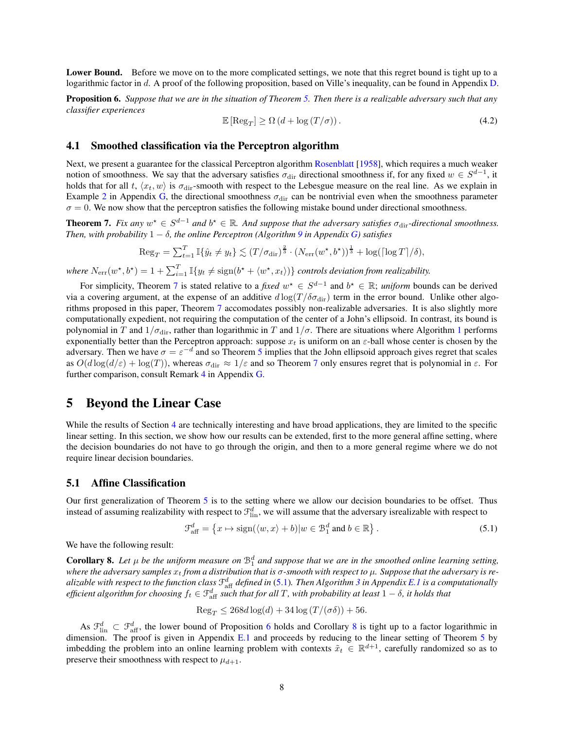**Lower Bound.** Before we move on to the more complicated settings, we note that this regret bound is tight up to a logarithmic factor in $d$. A proof of the following proposition, based on Ville's inequality, can be found in Appendix D.

**Proposition 6.** *Suppose that we are in the situation of Theorem 5. Then there is a realizable adversary such that any classifier experiences*

$$\mathbb{E}\left[\mathrm{Reg}_T\right] \geq \Omega\left(d + \log\left(T/\sigma\right)\right). \tag{4.2}$$

## 4.1 Smoothed classification via the Perceptron algorithm

Next, we present a guarantee for the classical Perceptron algorithm Rosenblatt [1958], which requires a much weaker notion of smoothness. We say that the adversary satisfies $\sigma_{\mathrm{dir}}$ directional smoothness if, for any fixed $w \in S^{d-1}$, it holds that for all $t$, $\langle x_t, w\rangle$ is $\sigma_{\mathrm{dir}}$-smooth with respect to the Lebesgue measure on the real line. As we explain in Example 2 in Appendix G, the directional smoothness $\sigma_{\mathrm{dir}}$ can be nontrivial even when the smoothness parameter $\sigma = 0$. We now show that the perceptron satisfies the following mistake bound under directional smoothness.

**Theorem 7.** *Fix any $w^\star \in S^{d-1}$ and $b^\star \in \mathbb{R}$. And suppose that the adversary satisfies $\sigma_{\mathrm{dir}}$-directional smoothness. Then, with probability $1-\delta$, the online Perceptron (Algorithm 9 in Appendix G) satisfies*

$$\mathrm{Reg}_T = \textstyle\sum_{t=1}^T \mathbb{I}\{\hat{y}_t \neq y_t\} \lesssim (T/\sigma_{\mathrm{dir}})^{\frac{2}{3}} \cdot (N_{\mathrm{err}}(w^\star, b^\star))^{\frac{1}{3}} + \log(\lceil \log T\rceil/\delta),$$

*where $N_{\mathrm{err}}(w^\star, b^\star) = 1 + \sum_{i=1}^T \mathbb{I}\{y_t \neq \mathrm{sign}(b^\star + \langle w^\star, x_t\rangle)\}$ controls deviation from realizability.*

For simplicity, Theorem 7 is stated relative to a *fixed* $w^\star \in S^{d-1}$ and $b^\star \in \mathbb{R}$; *uniform* bounds can be derived via a covering argument, at the expense of an additive $d\log(T/\delta\sigma_{\mathrm{dir}})$ term in the error bound. Unlike other algorithms proposed in this paper, Theorem 7 accomodates possibly non-realizable adversaries. It is also slightly more computationally expedient, not requiring the computation of the center of a John's ellipsoid. In contrast, its bound is polynomial in $T$ and $1/\sigma_{\mathrm{dir}}$, rather than logarithmic in $T$ and $1/\sigma$. There are situations where Algorithm 1 performs exponentially better than the Perceptron approach: suppose $x_t$ is uniform on an $\varepsilon$-ball whose center is chosen by the adversary. Then we have $\sigma = \varepsilon^{-d}$ and so Theorem 5 implies that the John ellipsoid approach gives regret that scales as $O(d\log(d/\varepsilon) + \log(T))$, whereas $\sigma_{\mathrm{dir}} \approx 1/\varepsilon$ and so Theorem 7 only ensures regret that is polynomial in $\varepsilon$. For further comparison, consult Remark 4 in Appendix G.

# 5 Beyond the Linear Case

While the results of Section 4 are technically interesting and have broad applications, they are limited to the specific linear setting. In this section, we show how our results can be extended, first to the more general affine setting, where the decision boundaries do not have to go through the origin, and then to a more general regime where we do not require linear decision boundaries.

## 5.1 Affine Classification

Our first generalization of Theorem 5 is to the setting where we allow our decision boundaries to be offset. Thus instead of assuming realizability with respect to $\mathcal{F}_{\mathrm{lin}}^d$, we will assume that the adversary isrealizable with respect to

$$\mathcal{F}_{\mathrm{aff}}^d = \left\{x \mapsto \mathrm{sign}(\langle w, x\rangle + b) | w \in \mathcal{B}_1^d \text{ and } b \in \mathbb{R}\right\}. \tag{5.1}$$

We have the following result:

**Corollary 8.** *Let $\mu$ be the uniform measure on $\mathcal{B}_1^d$ and suppose that we are in the smoothed online learning setting, where the adversary samples $x_t$ from a distribution that is $\sigma$-smooth with respect to $\mu$. Suppose that the adversary is realizable with respect to the function class $\mathcal{F}_{\mathrm{aff}}^d$ defined in (5.1). Then Algorithm 3 in Appendix E.1 is a computationally efficient algorithm for choosing $f_t \in \mathcal{F}_{\mathrm{aff}}^d$ such that for all $T$, with probability at least $1-\delta$, it holds that*

$$\mathrm{Reg}_T \leq 268 d\log(d) + 34\log\left(T/(\sigma\delta)\right) + 56.$$

As $\mathcal{F}_{\mathrm{lin}}^d \subset \mathcal{F}_{\mathrm{aff}}^d$, the lower bound of Proposition 6 holds and Corollary 8 is tight up to a factor logarithmic in dimension. The proof is given in Appendix E.1 and proceeds by reducing to the linear setting of Theorem 5 by imbedding the problem into an online learning problem with contexts $\tilde{x}_t \in \mathbb{R}^{d+1}$, carefully randomized so as to preserve their smoothness with respect to $\mu_{d+1}$.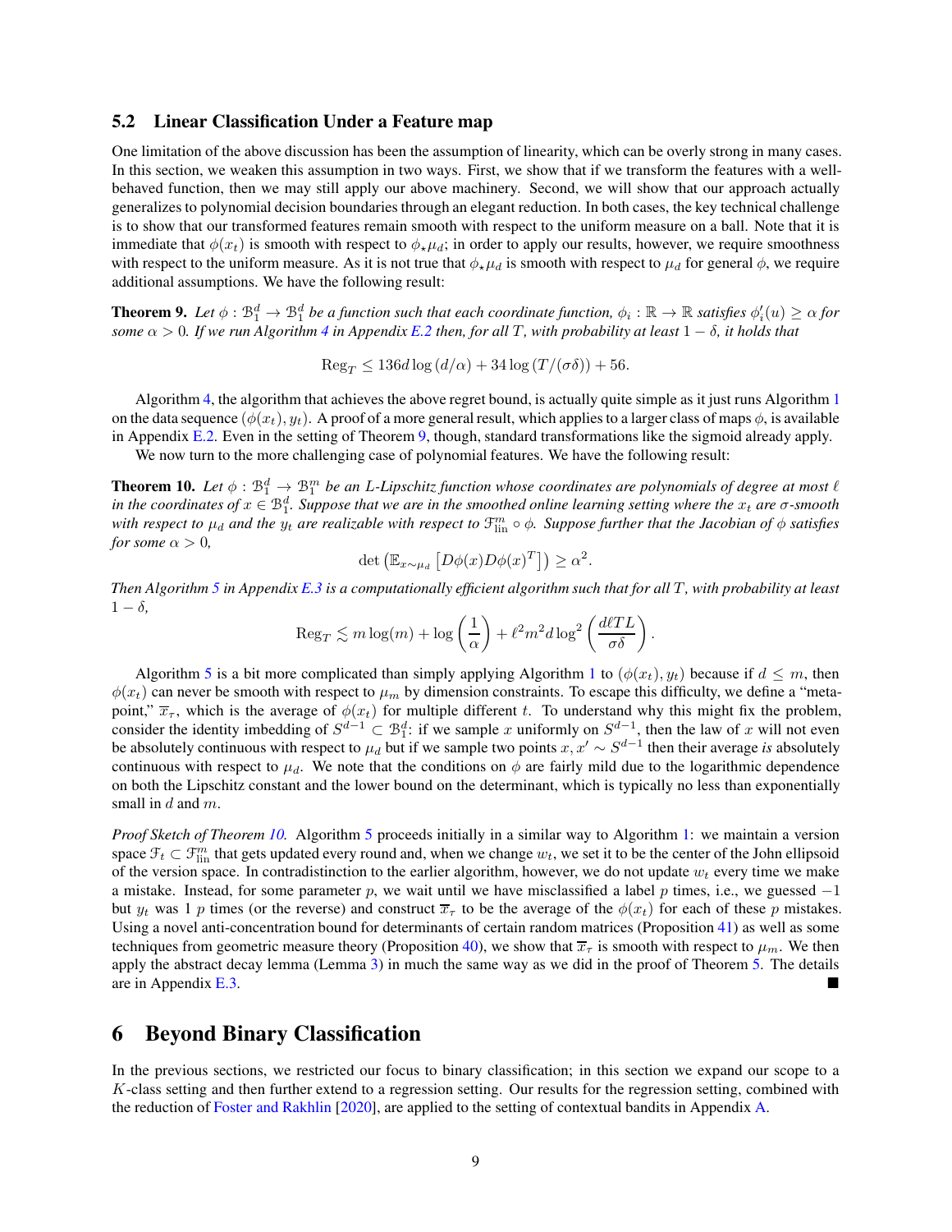## 5.2 Linear Classification Under a Feature map

One limitation of the above discussion has been the assumption of linearity, which can be overly strong in many cases. In this section, we weaken this assumption in two ways. First, we show that if we transform the features with a well-behaved function, then we may still apply our above machinery. Second, we will show that our approach actually generalizes to polynomial decision boundaries through an elegant reduction. In both cases, the key technical challenge is to show that our transformed features remain smooth with respect to the uniform measure on a ball. Note that it is immediate that $\phi(x_t)$ is smooth with respect to $\phi_\star \mu_d$; in order to apply our results, however, we require smoothness with respect to the uniform measure. As it is not true that $\phi_\star \mu_d$ is smooth with respect to $\mu_d$ for general $\phi$, we require additional assumptions. We have the following result:

**Theorem 9.** *Let $\phi : \mathcal{B}_1^d \to \mathcal{B}_1^d$ be a function such that each coordinate function, $\phi_i : \mathbb{R} \to \mathbb{R}$ satisfies $\phi_i'(u) \geq \alpha$ for some $\alpha > 0$. If we run Algorithm 4 in Appendix E.2 then, for all $T$, with probability at least $1 - \delta$, it holds that*

$$\mathrm{Reg}_T \leq 136 d \log\left(d/\alpha\right) + 34 \log\left(T/(\sigma\delta)\right) + 56.$$

Algorithm 4, the algorithm that achieves the above regret bound, is actually quite simple as it just runs Algorithm 1 on the data sequence $(\phi(x_t), y_t)$. A proof of a more general result, which applies to a larger class of maps $\phi$, is available in Appendix E.2. Even in the setting of Theorem 9, though, standard transformations like the sigmoid already apply.

We now turn to the more challenging case of polynomial features. We have the following result:

**Theorem 10.** *Let $\phi : \mathcal{B}_1^d \to \mathcal{B}_1^m$ be an $L$-Lipschitz function whose coordinates are polynomials of degree at most $\ell$ in the coordinates of $x \in \mathcal{B}_1^d$. Suppose that we are in the smoothed online learning setting where the $x_t$ are $\sigma$-smooth with respect to $\mu_d$ and the $y_t$ are realizable with respect to $\mathcal{F}_{\mathrm{lin}}^m \circ \phi$. Suppose further that the Jacobian of $\phi$ satisfies for some $\alpha > 0$,*

$$\det\left(\mathbb{E}_{x \sim \mu_d}\left[D\phi(x) D\phi(x)^T\right]\right) \geq \alpha^2.$$

*Then Algorithm 5 in Appendix E.3 is a computationally efficient algorithm such that for all $T$, with probability at least $1 - \delta$,*

$$\mathrm{Reg}_T \lesssim m \log(m) + \log\left(\frac{1}{\alpha}\right) + \ell^2 m^2 d \log^2\left(\frac{d\ell T L}{\sigma\delta}\right).$$

Algorithm 5 is a bit more complicated than simply applying Algorithm 1 to $(\phi(x_t), y_t)$ because if $d \leq m$, then $\phi(x_t)$ can never be smooth with respect to $\mu_m$ by dimension constraints. To escape this difficulty, we define a "meta-point," $\overline{x}_\tau$, which is the average of $\phi(x_t)$ for multiple different $t$. To understand why this might fix the problem, consider the identity imbedding of $S^{d-1} \subset \mathcal{B}_1^d$: if we sample $x$ uniformly on $S^{d-1}$, then the law of $x$ will not even be absolutely continuous with respect to $\mu_d$ but if we sample two points $x, x' \sim S^{d-1}$ then their average *is* absolutely continuous with respect to $\mu_d$. We note that the conditions on $\phi$ are fairly mild due to the logarithmic dependence on both the Lipschitz constant and the lower bound on the determinant, which is typically no less than exponentially small in $d$ and $m$.

*Proof Sketch of Theorem 10.* Algorithm 5 proceeds initially in a similar way to Algorithm 1: we maintain a version space $\mathcal{F}_t \subset \mathcal{F}_{\mathrm{lin}}^m$ that gets updated every round and, when we change $w_t$, we set it to be the center of the John ellipsoid of the version space. In contradistinction to the earlier algorithm, however, we do not update $w_t$ every time we make a mistake. Instead, for some parameter $p$, we wait until we have misclassified a label $p$ times, i.e., we guessed $-1$ but $y_t$ was 1 $p$ times (or the reverse) and construct $\overline{x}_\tau$ to be the average of the $\phi(x_t)$ for each of these $p$ mistakes. Using a novel anti-concentration bound for determinants of certain random matrices (Proposition 41) as well as some techniques from geometric measure theory (Proposition 40), we show that $\overline{x}_\tau$ is smooth with respect to $\mu_m$. We then apply the abstract decay lemma (Lemma 3) in much the same way as we did in the proof of Theorem 5. The details are in Appendix E.3. ∎

# 6 Beyond Binary Classification

In the previous sections, we restricted our focus to binary classification; in this section we expand our scope to a $K$-class setting and then further extend to a regression setting. Our results for the regression setting, combined with the reduction of Foster and Rakhlin [2020], are applied to the setting of contextual bandits in Appendix A.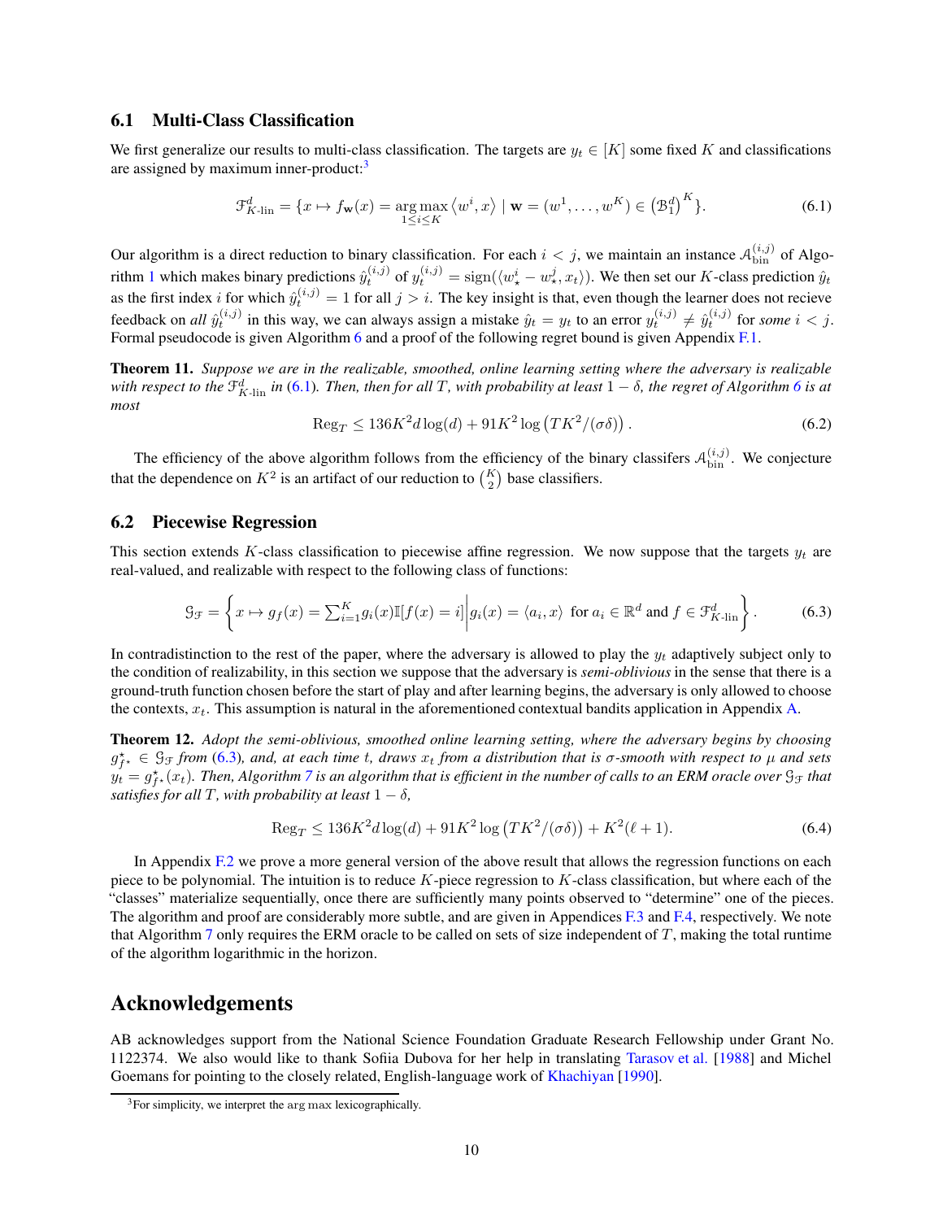### 6.1 Multi-Class Classification

We first generalize our results to multi-class classification. The targets are $y_t \in [K]$ some fixed $K$ and classifications are assigned by maximum inner-product:[3]

$$\mathcal{F}^d_{K\text{-lin}} = \{x \mapsto f_{\mathbf{w}}(x) = \arg\max_{1 \le i \le K} \langle w^i, x \rangle \mid \mathbf{w} = (w^1, \dots, w^K) \in \left(\mathcal{B}_1^d\right)^K\}. \tag{6.1}$$

Our algorithm is a direct reduction to binary classification. For each $i < j$, we maintain an instance $\mathcal{A}_{\text{bin}}^{(i,j)}$ of Algorithm 1 which makes binary predictions $\hat{y}_t^{(i,j)}$ of $y_t^{(i,j)} = \operatorname{sign}(\langle w_\star^i - w_\star^j, x_t \rangle)$. We then set our $K$-class prediction $\hat{y}_t$ as the first index $i$ for which $\hat{y}_t^{(i,j)} = 1$ for all $j > i$. The key insight is that, even though the learner does not recieve feedback on *all* $\hat{y}_t^{(i,j)}$ in this way, we can always assign a mistake $\hat{y}_t = y_t$ to an error $y_t^{(i,j)} \neq \hat{y}_t^{(i,j)}$ for *some* $i < j$. Formal pseudocode is given Algorithm 6 and a proof of the following regret bound is given Appendix F.1.

**Theorem 11.** *Suppose we are in the realizable, smoothed, online learning setting where the adversary is realizable with respect to the $\mathcal{F}^d_{K\text{-lin}}$ in (6.1). Then, then for all $T$, with probability at least $1 - \delta$, the regret of Algorithm 6 is at most*

$$\mathrm{Reg}_T \le 136K^2 d \log(d) + 91K^2 \log\left(TK^2/(\sigma\delta)\right). \tag{6.2}$$

The efficiency of the above algorithm follows from the efficiency of the binary classifers $\mathcal{A}_{\text{bin}}^{(i,j)}$. We conjecture that the dependence on $K^2$ is an artifact of our reduction to $\binom{K}{2}$ base classifiers.

### 6.2 Piecewise Regression

This section extends $K$-class classification to piecewise affine regression. We now suppose that the targets $y_t$ are real-valued, and realizable with respect to the following class of functions:

$$\mathcal{G}_{\mathcal{F}} = \left\{ x \mapsto g_f(x) = \textstyle\sum_{i=1}^K g_i(x)\mathbb{I}[f(x) = i] \,\middle|\, g_i(x) = \langle a_i, x \rangle \text{ for } a_i \in \mathbb{R}^d \text{ and } f \in \mathcal{F}^d_{K\text{-lin}} \right\}. \tag{6.3}$$

In contradistinction to the rest of the paper, where the adversary is allowed to play the $y_t$ adaptively subject only to the condition of realizability, in this section we suppose that the adversary is *semi-oblivious* in the sense that there is a ground-truth function chosen before the start of play and after learning begins, the adversary is only allowed to choose the contexts, $x_t$. This assumption is natural in the aforementioned contextual bandits application in Appendix A.

**Theorem 12.** *Adopt the semi-oblivious, smoothed online learning setting, where the adversary begins by choosing $g^\star_{f^\star} \in \mathcal{G}_{\mathcal{F}}$ from (6.3), and, at each time $t$, draws $x_t$ from a distribution that is $\sigma$-smooth with respect to $\mu$ and sets $y_t = g^\star_{f^\star}(x_t)$. Then, Algorithm 7 is an algorithm that is efficient in the number of calls to an ERM oracle over $\mathcal{G}_{\mathcal{F}}$ that satisfies for all $T$, with probability at least $1 - \delta$,*

$$\mathrm{Reg}_T \le 136K^2 d \log(d) + 91K^2 \log\left(TK^2/(\sigma\delta)\right) + K^2(\ell + 1). \tag{6.4}$$

In Appendix F.2 we prove a more general version of the above result that allows the regression functions on each piece to be polynomial. The intuition is to reduce $K$-piece regression to $K$-class classification, but where each of the "classes" materialize sequentially, once there are sufficiently many points observed to "determine" one of the pieces. The algorithm and proof are considerably more subtle, and are given in Appendices F.3 and F.4, respectively. We note that Algorithm 7 only requires the ERM oracle to be called on sets of size independent of $T$, making the total runtime of the algorithm logarithmic in the horizon.

## Acknowledgements

AB acknowledges support from the National Science Foundation Graduate Research Fellowship under Grant No. 1122374. We also would like to thank Sofiia Dubova for her help in translating Tarasov et al. [1988] and Michel Goemans for pointing to the closely related, English-language work of Khachiyan [1990].

[3] For simplicity, we interpret the $\arg\max$ lexicographically.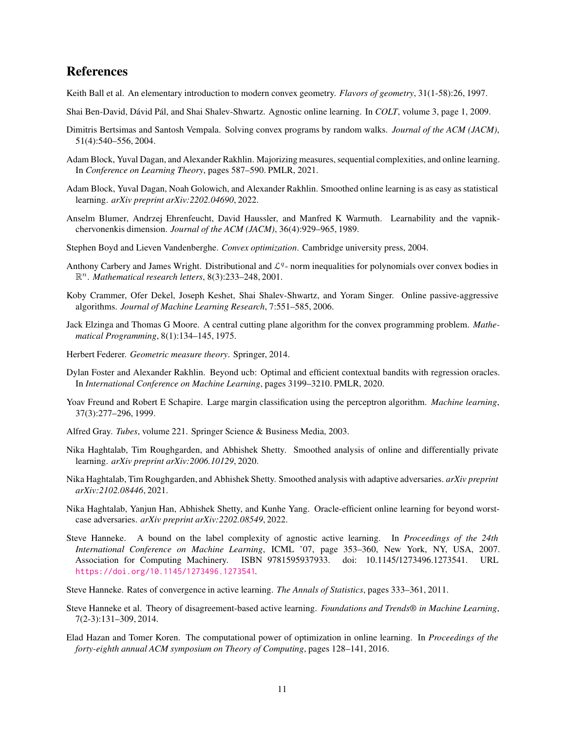# References

Keith Ball et al. An elementary introduction to modern convex geometry. *Flavors of geometry*, 31(1-58):26, 1997.

Shai Ben-David, Dávid Pál, and Shai Shalev-Shwartz. Agnostic online learning. In *COLT*, volume 3, page 1, 2009.

Dimitris Bertsimas and Santosh Vempala. Solving convex programs by random walks. *Journal of the ACM (JACM)*, 51(4):540–556, 2004.

Adam Block, Yuval Dagan, and Alexander Rakhlin. Majorizing measures, sequential complexities, and online learning. In *Conference on Learning Theory*, pages 587–590. PMLR, 2021.

Adam Block, Yuval Dagan, Noah Golowich, and Alexander Rakhlin. Smoothed online learning is as easy as statistical learning. *arXiv preprint arXiv:2202.04690*, 2022.

Anselm Blumer, Andrzej Ehrenfeucht, David Haussler, and Manfred K Warmuth. Learnability and the vapnik-chervonenkis dimension. *Journal of the ACM (JACM)*, 36(4):929–965, 1989.

Stephen Boyd and Lieven Vandenberghe. *Convex optimization*. Cambridge university press, 2004.

Anthony Carbery and James Wright. Distributional and $\mathcal{L}^q$- norm inequalities for polynomials over convex bodies in $\mathbb{R}^n$. *Mathematical research letters*, 8(3):233–248, 2001.

Koby Crammer, Ofer Dekel, Joseph Keshet, Shai Shalev-Shwartz, and Yoram Singer. Online passive-aggressive algorithms. *Journal of Machine Learning Research*, 7:551–585, 2006.

Jack Elzinga and Thomas G Moore. A central cutting plane algorithm for the convex programming problem. *Mathematical Programming*, 8(1):134–145, 1975.

Herbert Federer. *Geometric measure theory*. Springer, 2014.

Dylan Foster and Alexander Rakhlin. Beyond ucb: Optimal and efficient contextual bandits with regression oracles. In *International Conference on Machine Learning*, pages 3199–3210. PMLR, 2020.

Yoav Freund and Robert E Schapire. Large margin classification using the perceptron algorithm. *Machine learning*, 37(3):277–296, 1999.

Alfred Gray. *Tubes*, volume 221. Springer Science & Business Media, 2003.

Nika Haghtalab, Tim Roughgarden, and Abhishek Shetty. Smoothed analysis of online and differentially private learning. *arXiv preprint arXiv:2006.10129*, 2020.

Nika Haghtalab, Tim Roughgarden, and Abhishek Shetty. Smoothed analysis with adaptive adversaries. *arXiv preprint arXiv:2102.08446*, 2021.

Nika Haghtalab, Yanjun Han, Abhishek Shetty, and Kunhe Yang. Oracle-efficient online learning for beyond worst-case adversaries. *arXiv preprint arXiv:2202.08549*, 2022.

Steve Hanneke. A bound on the label complexity of agnostic active learning. In *Proceedings of the 24th International Conference on Machine Learning*, ICML '07, page 353–360, New York, NY, USA, 2007. Association for Computing Machinery. ISBN 9781595937933. doi: 10.1145/1273496.1273541. URL https://doi.org/10.1145/1273496.1273541.

Steve Hanneke. Rates of convergence in active learning. *The Annals of Statistics*, pages 333–361, 2011.

Steve Hanneke et al. Theory of disagreement-based active learning. *Foundations and Trends® in Machine Learning*, 7(2-3):131–309, 2014.

Elad Hazan and Tomer Koren. The computational power of optimization in online learning. In *Proceedings of the forty-eighth annual ACM symposium on Theory of Computing*, pages 128–141, 2016.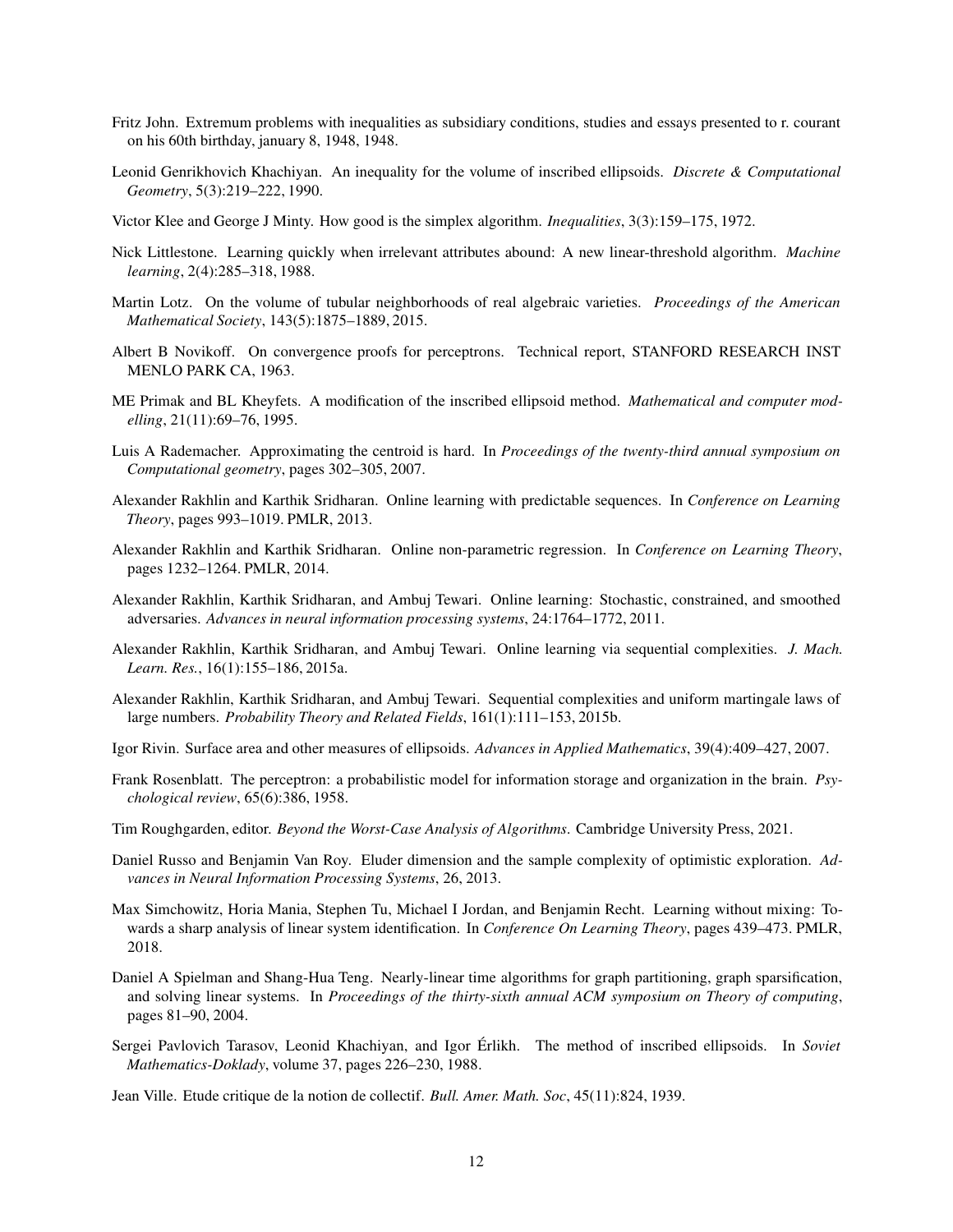Fritz John. Extremum problems with inequalities as subsidiary conditions, studies and essays presented to r. courant on his 60th birthday, january 8, 1948, 1948.

Leonid Genrikhovich Khachiyan. An inequality for the volume of inscribed ellipsoids. *Discrete & Computational Geometry*, 5(3):219–222, 1990.

Victor Klee and George J Minty. How good is the simplex algorithm. *Inequalities*, 3(3):159–175, 1972.

Nick Littlestone. Learning quickly when irrelevant attributes abound: A new linear-threshold algorithm. *Machine learning*, 2(4):285–318, 1988.

Martin Lotz. On the volume of tubular neighborhoods of real algebraic varieties. *Proceedings of the American Mathematical Society*, 143(5):1875–1889, 2015.

Albert B Novikoff. On convergence proofs for perceptrons. Technical report, STANFORD RESEARCH INST MENLO PARK CA, 1963.

ME Primak and BL Kheyfets. A modification of the inscribed ellipsoid method. *Mathematical and computer modelling*, 21(11):69–76, 1995.

Luis A Rademacher. Approximating the centroid is hard. In *Proceedings of the twenty-third annual symposium on Computational geometry*, pages 302–305, 2007.

Alexander Rakhlin and Karthik Sridharan. Online learning with predictable sequences. In *Conference on Learning Theory*, pages 993–1019. PMLR, 2013.

Alexander Rakhlin and Karthik Sridharan. Online non-parametric regression. In *Conference on Learning Theory*, pages 1232–1264. PMLR, 2014.

Alexander Rakhlin, Karthik Sridharan, and Ambuj Tewari. Online learning: Stochastic, constrained, and smoothed adversaries. *Advances in neural information processing systems*, 24:1764–1772, 2011.

Alexander Rakhlin, Karthik Sridharan, and Ambuj Tewari. Online learning via sequential complexities. *J. Mach. Learn. Res.*, 16(1):155–186, 2015a.

Alexander Rakhlin, Karthik Sridharan, and Ambuj Tewari. Sequential complexities and uniform martingale laws of large numbers. *Probability Theory and Related Fields*, 161(1):111–153, 2015b.

Igor Rivin. Surface area and other measures of ellipsoids. *Advances in Applied Mathematics*, 39(4):409–427, 2007.

Frank Rosenblatt. The perceptron: a probabilistic model for information storage and organization in the brain. *Psychological review*, 65(6):386, 1958.

Tim Roughgarden, editor. *Beyond the Worst-Case Analysis of Algorithms*. Cambridge University Press, 2021.

Daniel Russo and Benjamin Van Roy. Eluder dimension and the sample complexity of optimistic exploration. *Advances in Neural Information Processing Systems*, 26, 2013.

Max Simchowitz, Horia Mania, Stephen Tu, Michael I Jordan, and Benjamin Recht. Learning without mixing: Towards a sharp analysis of linear system identification. In *Conference On Learning Theory*, pages 439–473. PMLR, 2018.

Daniel A Spielman and Shang-Hua Teng. Nearly-linear time algorithms for graph partitioning, graph sparsification, and solving linear systems. In *Proceedings of the thirty-sixth annual ACM symposium on Theory of computing*, pages 81–90, 2004.

Sergei Pavlovich Tarasov, Leonid Khachiyan, and Igor Érlikh. The method of inscribed ellipsoids. In *Soviet Mathematics-Doklady*, volume 37, pages 226–230, 1988.

Jean Ville. Etude critique de la notion de collectif. *Bull. Amer. Math. Soc*, 45(11):824, 1939.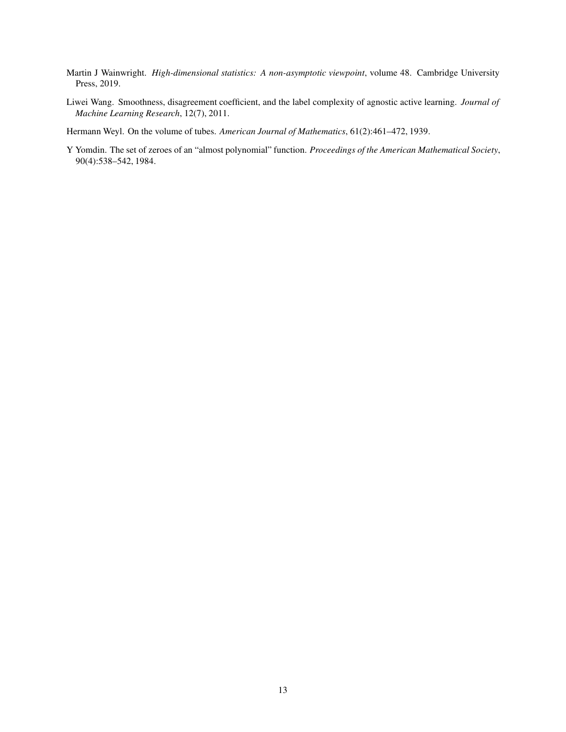Martin J Wainwright. *High-dimensional statistics: A non-asymptotic viewpoint*, volume 48. Cambridge University Press, 2019.

Liwei Wang. Smoothness, disagreement coefficient, and the label complexity of agnostic active learning. *Journal of Machine Learning Research*, 12(7), 2011.

Hermann Weyl. On the volume of tubes. *American Journal of Mathematics*, 61(2):461–472, 1939.

Y Yomdin. The set of zeroes of an "almost polynomial" function. *Proceedings of the American Mathematical Society*, 90(4):538–542, 1984.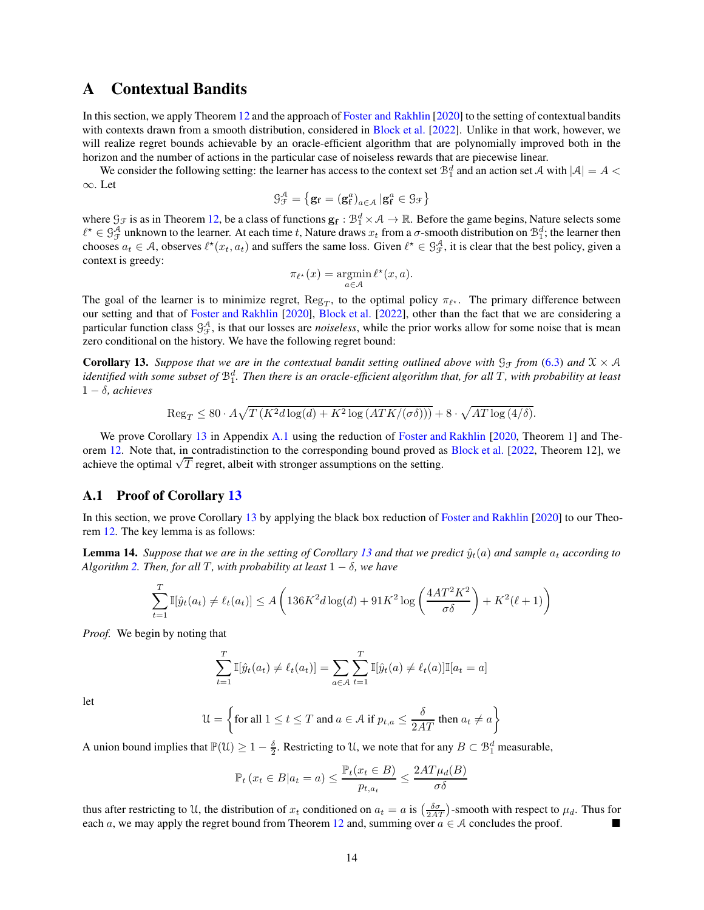# A Contextual Bandits

In this section, we apply Theorem 12 and the approach of Foster and Rakhlin [2020] to the setting of contextual bandits with contexts drawn from a smooth distribution, considered in Block et al. [2022]. Unlike in that work, however, we will realize regret bounds achievable by an oracle-efficient algorithm that are polynomially improved both in the horizon and the number of actions in the particular case of noiseless rewards that are piecewise linear.

We consider the following setting: the learner has access to the context set $\mathcal{B}_1^d$ and an action set $\mathcal{A}$ with $|\mathcal{A}| = A < \infty$. Let

$$\mathcal{G}_{\mathcal{F}}^{\mathcal{A}} = \left\{ \mathbf{g}_{\mathbf{f}} = (\mathbf{g}_{\mathbf{f}}^a)_{a \in \mathcal{A}} \, | \mathbf{g}_{\mathbf{f}}^a \in \mathcal{G}_{\mathcal{F}} \right\}$$

where $\mathcal{G}_{\mathcal{F}}$ is as in Theorem 12, be a class of functions $\mathbf{g}_{\mathbf{f}} : \mathcal{B}_1^d \times \mathcal{A} \to \mathbb{R}$. Before the game begins, Nature selects some $\ell^\star \in \mathcal{G}_{\mathcal{F}}^{\mathcal{A}}$ unknown to the learner. At each time $t$, Nature draws $x_t$ from a $\sigma$-smooth distribution on $\mathcal{B}_1^d$; the learner then chooses $a_t \in \mathcal{A}$, observes $\ell^\star(x_t, a_t)$ and suffers the same loss. Given $\ell^\star \in \mathcal{G}_{\mathcal{F}}^{\mathcal{A}}$, it is clear that the best policy, given a context is greedy:

$$\pi_{\ell^\star}(x) = \operatorname*{argmin}_{a \in \mathcal{A}} \ell^\star(x, a).$$

The goal of the learner is to minimize regret, $\mathrm{Reg}_T$, to the optimal policy $\pi_{\ell^\star}$. The primary difference between our setting and that of Foster and Rakhlin [2020], Block et al. [2022], other than the fact that we are considering a particular function class $\mathcal{G}_{\mathcal{F}}^{\mathcal{A}}$, is that our losses are *noiseless*, while the prior works allow for some noise that is mean zero conditional on the history. We have the following regret bound:

**Corollary 13.** *Suppose that we are in the contextual bandit setting outlined above with $\mathcal{G}_{\mathcal{F}}$ from (6.3) and $\mathcal{X} \times \mathcal{A}$ identified with some subset of $\mathcal{B}_1^d$. Then there is an oracle-efficient algorithm that, for all $T$, with probability at least $1 - \delta$, achieves*

$$\mathrm{Reg}_T \leq 80 \cdot A\sqrt{T\left(K^2 d \log(d) + K^2 \log\left(ATK/(\sigma\delta)\right)\right)} + 8 \cdot \sqrt{AT \log\left(4/\delta\right)}.$$

We prove Corollary 13 in Appendix A.1 using the reduction of Foster and Rakhlin [2020, Theorem 1] and Theorem 12. Note that, in contradistinction to the corresponding bound proved as Block et al. [2022, Theorem 12], we achieve the optimal $\sqrt{T}$ regret, albeit with stronger assumptions on the setting.

## A.1 Proof of Corollary 13

In this section, we prove Corollary 13 by applying the black box reduction of Foster and Rakhlin [2020] to our Theorem 12. The key lemma is as follows:

**Lemma 14.** *Suppose that we are in the setting of Corollary 13 and that we predict $\hat{y}_t(a)$ and sample $a_t$ according to Algorithm 2. Then, for all $T$, with probability at least $1 - \delta$, we have*

$$\sum_{t=1}^{T} \mathbb{I}[\hat{y}_t(a_t) \neq \ell_t(a_t)] \leq A\left(136K^2 d\log(d) + 91K^2 \log\left(\frac{4AT^2K^2}{\sigma\delta}\right) + K^2(\ell + 1)\right)$$

*Proof.* We begin by noting that

$$\sum_{t=1}^{T} \mathbb{I}[\hat{y}_t(a_t) \neq \ell_t(a_t)] = \sum_{a \in \mathcal{A}} \sum_{t=1}^{T} \mathbb{I}[\hat{y}_t(a) \neq \ell_t(a)]\mathbb{I}[a_t = a]$$

let

$$\mathcal{U} = \left\{ \text{for all } 1 \leq t \leq T \text{ and } a \in \mathcal{A} \text{ if } p_{t,a} \leq \frac{\delta}{2AT} \text{ then } a_t \neq a \right\}$$

A union bound implies that $\mathbb{P}(\mathcal{U}) \geq 1 - \frac{\delta}{2}$. Restricting to $\mathcal{U}$, we note that for any $B \subset \mathcal{B}_1^d$ measurable,

$$\mathbb{P}_t\left(x_t \in B | a_t = a\right) \leq \frac{\mathbb{P}_t(x_t \in B)}{p_{t,a_t}} \leq \frac{2AT\mu_d(B)}{\sigma\delta}$$

thus after restricting to $\mathcal{U}$, the distribution of $x_t$ conditioned on $a_t = a$ is $\left(\frac{\delta\sigma}{2AT}\right)$-smooth with respect to $\mu_d$. Thus for each $a$, we may apply the regret bound from Theorem 12 and, summing over $a \in \mathcal{A}$ concludes the proof. ∎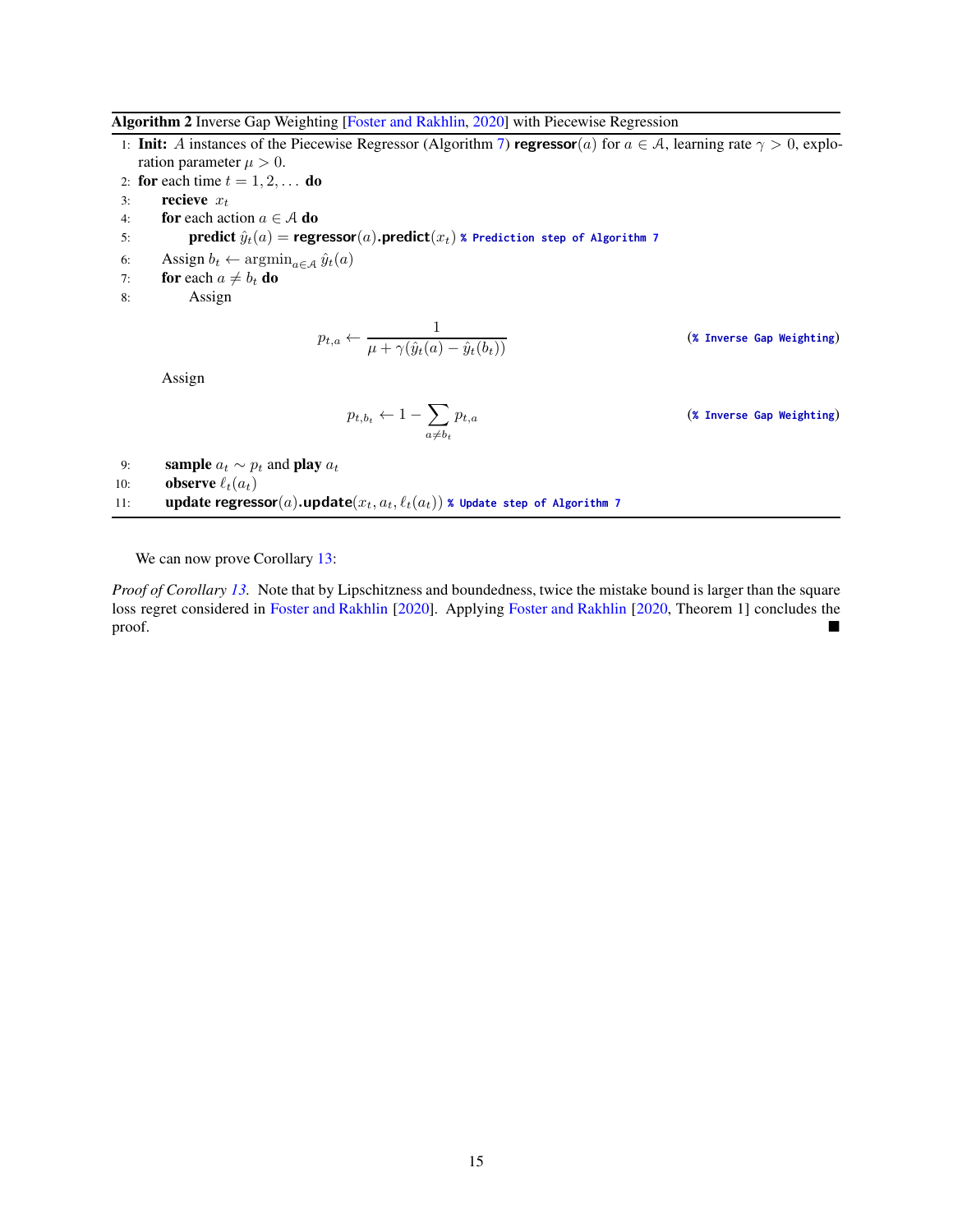**Algorithm 2** Inverse Gap Weighting [Foster and Rakhlin, 2020] with Piecewise Regression

```
1: Init: A instances of the Piecewise Regressor (Algorithm 7) regressor(a) for a ∈ 𝒜, learning rate γ > 0, exploration parameter μ > 0.
2: for each time t = 1, 2, ... do
3:     recieve x_t
4:     for each action a ∈ 𝒜 do
5:         predict ŷ_t(a) = regressor(a).predict(x_t)   % Prediction step of Algorithm 7
6:     Assign b_t ← argmin_{a∈𝒜} ŷ_t(a)
7:     for each a ≠ b_t do
8:         Assign
               p_{t,a} ← 1 / (μ + γ(ŷ_t(a) − ŷ_t(b_t)))          (% Inverse Gap Weighting)
       Assign
               p_{t,b_t} ← 1 − Σ_{a≠b_t} p_{t,a}                   (% Inverse Gap Weighting)
9:     sample a_t ∼ p_t and play a_t
10:    observe ℓ_t(a_t)
11:    update regressor(a).update(x_t, a_t, ℓ_t(a_t))   % Update step of Algorithm 7
```

Line 8 and the assignment that follows, in display form:

$$p_{t,a} \leftarrow \frac{1}{\mu + \gamma(\hat{y}_t(a) - \hat{y}_t(b_t))} \qquad \text{(\% Inverse Gap Weighting)}$$

$$p_{t,b_t} \leftarrow 1 - \sum_{a \neq b_t} p_{t,a} \qquad \text{(\% Inverse Gap Weighting)}$$

We can now prove Corollary 13:

*Proof of Corollary 13.* Note that by Lipschitzness and boundedness, twice the mistake bound is larger than the square loss regret considered in Foster and Rakhlin [2020]. Applying Foster and Rakhlin [2020, Theorem 1] concludes the proof. ■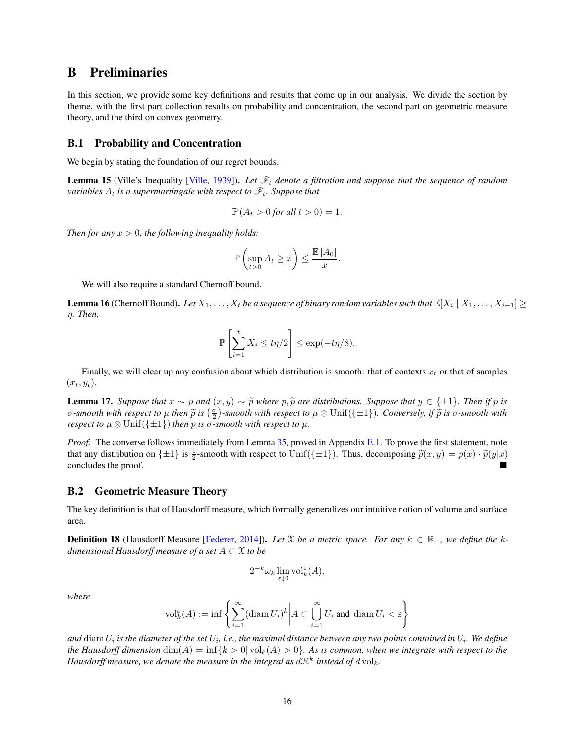# B Preliminaries

In this section, we provide some key definitions and results that come up in our analysis. We divide the section by theme, with the first part collection results on probability and concentration, the second part on geometric measure theory, and the third on convex geometry.

## B.1 Probability and Concentration

We begin by stating the foundation of our regret bounds.

**Lemma 15** (Ville's Inequality [Ville, 1939]). *Let $\mathscr{F}_t$ denote a filtration and suppose that the sequence of random variables $A_t$ is a supermartingale with respect to $\mathscr{F}_t$. Suppose that*

$$\mathbb{P}\left(A_t > 0 \text{ for all } t > 0\right) = 1.$$

*Then for any $x > 0$, the following inequality holds:*

$$\mathbb{P}\left(\sup_{t>0} A_t \geq x\right) \leq \frac{\mathbb{E}\left[A_0\right]}{x}.$$

We will also require a standard Chernoff bound.

**Lemma 16** (Chernoff Bound). *Let $X_1, \dots, X_t$ be a sequence of binary random variables such that $\mathbb{E}[X_i \mid X_1, \dots, X_{i-1}] \geq \eta$. Then,*

$$\mathbb{P}\left[\sum_{i=1}^{t} X_i \leq t\eta/2\right] \leq \exp(-t\eta/8).$$

Finally, we will clear up any confusion about which distribution is smooth: that of contexts $x_t$ or that of samples $(x_t, y_t)$.

**Lemma 17.** *Suppose that $x \sim p$ and $(x, y) \sim \widetilde{p}$ where $p, \widetilde{p}$ are distributions. Suppose that $y \in \{\pm 1\}$. Then if $p$ is $\sigma$-smooth with respect to $\mu$ then $\widetilde{p}$ is $\left(\frac{\sigma}{2}\right)$-smooth with respect to $\mu \otimes \mathrm{Unif}(\{\pm 1\})$. Conversely, if $\widetilde{p}$ is $\sigma$-smooth with respect to $\mu \otimes \mathrm{Unif}(\{\pm 1\})$ then $p$ is $\sigma$-smooth with respect to $\mu$.*

*Proof.* The converse follows immediately from Lemma 35, proved in Appendix E.1. To prove the first statement, note that any distribution on $\{\pm 1\}$ is $\frac{1}{2}$-smooth with respect to $\mathrm{Unif}(\{\pm 1\})$. Thus, decomposing $\widetilde{p}(x, y) = p(x) \cdot \widetilde{p}(y|x)$ concludes the proof. ∎

## B.2 Geometric Measure Theory

The key definition is that of Hausdorff measure, which formally generalizes our intuitive notion of volume and surface area.

**Definition 18** (Hausdorff Measure [Federer, 2014]). *Let $\mathcal{X}$ be a metric space. For any $k \in \mathbb{R}_+$, we define the $k$-dimensional Hausdorff measure of a set $A \subset \mathcal{X}$ to be*

$$2^{-k}\omega_k \lim_{\varepsilon \downarrow 0} \mathrm{vol}_k^{\varepsilon}(A),$$

*where*

$$\mathrm{vol}_k^{\varepsilon}(A) := \inf\left\{\sum_{i=1}^{\infty} (\operatorname{diam} U_i)^k \middle| A \subset \bigcup_{i=1}^{\infty} U_i \text{ and } \operatorname{diam} U_i < \varepsilon\right\}$$

*and $\operatorname{diam} U_i$ is the diameter of the set $U_i$, i.e., the maximal distance between any two points contained in $U_i$. We define the Hausdorff dimension $\dim(A) = \inf\{k > 0 | \mathrm{vol}_k(A) > 0\}$. As is common, when we integrate with respect to the Hausdorff measure, we denote the measure in the integral as $d\mathcal{H}^k$ instead of $d\,\mathrm{vol}_k$.*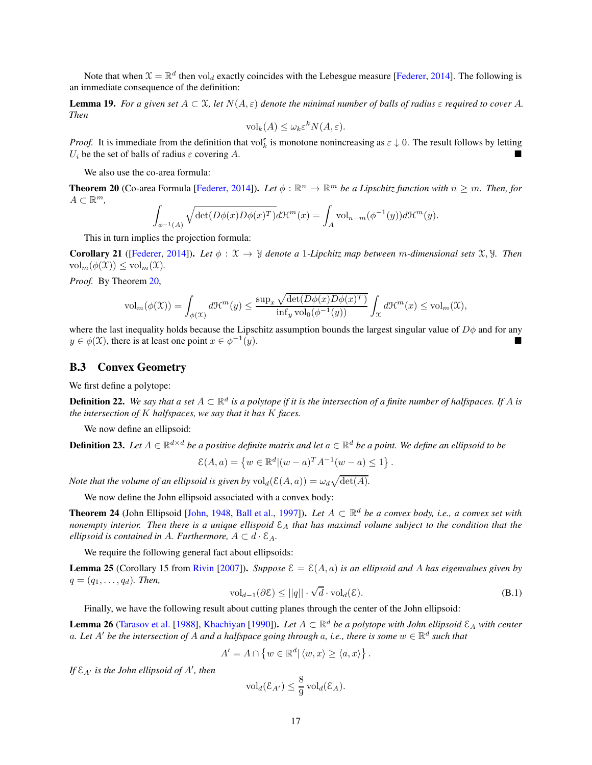Note that when $\mathcal{X} = \mathbb{R}^d$ then $\text{vol}_d$ exactly coincides with the Lebesgue measure [Federer, 2014]. The following is an immediate consequence of the definition:

**Lemma 19.** *For a given set $A \subset \mathcal{X}$, let $N(A, \varepsilon)$ denote the minimal number of balls of radius $\varepsilon$ required to cover $A$. Then*

$$\text{vol}_k(A) \leq \omega_k \varepsilon^k N(A, \varepsilon).$$

*Proof.* It is immediate from the definition that $\text{vol}_k^\varepsilon$ is monotone nonincreasing as $\varepsilon \downarrow 0$. The result follows by letting $U_i$ be the set of balls of radius $\varepsilon$ covering $A$. ■

We also use the co-area formula:

**Theorem 20** (Co-area Formula [Federer, 2014]). *Let $\phi : \mathbb{R}^n \to \mathbb{R}^m$ be a Lipschitz function with $n \geq m$. Then, for $A \subset \mathbb{R}^m$,*

$$\int_{\phi^{-1}(A)} \sqrt{\det(D\phi(x) D\phi(x)^T)} d\mathcal{H}^m(x) = \int_A \text{vol}_{n-m}(\phi^{-1}(y)) d\mathcal{H}^m(y).$$

This in turn implies the projection formula:

**Corollary 21** ([Federer, 2014]). *Let $\phi : \mathcal{X} \to \mathcal{Y}$ denote a 1-Lipchitz map between $m$-dimensional sets $\mathcal{X}, \mathcal{Y}$. Then $\text{vol}_m(\phi(\mathcal{X})) \leq \text{vol}_m(\mathcal{X})$.*

*Proof.* By Theorem 20,

$$\text{vol}_m(\phi(\mathcal{X})) = \int_{\phi(\mathcal{X})} d\mathcal{H}^m(y) \leq \frac{\sup_x \sqrt{\det(D\phi(x) D\phi(x)^T)}}{\inf_y \text{vol}_0(\phi^{-1}(y))} \int_{\mathcal{X}} d\mathcal{H}^m(x) \leq \text{vol}_m(\mathcal{X}),$$

where the last inequality holds because the Lipschitz assumption bounds the largest singular value of $D\phi$ and for any $y \in \phi(\mathcal{X})$, there is at least one point $x \in \phi^{-1}(y)$. ■

### B.3 Convex Geometry

We first define a polytope:

**Definition 22.** *We say that a set $A \subset \mathbb{R}^d$ is a polytope if it is the intersection of a finite number of halfspaces. If $A$ is the intersection of $K$ halfspaces, we say that it has $K$ faces.*

We now define an ellipsoid:

**Definition 23.** *Let $A \in \mathbb{R}^{d \times d}$ be a positive definite matrix and let $a \in \mathbb{R}^d$ be a point. We define an ellipsoid to be*

$$\mathcal{E}(A, a) = \left\{ w \in \mathbb{R}^d | (w - a)^T A^{-1} (w - a) \leq 1 \right\}.$$

*Note that the volume of an ellipsoid is given by $\text{vol}_d(\mathcal{E}(A, a)) = \omega_d \sqrt{\det(A)}$.*

We now define the John ellipsoid associated with a convex body:

**Theorem 24** (John Ellipsoid [John, 1948, Ball et al., 1997]). *Let $A \subset \mathbb{R}^d$ be a convex body, i.e., a convex set with nonempty interior. Then there is a unique ellipsoid $\mathcal{E}_A$ that has maximal volume subject to the condition that the ellipsoid is contained in $A$. Furthermore, $A \subset d \cdot \mathcal{E}_A$.*

We require the following general fact about ellipsoids:

**Lemma 25** (Corollary 15 from Rivin [2007]). *Suppose $\mathcal{E} = \mathcal{E}(A, a)$ is an ellipsoid and $A$ has eigenvalues given by $q = (q_1, \ldots, q_d)$. Then,*

$$\text{vol}_{d-1}(\partial \mathcal{E}) \leq ||q|| \cdot \sqrt{d} \cdot \text{vol}_d(\mathcal{E}). \tag{B.1}$$

Finally, we have the following result about cutting planes through the center of the John ellipsoid:

**Lemma 26** (Tarasov et al. [1988], Khachiyan [1990]). *Let $A \subset \mathbb{R}^d$ be a polytope with John ellipsoid $\mathcal{E}_A$ with center $a$. Let $A'$ be the intersection of $A$ and a halfspace going through $a$, i.e., there is some $w \in \mathbb{R}^d$ such that*

$$A' = A \cap \left\{ w \in \mathbb{R}^d | \langle w, x \rangle \geq \langle a, x \rangle \right\}.$$

*If $\mathcal{E}_{A'}$ is the John ellipsoid of $A'$, then*

$$\text{vol}_d(\mathcal{E}_{A'}) \leq \frac{8}{9} \text{vol}_d(\mathcal{E}_A).$$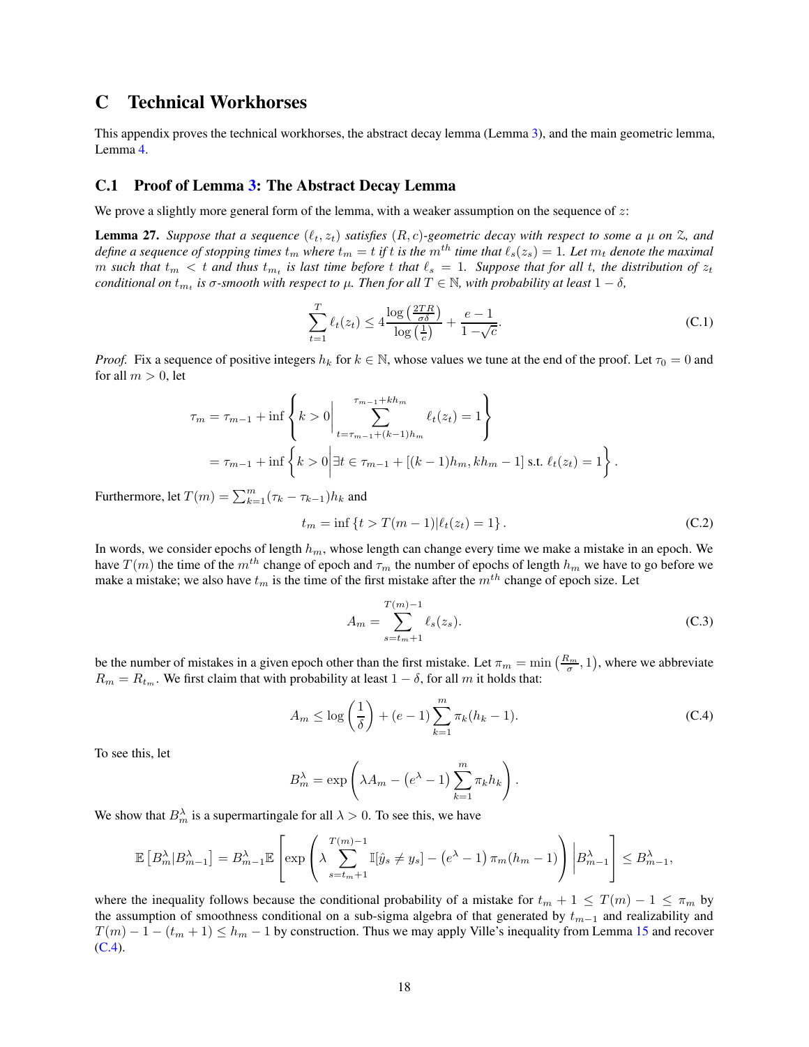# C Technical Workhorses

This appendix proves the technical workhorses, the abstract decay lemma (Lemma 3), and the main geometric lemma, Lemma 4.

## C.1 Proof of Lemma 3: The Abstract Decay Lemma

We prove a slightly more general form of the lemma, with a weaker assumption on the sequence of $z$:

**Lemma 27.** *Suppose that a sequence $(\ell_t, z_t)$ satisfies $(R, c)$-geometric decay with respect to some a $\mu$ on $\mathcal{Z}$, and define a sequence of stopping times $t_m$ where $t_m = t$ if $t$ is the $m^{th}$ time that $\ell_s(z_s) = 1$. Let $m_t$ denote the maximal $m$ such that $t_m < t$ and thus $t_{m_t}$ is last time before $t$ that $\ell_s = 1$. Suppose that for all $t$, the distribution of $z_t$ conditional on $t_{m_t}$ is $\sigma$-smooth with respect to $\mu$. Then for all $T \in \mathbb{N}$, with probability at least $1 - \delta$,*

$$
\sum_{t=1}^{T} \ell_t(z_t) \leq 4 \frac{\log\left(\frac{2TR}{\sigma\delta}\right)}{\log\left(\frac{1}{c}\right)} + \frac{e-1}{1-\sqrt{c}}. \tag{C.1}
$$

*Proof.* Fix a sequence of positive integers $h_k$ for $k \in \mathbb{N}$, whose values we tune at the end of the proof. Let $\tau_0 = 0$ and for all $m > 0$, let

$$
\begin{aligned}
\tau_m &= \tau_{m-1} + \inf\left\{ k > 0 \middle| \sum_{t=\tau_{m-1}+(k-1)h_m}^{\tau_{m-1}+kh_m} \ell_t(z_t) = 1 \right\} \\
&= \tau_{m-1} + \inf\left\{ k > 0 \middle| \exists t \in \tau_{m-1} + [(k-1)h_m, kh_m - 1] \text{ s.t. } \ell_t(z_t) = 1 \right\}.
\end{aligned}
$$

Furthermore, let $T(m) = \sum_{k=1}^{m} (\tau_k - \tau_{k-1}) h_k$ and

$$
t_m = \inf\left\{ t > T(m-1) | \ell_t(z_t) = 1 \right\}. \tag{C.2}
$$

In words, we consider epochs of length $h_m$, whose length can change every time we make a mistake in an epoch. We have $T(m)$ the time of the $m^{th}$ change of epoch and $\tau_m$ the number of epochs of length $h_m$ we have to go before we make a mistake; we also have $t_m$ is the time of the first mistake after the $m^{th}$ change of epoch size. Let

$$
A_m = \sum_{s=t_m+1}^{T(m)-1} \ell_s(z_s). \tag{C.3}
$$

be the number of mistakes in a given epoch other than the first mistake. Let $\pi_m = \min\left(\frac{R_m}{\sigma}, 1\right)$, where we abbreviate $R_m = R_{t_m}$. We first claim that with probability at least $1 - \delta$, for all $m$ it holds that:

$$
A_m \leq \log\left(\frac{1}{\delta}\right) + (e-1) \sum_{k=1}^{m} \pi_k (h_k - 1). \tag{C.4}
$$

To see this, let

$$
B_m^\lambda = \exp\left( \lambda A_m - \left(e^\lambda - 1\right) \sum_{k=1}^{m} \pi_k h_k \right).
$$

We show that $B_m^\lambda$ is a supermartingale for all $\lambda > 0$. To see this, we have

$$
\mathbb{E}\left[B_m^\lambda | B_{m-1}^\lambda\right] = B_{m-1}^\lambda \mathbb{E}\left[ \exp\left( \lambda \sum_{s=t_m+1}^{T(m)-1} \mathbb{I}[\hat{y}_s \neq y_s] - \left(e^\lambda - 1\right) \pi_m (h_m - 1) \right) \middle| B_{m-1}^\lambda \right] \leq B_{m-1}^\lambda,
$$

where the inequality follows because the conditional probability of a mistake for $t_m + 1 \leq T(m) - 1 \leq \pi_m$ by the assumption of smoothness conditional on a sub-sigma algebra of that generated by $t_{m-1}$ and realizability and $T(m) - 1 - (t_m + 1) \leq h_m - 1$ by construction. Thus we may apply Ville's inequality from Lemma 15 and recover (C.4).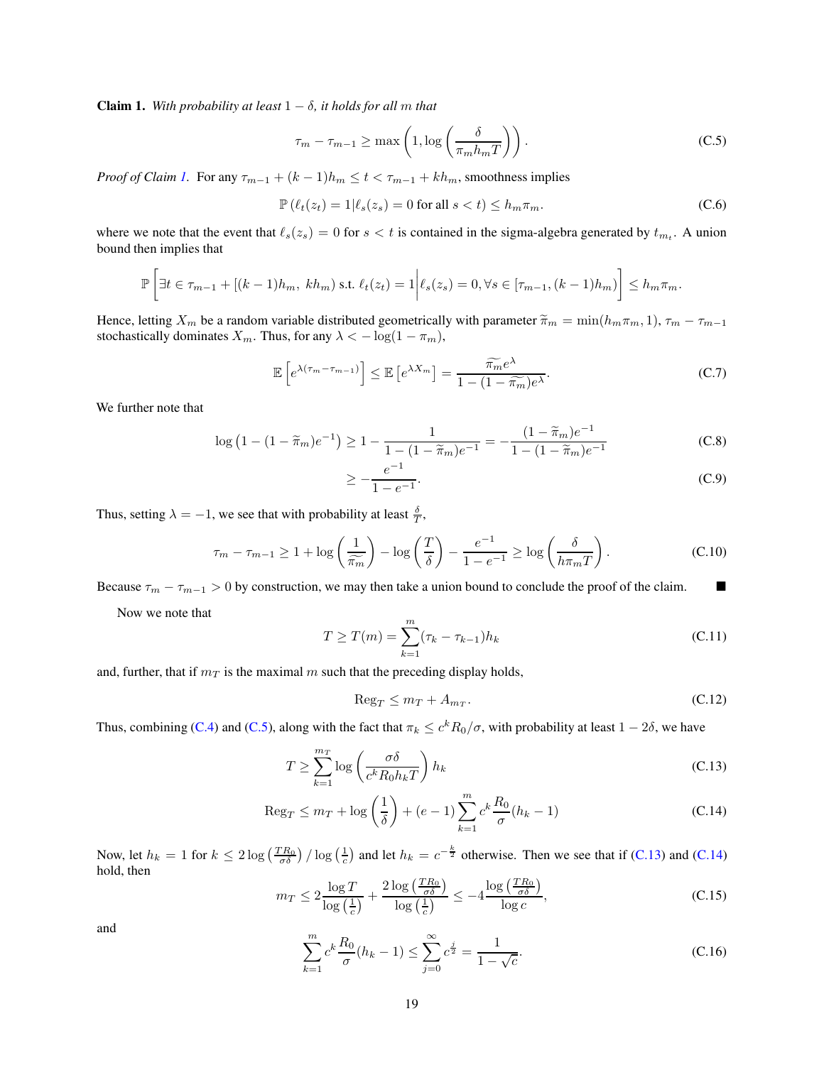**Claim 1.** *With probability at least $1 - \delta$, it holds for all $m$ that*

$$
\tau_m - \tau_{m-1} \geq \max\left(1, \log\left(\frac{\delta}{\pi_m h_m T}\right)\right). \tag{C.5}
$$

*Proof of Claim 1.* For any $\tau_{m-1} + (k-1)h_m \leq t < \tau_{m-1} + kh_m$, smoothness implies

$$
\mathbb{P}\left(\ell_t(z_t) = 1 | \ell_s(z_s) = 0 \text{ for all } s < t\right) \leq h_m \pi_m. \tag{C.6}
$$

where we note that the event that $\ell_s(z_s) = 0$ for $s < t$ is contained in the sigma-algebra generated by $t_{m_t}$. A union bound then implies that

$$
\mathbb{P}\left[\exists t \in \tau_{m-1} + [(k-1)h_m,\ kh_m) \text{ s.t. } \ell_t(z_t) = 1 \middle| \ell_s(z_s) = 0, \forall s \in [\tau_{m-1}, (k-1)h_m)\right] \leq h_m \pi_m.
$$

Hence, letting $X_m$ be a random variable distributed geometrically with parameter $\widetilde{\pi}_m = \min(h_m \pi_m, 1)$, $\tau_m - \tau_{m-1}$ stochastically dominates $X_m$. Thus, for any $\lambda < -\log(1 - \pi_m)$,

$$
\mathbb{E}\left[e^{\lambda(\tau_m - \tau_{m-1})}\right] \leq \mathbb{E}\left[e^{\lambda X_m}\right] = \frac{\widetilde{\pi_m} e^{\lambda}}{1 - (1 - \widetilde{\pi_m})e^{\lambda}}. \tag{C.7}
$$

We further note that

$$
\log\left(1 - (1 - \widetilde{\pi}_m)e^{-1}\right) \geq 1 - \frac{1}{1 - (1 - \widetilde{\pi}_m)e^{-1}} = -\frac{(1 - \widetilde{\pi}_m)e^{-1}}{1 - (1 - \widetilde{\pi}_m)e^{-1}} \tag{C.8}
$$

$$
\geq -\frac{e^{-1}}{1 - e^{-1}}. \tag{C.9}
$$

Thus, setting $\lambda = -1$, we see that with probability at least $\frac{\delta}{T}$,

$$
\tau_m - \tau_{m-1} \geq 1 + \log\left(\frac{1}{\widetilde{\pi_m}}\right) - \log\left(\frac{T}{\delta}\right) - \frac{e^{-1}}{1 - e^{-1}} \geq \log\left(\frac{\delta}{h \pi_m T}\right). \tag{C.10}
$$

Because $\tau_m - \tau_{m-1} > 0$ by construction, we may then take a union bound to conclude the proof of the claim. ∎

Now we note that

$$
T \geq T(m) = \sum_{k=1}^{m} (\tau_k - \tau_{k-1}) h_k \tag{C.11}
$$

and, further, that if $m_T$ is the maximal $m$ such that the preceding display holds,

$$
\mathrm{Reg}_T \leq m_T + A_{m_T}. \tag{C.12}
$$

Thus, combining (C.4) and (C.5), along with the fact that $\pi_k \leq c^k R_0 / \sigma$, with probability at least $1 - 2\delta$, we have

$$
T \geq \sum_{k=1}^{m_T} \log\left(\frac{\sigma \delta}{c^k R_0 h_k T}\right) h_k \tag{C.13}
$$

$$
\mathrm{Reg}_T \leq m_T + \log\left(\frac{1}{\delta}\right) + (e-1) \sum_{k=1}^{m} c^k \frac{R_0}{\sigma}(h_k - 1) \tag{C.14}
$$

Now, let $h_k = 1$ for $k \leq 2\log\left(\frac{TR_0}{\sigma\delta}\right) / \log\left(\frac{1}{c}\right)$ and let $h_k = c^{-\frac{k}{2}}$ otherwise. Then we see that if (C.13) and (C.14) hold, then

$$
m_T \leq 2\frac{\log T}{\log\left(\frac{1}{c}\right)} + \frac{2\log\left(\frac{TR_0}{\sigma\delta}\right)}{\log\left(\frac{1}{c}\right)} \leq -4\frac{\log\left(\frac{TR_0}{\sigma\delta}\right)}{\log c}, \tag{C.15}
$$

and

$$
\sum_{k=1}^{m} c^k \frac{R_0}{\sigma}(h_k - 1) \leq \sum_{j=0}^{\infty} c^{\frac{j}{2}} = \frac{1}{1 - \sqrt{c}}. \tag{C.16}
$$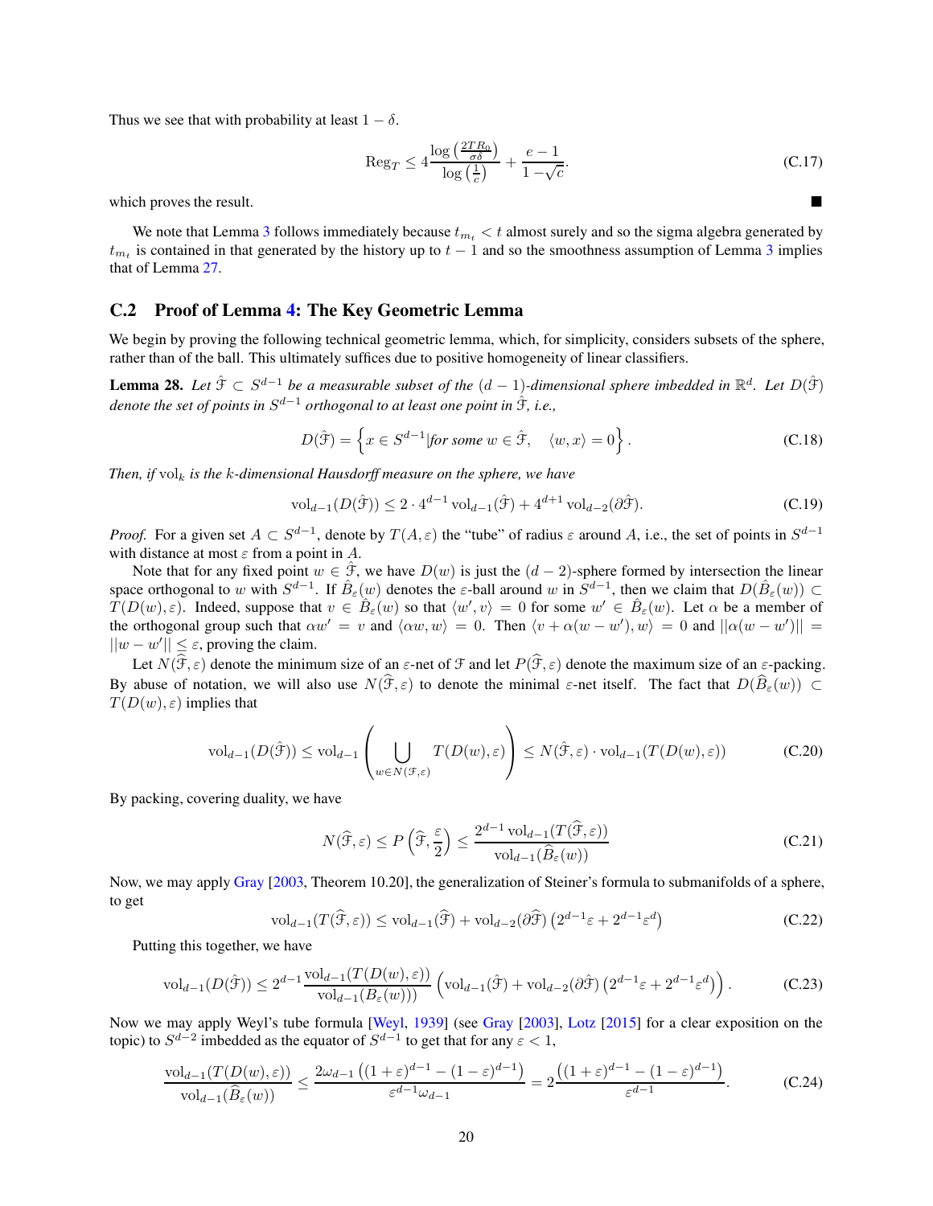Thus we see that with probability at least $1 - \delta$.

$$\mathrm{Reg}_T \le 4 \frac{\log\left(\frac{2TR_0}{\sigma\delta}\right)}{\log\left(\frac{1}{c}\right)} + \frac{e-1}{1-\sqrt{c}}. \tag{C.17}$$

which proves the result. ■

We note that Lemma 3 follows immediately because $t_{m_t} < t$ almost surely and so the sigma algebra generated by $t_{m_t}$ is contained in that generated by the history up to $t-1$ and so the smoothness assumption of Lemma 3 implies that of Lemma 27.

## C.2 Proof of Lemma 4: The Key Geometric Lemma

We begin by proving the following technical geometric lemma, which, for simplicity, considers subsets of the sphere, rather than of the ball. This ultimately suffices due to positive homogeneity of linear classifiers.

**Lemma 28.** *Let $\hat{\mathcal{F}} \subset S^{d-1}$ be a measurable subset of the $(d-1)$-dimensional sphere imbedded in $\mathbb{R}^d$. Let $D(\hat{\mathcal{F}})$ denote the set of points in $S^{d-1}$ orthogonal to at least one point in $\hat{\mathcal{F}}$, i.e.,*

$$D(\hat{\mathcal{F}}) = \left\{ x \in S^{d-1} | \text{for some } w \in \hat{\mathcal{F}}, \quad \langle w, x \rangle = 0 \right\}. \tag{C.18}$$

*Then, if $\mathrm{vol}_k$ is the $k$-dimensional Hausdorff measure on the sphere, we have*

$$\mathrm{vol}_{d-1}(D(\hat{\mathcal{F}})) \le 2 \cdot 4^{d-1} \mathrm{vol}_{d-1}(\hat{\mathcal{F}}) + 4^{d+1} \mathrm{vol}_{d-2}(\partial \hat{\mathcal{F}}). \tag{C.19}$$

*Proof.* For a given set $A \subset S^{d-1}$, denote by $T(A, \varepsilon)$ the "tube" of radius $\varepsilon$ around $A$, i.e., the set of points in $S^{d-1}$ with distance at most $\varepsilon$ from a point in $A$.

Note that for any fixed point $w \in \hat{\mathcal{F}}$, we have $D(w)$ is just the $(d-2)$-sphere formed by intersection the linear space orthogonal to $w$ with $S^{d-1}$. If $\hat{B}_\varepsilon(w)$ denotes the $\varepsilon$-ball around $w$ in $S^{d-1}$, then we claim that $D(\hat{B}_\varepsilon(w)) \subset T(D(w), \varepsilon)$. Indeed, suppose that $v \in \hat{B}_\varepsilon(w)$ so that $\langle w', v \rangle = 0$ for some $w' \in \hat{B}_\varepsilon(w)$. Let $\alpha$ be a member of the orthogonal group such that $\alpha w' = v$ and $\langle \alpha w, w \rangle = 0$. Then $\langle v + \alpha(w - w'), w \rangle = 0$ and $||\alpha(w - w')|| = ||w - w'|| \le \varepsilon$, proving the claim.

Let $N(\widehat{\mathcal{F}}, \varepsilon)$ denote the minimum size of an $\varepsilon$-net of $\mathcal{F}$ and let $P(\widehat{\mathcal{F}}, \varepsilon)$ denote the maximum size of an $\varepsilon$-packing. By abuse of notation, we will also use $N(\widehat{\mathcal{F}}, \varepsilon)$ to denote the minimal $\varepsilon$-net itself. The fact that $D(\widehat{B}_\varepsilon(w)) \subset T(D(w), \varepsilon)$ implies that

$$\mathrm{vol}_{d-1}(D(\hat{\mathcal{F}})) \le \mathrm{vol}_{d-1}\left( \bigcup_{w \in N(\mathcal{F}, \varepsilon)} T(D(w), \varepsilon) \right) \le N(\hat{\mathcal{F}}, \varepsilon) \cdot \mathrm{vol}_{d-1}(T(D(w), \varepsilon)) \tag{C.20}$$

By packing, covering duality, we have

$$N(\widehat{\mathcal{F}}, \varepsilon) \le P\left(\widehat{\mathcal{F}}, \frac{\varepsilon}{2}\right) \le \frac{2^{d-1} \mathrm{vol}_{d-1}(T(\widehat{\mathcal{F}}, \varepsilon))}{\mathrm{vol}_{d-1}(\widehat{B}_\varepsilon(w))} \tag{C.21}$$

Now, we may apply Gray [2003, Theorem 10.20], the generalization of Steiner's formula to submanifolds of a sphere, to get

$$\mathrm{vol}_{d-1}(T(\widehat{\mathcal{F}}, \varepsilon)) \le \mathrm{vol}_{d-1}(\widehat{\mathcal{F}}) + \mathrm{vol}_{d-2}(\partial \widehat{\mathcal{F}}) \left( 2^{d-1}\varepsilon + 2^{d-1}\varepsilon^d \right) \tag{C.22}$$

Putting this together, we have

$$\mathrm{vol}_{d-1}(D(\hat{\mathcal{F}})) \le 2^{d-1} \frac{\mathrm{vol}_{d-1}(T(D(w), \varepsilon))}{\mathrm{vol}_{d-1}(B_\varepsilon(w)))} \left( \mathrm{vol}_{d-1}(\hat{\mathcal{F}}) + \mathrm{vol}_{d-2}(\partial \hat{\mathcal{F}}) \left( 2^{d-1}\varepsilon + 2^{d-1}\varepsilon^d \right) \right). \tag{C.23}$$

Now we may apply Weyl's tube formula [Weyl, 1939] (see Gray [2003], Lotz [2015] for a clear exposition on the topic) to $S^{d-2}$ imbedded as the equator of $S^{d-1}$ to get that for any $\varepsilon < 1$,

$$\frac{\mathrm{vol}_{d-1}(T(D(w), \varepsilon))}{\mathrm{vol}_{d-1}(\widehat{B}_\varepsilon(w))} \le \frac{2\omega_{d-1}\left((1+\varepsilon)^{d-1} - (1-\varepsilon)^{d-1}\right)}{\varepsilon^{d-1}\omega_{d-1}} = 2\frac{\left((1+\varepsilon)^{d-1} - (1-\varepsilon)^{d-1}\right)}{\varepsilon^{d-1}}. \tag{C.24}$$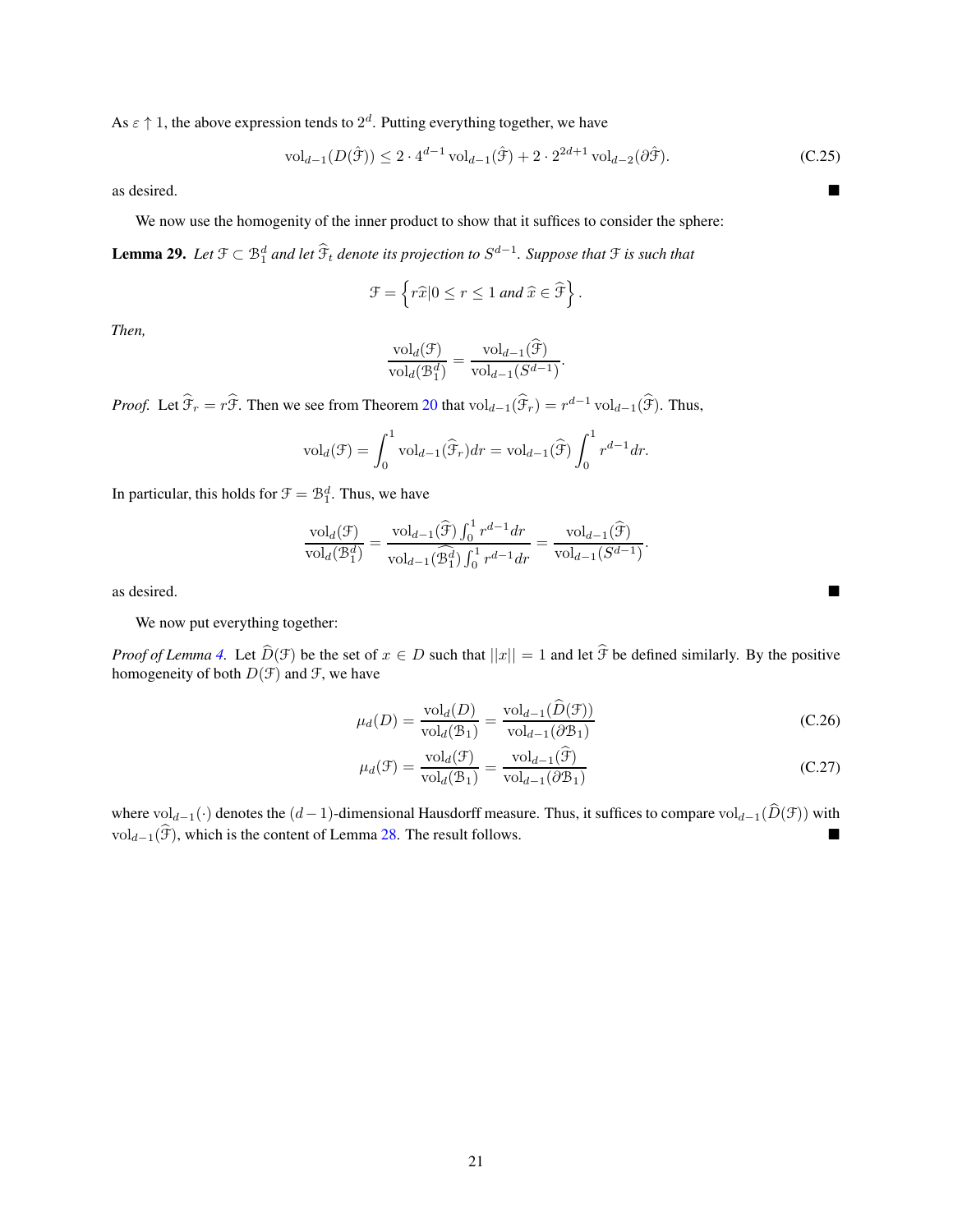As $\varepsilon \uparrow 1$, the above expression tends to $2^d$. Putting everything together, we have

$$\mathrm{vol}_{d-1}(D(\hat{\mathcal{F}})) \leq 2 \cdot 4^{d-1} \mathrm{vol}_{d-1}(\hat{\mathcal{F}}) + 2 \cdot 2^{2d+1} \mathrm{vol}_{d-2}(\partial \hat{\mathcal{F}}). \tag{C.25}$$

as desired. ■

We now use the homogenity of the inner product to show that it suffices to consider the sphere:

**Lemma 29.** *Let $\mathcal{F} \subset \mathcal{B}_1^d$ and let $\widehat{\mathcal{F}}_t$ denote its projection to $S^{d-1}$. Suppose that $\mathcal{F}$ is such that*

$$\mathcal{F} = \left\{ r\widehat{x} | 0 \leq r \leq 1 \text{ and } \widehat{x} \in \widehat{\mathcal{F}} \right\}.$$

*Then,*

$$\frac{\mathrm{vol}_d(\mathcal{F})}{\mathrm{vol}_d(\mathcal{B}_1^d)} = \frac{\mathrm{vol}_{d-1}(\widehat{\mathcal{F}})}{\mathrm{vol}_{d-1}(S^{d-1})}.$$

*Proof.* Let $\widehat{\mathcal{F}}_r = r\widehat{\mathcal{F}}$. Then we see from Theorem 20 that $\mathrm{vol}_{d-1}(\widehat{\mathcal{F}}_r) = r^{d-1} \mathrm{vol}_{d-1}(\widehat{\mathcal{F}})$. Thus,

$$\mathrm{vol}_d(\mathcal{F}) = \int_0^1 \mathrm{vol}_{d-1}(\widehat{\mathcal{F}}_r) dr = \mathrm{vol}_{d-1}(\widehat{\mathcal{F}}) \int_0^1 r^{d-1} dr.$$

In particular, this holds for $\mathcal{F} = \mathcal{B}_1^d$. Thus, we have

$$\frac{\mathrm{vol}_d(\mathcal{F})}{\mathrm{vol}_d(\mathcal{B}_1^d)} = \frac{\mathrm{vol}_{d-1}(\widehat{\mathcal{F}}) \int_0^1 r^{d-1} dr}{\mathrm{vol}_{d-1}(\widehat{\mathcal{B}_1^d}) \int_0^1 r^{d-1} dr} = \frac{\mathrm{vol}_{d-1}(\widehat{\mathcal{F}})}{\mathrm{vol}_{d-1}(S^{d-1})}.$$

as desired. ■

We now put everything together:

*Proof of Lemma 4.* Let $\widehat{D}(\mathcal{F})$ be the set of $x \in D$ such that $||x|| = 1$ and let $\widehat{\mathcal{F}}$ be defined similarly. By the positive homogeneity of both $D(\mathcal{F})$ and $\mathcal{F}$, we have

$$\mu_d(D) = \frac{\mathrm{vol}_d(D)}{\mathrm{vol}_d(\mathcal{B}_1)} = \frac{\mathrm{vol}_{d-1}(\widehat{D}(\mathcal{F}))}{\mathrm{vol}_{d-1}(\partial \mathcal{B}_1)} \tag{C.26}$$

$$\mu_d(\mathcal{F}) = \frac{\mathrm{vol}_d(\mathcal{F})}{\mathrm{vol}_d(\mathcal{B}_1)} = \frac{\mathrm{vol}_{d-1}(\widehat{\mathcal{F}})}{\mathrm{vol}_{d-1}(\partial \mathcal{B}_1)} \tag{C.27}$$

where $\mathrm{vol}_{d-1}(\cdot)$ denotes the $(d-1)$-dimensional Hausdorff measure. Thus, it suffices to compare $\mathrm{vol}_{d-1}(\widehat{D}(\mathcal{F}))$ with $\mathrm{vol}_{d-1}(\widehat{\mathcal{F}})$, which is the content of Lemma 28. The result follows. ■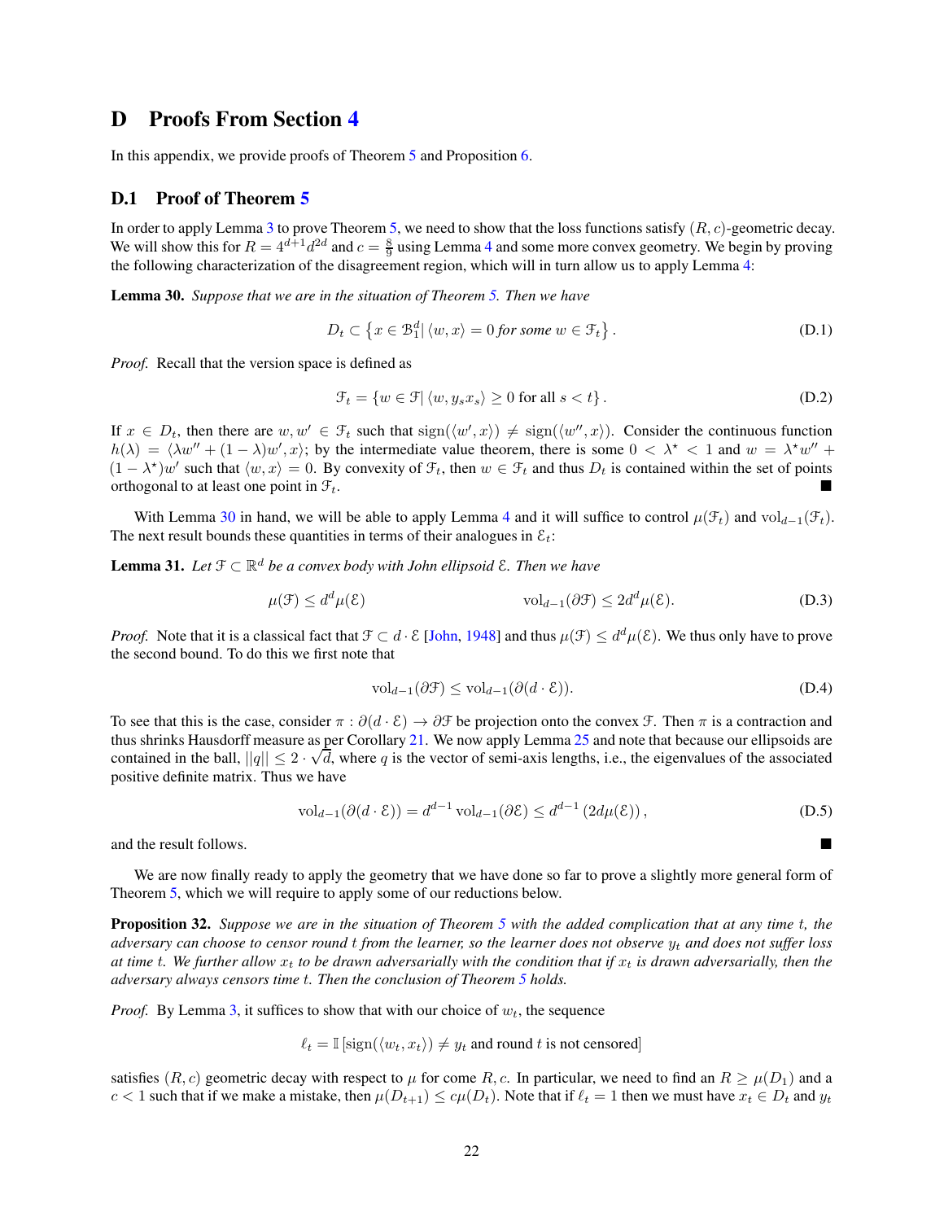# D Proofs From Section 4

In this appendix, we provide proofs of Theorem 5 and Proposition 6.

## D.1 Proof of Theorem 5

In order to apply Lemma 3 to prove Theorem 5, we need to show that the loss functions satisfy $(R, c)$-geometric decay. We will show this for $R = 4^{d+1}d^{2d}$ and $c = \frac{8}{9}$ using Lemma 4 and some more convex geometry. We begin by proving the following characterization of the disagreement region, which will in turn allow us to apply Lemma 4:

**Lemma 30.** *Suppose that we are in the situation of Theorem 5. Then we have*

$$D_t \subset \left\{ x \in \mathcal{B}_1^d | \langle w, x \rangle = 0 \text{ for some } w \in \mathcal{F}_t \right\}. \tag{D.1}$$

*Proof.* Recall that the version space is defined as

$$\mathcal{F}_t = \{ w \in \mathcal{F} | \langle w, y_s x_s \rangle \geq 0 \text{ for all } s < t \}. \tag{D.2}$$

If $x \in D_t$, then there are $w, w' \in \mathcal{F}_t$ such that $\operatorname{sign}(\langle w', x \rangle) \neq \operatorname{sign}(\langle w'', x \rangle)$. Consider the continuous function $h(\lambda) = \langle \lambda w'' + (1 - \lambda) w', x \rangle$; by the intermediate value theorem, there is some $0 < \lambda^\star < 1$ and $w = \lambda^\star w'' + (1 - \lambda^\star) w'$ such that $\langle w, x \rangle = 0$. By convexity of $\mathcal{F}_t$, then $w \in \mathcal{F}_t$ and thus $D_t$ is contained within the set of points orthogonal to at least one point in $\mathcal{F}_t$. ■

With Lemma 30 in hand, we will be able to apply Lemma 4 and it will suffice to control $\mu(\mathcal{F}_t)$ and $\operatorname{vol}_{d-1}(\mathcal{F}_t)$. The next result bounds these quantities in terms of their analogues in $\mathcal{E}_t$:

**Lemma 31.** *Let $\mathcal{F} \subset \mathbb{R}^d$ be a convex body with John ellipsoid $\mathcal{E}$. Then we have*

$$\mu(\mathcal{F}) \leq d^d \mu(\mathcal{E}) \qquad\qquad \operatorname{vol}_{d-1}(\partial \mathcal{F}) \leq 2d^d \mu(\mathcal{E}). \tag{D.3}$$

*Proof.* Note that it is a classical fact that $\mathcal{F} \subset d \cdot \mathcal{E}$ [John, 1948] and thus $\mu(\mathcal{F}) \leq d^d \mu(\mathcal{E})$. We thus only have to prove the second bound. To do this we first note that

$$\operatorname{vol}_{d-1}(\partial \mathcal{F}) \leq \operatorname{vol}_{d-1}(\partial (d \cdot \mathcal{E})). \tag{D.4}$$

To see that this is the case, consider $\pi : \partial(d \cdot \mathcal{E}) \to \partial \mathcal{F}$ be projection onto the convex $\mathcal{F}$. Then $\pi$ is a contraction and thus shrinks Hausdorff measure as per Corollary 21. We now apply Lemma 25 and note that because our ellipsoids are contained in the ball, $||q|| \leq 2 \cdot \sqrt{d}$, where $q$ is the vector of semi-axis lengths, i.e., the eigenvalues of the associated positive definite matrix. Thus we have

$$\operatorname{vol}_{d-1}(\partial(d \cdot \mathcal{E})) = d^{d-1} \operatorname{vol}_{d-1}(\partial \mathcal{E}) \leq d^{d-1} \left( 2d\mu(\mathcal{E}) \right), \tag{D.5}$$

and the result follows. ■

We are now finally ready to apply the geometry that we have done so far to prove a slightly more general form of Theorem 5, which we will require to apply some of our reductions below.

**Proposition 32.** *Suppose we are in the situation of Theorem 5 with the added complication that at any time $t$, the adversary can choose to censor round $t$ from the learner, so the learner does not observe $y_t$ and does not suffer loss at time $t$. We further allow $x_t$ to be drawn adversarially with the condition that if $x_t$ is drawn adversarially, then the adversary always censors time $t$. Then the conclusion of Theorem 5 holds.*

*Proof.* By Lemma 3, it suffices to show that with our choice of $w_t$, the sequence

$$\ell_t = \mathbb{I}\left[\operatorname{sign}(\langle w_t, x_t \rangle) \neq y_t \text{ and round } t \text{ is not censored}\right]$$

satisfies $(R, c)$ geometric decay with respect to $\mu$ for come $R, c$. In particular, we need to find an $R \geq \mu(D_1)$ and a $c < 1$ such that if we make a mistake, then $\mu(D_{t+1}) \leq c\mu(D_t)$. Note that if $\ell_t = 1$ then we must have $x_t \in D_t$ and $y_t$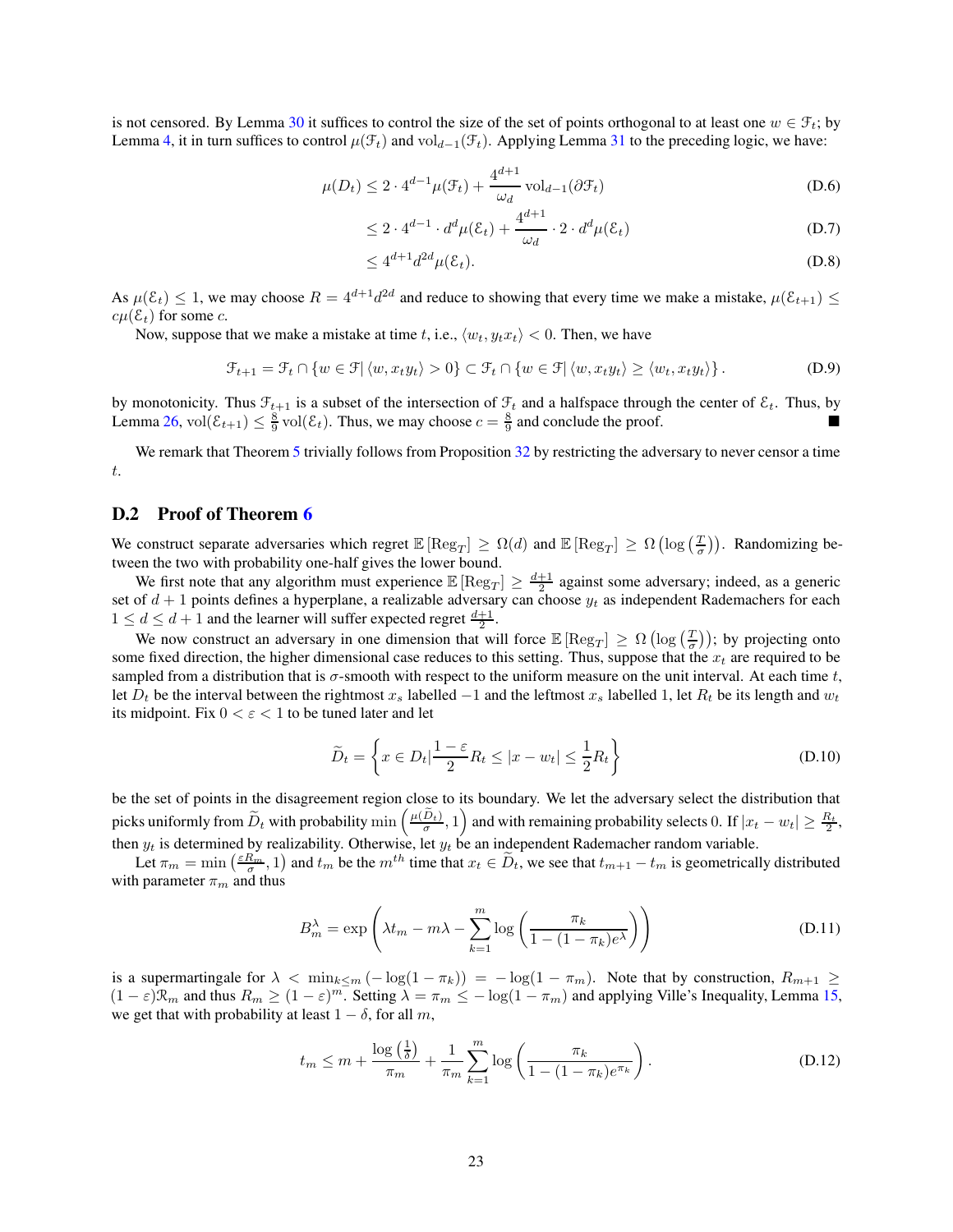is not censored. By Lemma 30 it suffices to control the size of the set of points orthogonal to at least one $w \in \mathcal{F}_t$; by Lemma 4, it in turn suffices to control $\mu(\mathcal{F}_t)$ and $\mathrm{vol}_{d-1}(\mathcal{F}_t)$. Applying Lemma 31 to the preceding logic, we have:

$$\mu(D_t) \leq 2 \cdot 4^{d-1} \mu(\mathcal{F}_t) + \frac{4^{d+1}}{\omega_d} \mathrm{vol}_{d-1}(\partial \mathcal{F}_t) \tag{D.6}$$

$$\leq 2 \cdot 4^{d-1} \cdot d^d \mu(\mathcal{E}_t) + \frac{4^{d+1}}{\omega_d} \cdot 2 \cdot d^d \mu(\mathcal{E}_t) \tag{D.7}$$

$$\leq 4^{d+1} d^{2d} \mu(\mathcal{E}_t). \tag{D.8}$$

As $\mu(\mathcal{E}_t) \leq 1$, we may choose $R = 4^{d+1} d^{2d}$ and reduce to showing that every time we make a mistake, $\mu(\mathcal{E}_{t+1}) \leq c\mu(\mathcal{E}_t)$ for some $c$.

Now, suppose that we make a mistake at time $t$, i.e., $\langle w_t, y_t x_t \rangle < 0$. Then, we have

$$\mathcal{F}_{t+1} = \mathcal{F}_t \cap \{w \in \mathcal{F} | \langle w, x_t y_t \rangle > 0\} \subset \mathcal{F}_t \cap \{w \in \mathcal{F} | \langle w, x_t y_t \rangle \geq \langle w_t, x_t y_t \rangle\}. \tag{D.9}$$

by monotonicity. Thus $\mathcal{F}_{t+1}$ is a subset of the intersection of $\mathcal{F}_t$ and a halfspace through the center of $\mathcal{E}_t$. Thus, by Lemma 26, $\mathrm{vol}(\mathcal{E}_{t+1}) \leq \frac{8}{9} \mathrm{vol}(\mathcal{E}_t)$. Thus, we may choose $c = \frac{8}{9}$ and conclude the proof. ■

We remark that Theorem 5 trivially follows from Proposition 32 by restricting the adversary to never censor a time $t$.

## D.2 Proof of Theorem 6

We construct separate adversaries which regret $\mathbb{E}[\mathrm{Reg}_T] \geq \Omega(d)$ and $\mathbb{E}[\mathrm{Reg}_T] \geq \Omega\left(\log\left(\frac{T}{\sigma}\right)\right)$. Randomizing between the two with probability one-half gives the lower bound.

We first note that any algorithm must experience $\mathbb{E}[\mathrm{Reg}_T] \geq \frac{d+1}{2}$ against some adversary; indeed, as a generic set of $d+1$ points defines a hyperplane, a realizable adversary can choose $y_t$ as independent Rademachers for each $1 \leq d \leq d+1$ and the learner will suffer expected regret $\frac{d+1}{2}$.

We now construct an adversary in one dimension that will force $\mathbb{E}[\mathrm{Reg}_T] \geq \Omega\left(\log\left(\frac{T}{\sigma}\right)\right)$; by projecting onto some fixed direction, the higher dimensional case reduces to this setting. Thus, suppose that the $x_t$ are required to be sampled from a distribution that is $\sigma$-smooth with respect to the uniform measure on the unit interval. At each time $t$, let $D_t$ be the interval between the rightmost $x_s$ labelled $-1$ and the leftmost $x_s$ labelled 1, let $R_t$ be its length and $w_t$ its midpoint. Fix $0 < \varepsilon < 1$ to be tuned later and let

$$\widetilde{D}_t = \left\{ x \in D_t \middle| \frac{1-\varepsilon}{2} R_t \leq |x - w_t| \leq \frac{1}{2} R_t \right\} \tag{D.10}$$

be the set of points in the disagreement region close to its boundary. We let the adversary select the distribution that picks uniformly from $\widetilde{D}_t$ with probability $\min\left(\frac{\mu(\widetilde{D}_t)}{\sigma}, 1\right)$ and with remaining probability selects 0. If $|x_t - w_t| \geq \frac{R_t}{2}$, then $y_t$ is determined by realizability. Otherwise, let $y_t$ be an independent Rademacher random variable.

Let $\pi_m = \min\left(\frac{\varepsilon R_m}{\sigma}, 1\right)$ and $t_m$ be the $m^{th}$ time that $x_t \in \widetilde{D}_t$, we see that $t_{m+1} - t_m$ is geometrically distributed with parameter $\pi_m$ and thus

$$B_m^\lambda = \exp\left(\lambda t_m - m\lambda - \sum_{k=1}^{m} \log\left(\frac{\pi_k}{1 - (1 - \pi_k)e^\lambda}\right)\right) \tag{D.11}$$

is a supermartingale for $\lambda < \min_{k \leq m}\left(-\log(1 - \pi_k)\right) = -\log(1 - \pi_m)$. Note that by construction, $R_{m+1} \geq (1 - \varepsilon)\mathcal{R}_m$ and thus $R_m \geq (1 - \varepsilon)^m$. Setting $\lambda = \pi_m \leq -\log(1 - \pi_m)$ and applying Ville's Inequality, Lemma 15, we get that with probability at least $1 - \delta$, for all $m$,

$$t_m \leq m + \frac{\log\left(\frac{1}{\delta}\right)}{\pi_m} + \frac{1}{\pi_m} \sum_{k=1}^{m} \log\left(\frac{\pi_k}{1 - (1 - \pi_k)e^{\pi_k}}\right). \tag{D.12}$$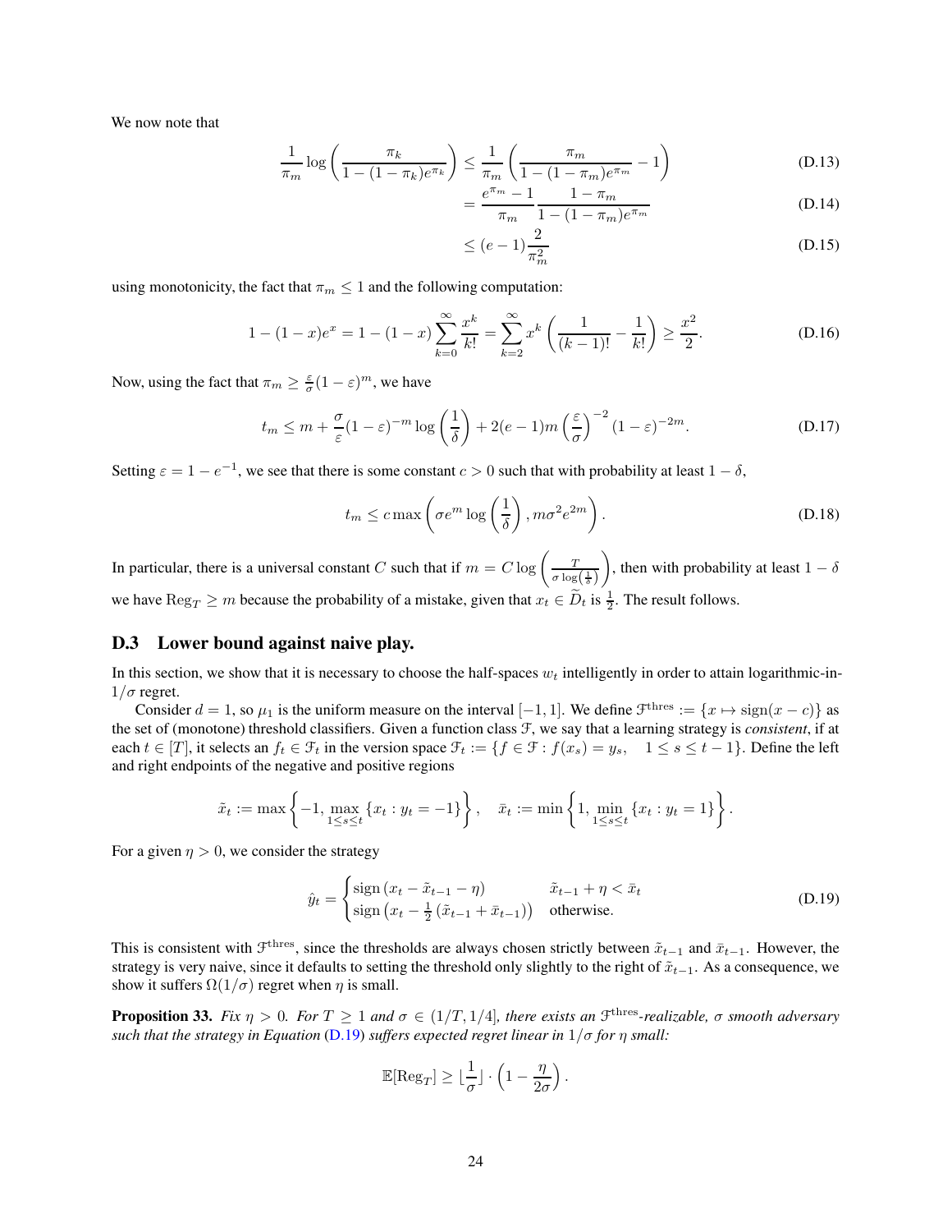We now note that

$$\frac{1}{\pi_m}\log\left(\frac{\pi_k}{1-(1-\pi_k)e^{\pi_k}}\right) \le \frac{1}{\pi_m}\left(\frac{\pi_m}{1-(1-\pi_m)e^{\pi_m}} - 1\right) \tag{D.13}$$

$$= \frac{e^{\pi_m}-1}{\pi_m}\frac{1-\pi_m}{1-(1-\pi_m)e^{\pi_m}} \tag{D.14}$$

$$\le (e-1)\frac{2}{\pi_m^2} \tag{D.15}$$

using monotonicity, the fact that $\pi_m \le 1$ and the following computation:

$$1-(1-x)e^x = 1-(1-x)\sum_{k=0}^{\infty}\frac{x^k}{k!} = \sum_{k=2}^{\infty} x^k\left(\frac{1}{(k-1)!} - \frac{1}{k!}\right) \ge \frac{x^2}{2}. \tag{D.16}$$

Now, using the fact that $\pi_m \ge \frac{\varepsilon}{\sigma}(1-\varepsilon)^m$, we have

$$t_m \le m + \frac{\sigma}{\varepsilon}(1-\varepsilon)^{-m}\log\left(\frac{1}{\delta}\right) + 2(e-1)m\left(\frac{\varepsilon}{\sigma}\right)^{-2}(1-\varepsilon)^{-2m}. \tag{D.17}$$

Setting $\varepsilon = 1-e^{-1}$, we see that there is some constant $c > 0$ such that with probability at least $1-\delta$,

$$t_m \le c\max\left(\sigma e^m \log\left(\frac{1}{\delta}\right), m\sigma^2 e^{2m}\right). \tag{D.18}$$

In particular, there is a universal constant $C$ such that if $m = C\log\left(\frac{T}{\sigma\log\left(\frac{1}{\delta}\right)}\right)$, then with probability at least $1-\delta$ we have $\mathrm{Reg}_T \ge m$ because the probability of a mistake, given that $x_t \in \widetilde{D}_t$ is $\frac{1}{2}$. The result follows.

## D.3 Lower bound against naive play.

In this section, we show that it is necessary to choose the half-spaces $w_t$ intelligently in order to attain logarithmic-in-$1/\sigma$ regret.

Consider $d = 1$, so $\mu_1$ is the uniform measure on the interval $[-1,1]$. We define $\mathcal{F}^{\mathrm{thres}} := \{x \mapsto \mathrm{sign}(x-c)\}$ as the set of (monotone) threshold classifiers. Given a function class $\mathcal{F}$, we say that a learning strategy is *consistent*, if at each $t \in [T]$, it selects an $f_t \in \mathcal{F}_t$ in the version space $\mathcal{F}_t := \{f \in \mathcal{F} : f(x_s) = y_s, \quad 1 \le s \le t-1\}$. Define the left and right endpoints of the negative and positive regions

$$\tilde{x}_t := \max\left\{-1, \max_{1\le s\le t}\{x_t : y_t = -1\}\right\}, \quad \bar{x}_t := \min\left\{1, \min_{1\le s\le t}\{x_t : y_t = 1\}\right\}.$$

For a given $\eta > 0$, we consider the strategy

$$\hat{y}_t = \begin{cases} \mathrm{sign}\left(x_t - \tilde{x}_{t-1} - \eta\right) & \tilde{x}_{t-1} + \eta < \bar{x}_t \\ \mathrm{sign}\left(x_t - \frac{1}{2}\left(\tilde{x}_{t-1} + \bar{x}_{t-1}\right)\right) & \text{otherwise.} \end{cases} \tag{D.19}$$

This is consistent with $\mathcal{F}^{\mathrm{thres}}$, since the thresholds are always chosen strictly between $\tilde{x}_{t-1}$ and $\bar{x}_{t-1}$. However, the strategy is very naive, since it defaults to setting the threshold only slightly to the right of $\tilde{x}_{t-1}$. As a consequence, we show it suffers $\Omega(1/\sigma)$ regret when $\eta$ is small.

**Proposition 33.** *Fix $\eta > 0$. For $T \ge 1$ and $\sigma \in (1/T, 1/4]$, there exists an $\mathcal{F}^{\mathrm{thres}}$-realizable, $\sigma$ smooth adversary such that the strategy in Equation (D.19) suffers expected regret linear in $1/\sigma$ for $\eta$ small:*

$$\mathbb{E}[\mathrm{Reg}_T] \ge \lfloor\frac{1}{\sigma}\rfloor \cdot \left(1 - \frac{\eta}{2\sigma}\right).$$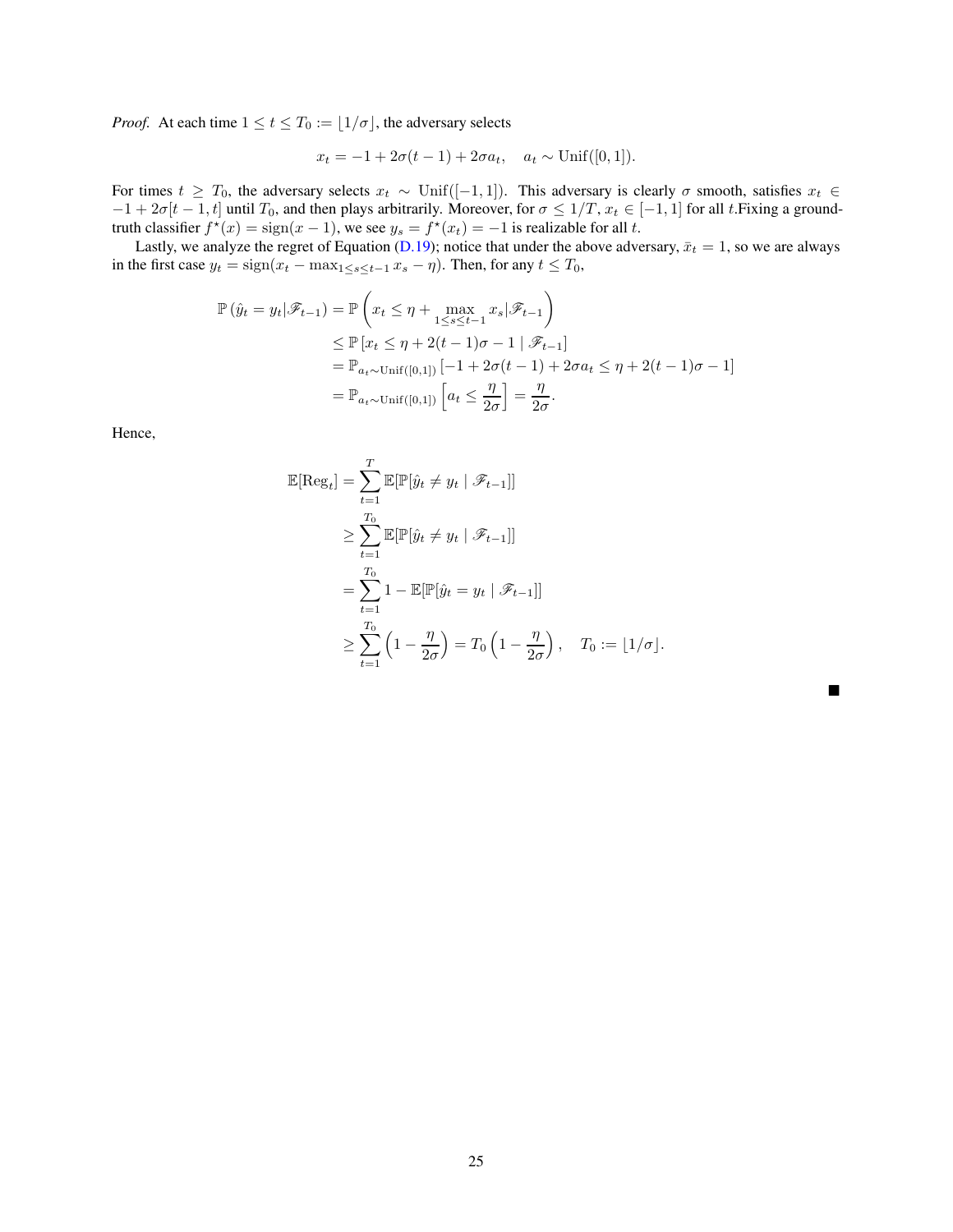*Proof.* At each time $1 \le t \le T_0 := \lfloor 1/\sigma \rfloor$, the adversary selects

$$x_t = -1 + 2\sigma(t-1) + 2\sigma a_t, \quad a_t \sim \mathrm{Unif}([0,1]).$$

For times $t \ge T_0$, the adversary selects $x_t \sim \mathrm{Unif}([-1,1])$. This adversary is clearly $\sigma$ smooth, satisfies $x_t \in -1 + 2\sigma[t-1, t]$ until $T_0$, and then plays arbitrarily. Moreover, for $\sigma \le 1/T$, $x_t \in [-1,1]$ for all $t$.Fixing a ground-truth classifier $f^\star(x) = \mathrm{sign}(x-1)$, we see $y_s = f^\star(x_t) = -1$ is realizable for all $t$.

Lastly, we analyze the regret of Equation (D.19); notice that under the above adversary, $\bar{x}_t = 1$, so we are always in the first case $y_t = \mathrm{sign}(x_t - \max_{1 \le s \le t-1} x_s - \eta)$. Then, for any $t \le T_0$,

$$\begin{aligned}
\mathbb{P}\left(\hat{y}_t = y_t | \mathscr{F}_{t-1}\right) &= \mathbb{P}\left(x_t \le \eta + \max_{1 \le s \le t-1} x_s | \mathscr{F}_{t-1}\right) \\
&\le \mathbb{P}\left[x_t \le \eta + 2(t-1)\sigma - 1 \mid \mathscr{F}_{t-1}\right] \\
&= \mathbb{P}_{a_t \sim \mathrm{Unif}([0,1])}\left[-1 + 2\sigma(t-1) + 2\sigma a_t \le \eta + 2(t-1)\sigma - 1\right] \\
&= \mathbb{P}_{a_t \sim \mathrm{Unif}([0,1])}\left[a_t \le \frac{\eta}{2\sigma}\right] = \frac{\eta}{2\sigma}.
\end{aligned}$$

Hence,

$$\begin{aligned}
\mathbb{E}[\mathrm{Reg}_t] &= \sum_{t=1}^{T} \mathbb{E}[\mathbb{P}[\hat{y}_t \ne y_t \mid \mathscr{F}_{t-1}]] \\
&\ge \sum_{t=1}^{T_0} \mathbb{E}[\mathbb{P}[\hat{y}_t \ne y_t \mid \mathscr{F}_{t-1}]] \\
&= \sum_{t=1}^{T_0} 1 - \mathbb{E}[\mathbb{P}[\hat{y}_t = y_t \mid \mathscr{F}_{t-1}]] \\
&\ge \sum_{t=1}^{T_0} \left(1 - \frac{\eta}{2\sigma}\right) = T_0\left(1 - \frac{\eta}{2\sigma}\right), \quad T_0 := \lfloor 1/\sigma \rfloor.
\end{aligned}$$

■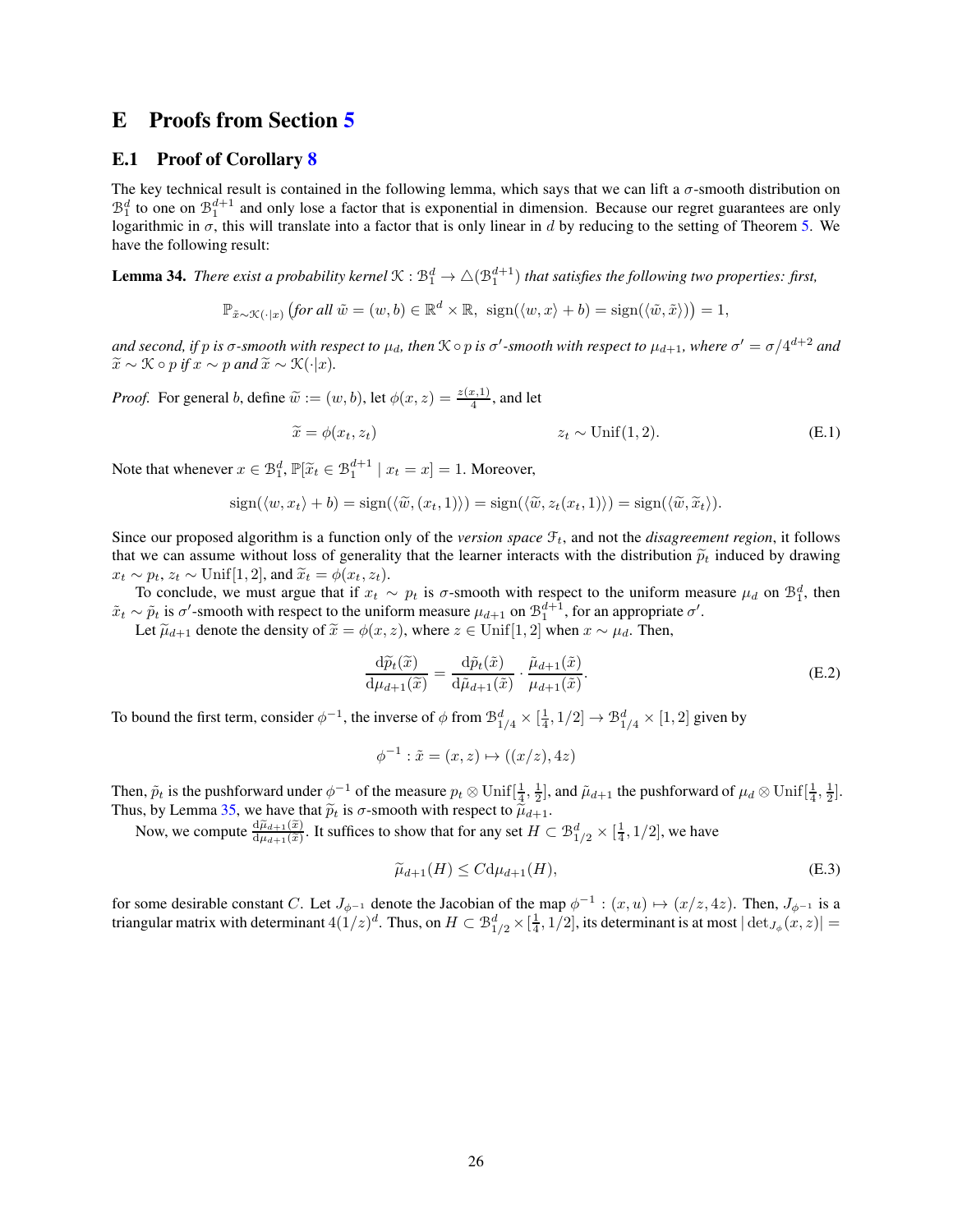# E Proofs from Section 5

## E.1 Proof of Corollary 8

The key technical result is contained in the following lemma, which says that we can lift a $\sigma$-smooth distribution on $\mathcal{B}_1^d$ to one on $\mathcal{B}_1^{d+1}$ and only lose a factor that is exponential in dimension. Because our regret guarantees are only logarithmic in $\sigma$, this will translate into a factor that is only linear in $d$ by reducing to the setting of Theorem 5. We have the following result:

**Lemma 34.** *There exist a probability kernel $\mathcal{K} : \mathcal{B}_1^d \to \triangle(\mathcal{B}_1^{d+1})$ that satisfies the following two properties: first,*

$$\mathbb{P}_{\tilde{x}\sim\mathcal{K}(\cdot|x)}\left(\text{for all } \tilde{w} = (w, b) \in \mathbb{R}^d \times \mathbb{R},\ \operatorname{sign}(\langle w, x\rangle + b) = \operatorname{sign}(\langle \tilde{w}, \tilde{x}\rangle)\right) = 1,$$

*and second, if $p$ is $\sigma$-smooth with respect to $\mu_d$, then $\mathcal{K} \circ p$ is $\sigma'$-smooth with respect to $\mu_{d+1}$, where $\sigma' = \sigma/4^{d+2}$ and $\widetilde{x} \sim \mathcal{K} \circ p$ if $x \sim p$ and $\widetilde{x} \sim \mathcal{K}(\cdot|x)$.*

*Proof.* For general $b$, define $\widetilde{w} := (w, b)$, let $\phi(x, z) = \frac{z(x,1)}{4}$, and let

$$\widetilde{x} = \phi(x_t, z_t) \qquad\qquad z_t \sim \mathrm{Unif}(1, 2). \tag{E.1}$$

Note that whenever $x \in \mathcal{B}_1^d$, $\mathbb{P}[\widetilde{x}_t \in \mathcal{B}_1^{d+1} \mid x_t = x] = 1$. Moreover,

$$\operatorname{sign}(\langle w, x_t\rangle + b) = \operatorname{sign}(\langle \widetilde{w}, (x_t, 1)\rangle) = \operatorname{sign}(\langle \widetilde{w}, z_t(x_t, 1)\rangle) = \operatorname{sign}(\langle \widetilde{w}, \widetilde{x}_t\rangle).$$

Since our proposed algorithm is a function only of the *version space* $\mathcal{F}_t$, and not the *disagreement region*, it follows that we can assume without loss of generality that the learner interacts with the distribution $\widetilde{p}_t$ induced by drawing $x_t \sim p_t$, $z_t \sim \mathrm{Unif}[1, 2]$, and $\widetilde{x}_t = \phi(x_t, z_t)$.

To conclude, we must argue that if $x_t \sim p_t$ is $\sigma$-smooth with respect to the uniform measure $\mu_d$ on $\mathcal{B}_1^d$, then $\tilde{x}_t \sim \tilde{p}_t$ is $\sigma'$-smooth with respect to the uniform measure $\mu_{d+1}$ on $\mathcal{B}_1^{d+1}$, for an appropriate $\sigma'$.

Let $\widetilde{\mu}_{d+1}$ denote the density of $\widetilde{x} = \phi(x, z)$, where $z \in \mathrm{Unif}[1, 2]$ when $x \sim \mu_d$. Then,

$$\frac{\mathrm{d}\widetilde{p}_t(\widetilde{x})}{\mathrm{d}\mu_{d+1}(\widetilde{x})} = \frac{\mathrm{d}\tilde{p}_t(\tilde{x})}{\mathrm{d}\tilde{\mu}_{d+1}(\tilde{x})} \cdot \frac{\tilde{\mu}_{d+1}(\tilde{x})}{\mu_{d+1}(\tilde{x})}. \tag{E.2}$$

To bound the first term, consider $\phi^{-1}$, the inverse of $\phi$ from $\mathcal{B}_{1/4}^d \times [\frac{1}{4}, 1/2] \to \mathcal{B}_{1/4}^d \times [1, 2]$ given by

$$\phi^{-1} : \tilde{x} = (x, z) \mapsto ((x/z), 4z)$$

Then, $\tilde{p}_t$ is the pushforward under $\phi^{-1}$ of the measure $p_t \otimes \mathrm{Unif}[\frac{1}{4}, \frac{1}{2}]$, and $\tilde{\mu}_{d+1}$ the pushforward of $\mu_d \otimes \mathrm{Unif}[\frac{1}{4}, \frac{1}{2}]$. Thus, by Lemma 35, we have that $\widetilde{p}_t$ is $\sigma$-smooth with respect to $\widetilde{\mu}_{d+1}$.

Now, we compute $\frac{\mathrm{d}\widetilde{\mu}_{d+1}(\widetilde{x})}{\mathrm{d}\mu_{d+1}(\widetilde{x})}$. It suffices to show that for any set $H \subset \mathcal{B}_{1/2}^d \times [\frac{1}{4}, 1/2]$, we have

$$\widetilde{\mu}_{d+1}(H) \leq C \mathrm{d}\mu_{d+1}(H), \tag{E.3}$$

for some desirable constant $C$. Let $J_{\phi^{-1}}$ denote the Jacobian of the map $\phi^{-1} : (x, u) \mapsto (x/z, 4z)$. Then, $J_{\phi^{-1}}$ is a triangular matrix with determinant $4(1/z)^d$. Thus, on $H \subset \mathcal{B}_{1/2}^d \times [\frac{1}{4}, 1/2]$, its determinant is at most $|\det_{J_\phi}(x, z)| =$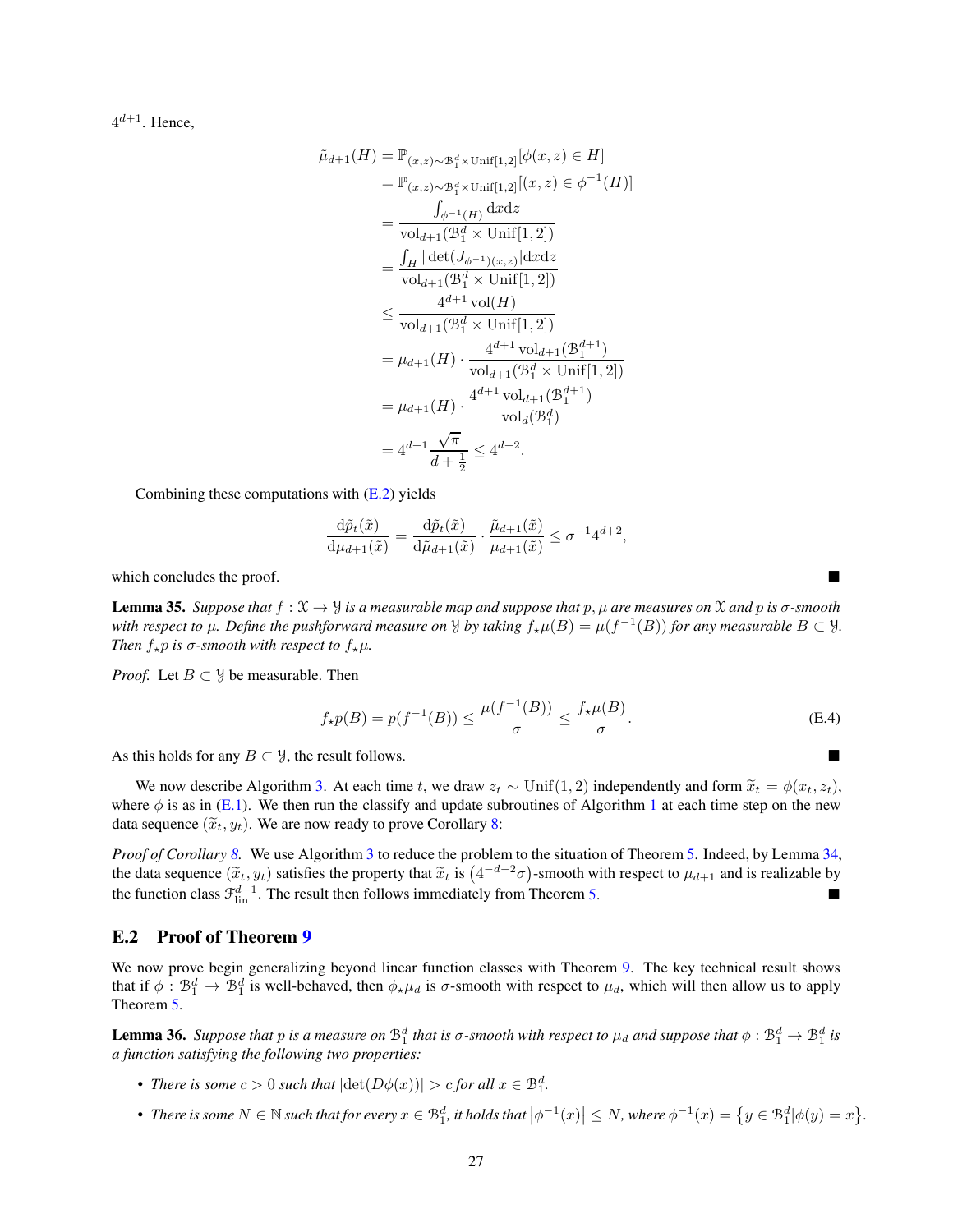$4^{d+1}$. Hence,

$$
\begin{aligned}
\tilde{\mu}_{d+1}(H) &= \mathbb{P}_{(x,z)\sim \mathcal{B}_1^d \times \mathrm{Unif}[1,2]}[\phi(x,z) \in H] \\
&= \mathbb{P}_{(x,z)\sim \mathcal{B}_1^d \times \mathrm{Unif}[1,2]}[(x,z) \in \phi^{-1}(H)] \\
&= \frac{\int_{\phi^{-1}(H)} \mathrm{d}x \mathrm{d}z}{\mathrm{vol}_{d+1}(\mathcal{B}_1^d \times \mathrm{Unif}[1,2])} \\
&= \frac{\int_H |\det(J_{\phi^{-1})(x,z)}| \mathrm{d}x \mathrm{d}z}{\mathrm{vol}_{d+1}(\mathcal{B}_1^d \times \mathrm{Unif}[1,2])} \\
&\leq \frac{4^{d+1}\,\mathrm{vol}(H)}{\mathrm{vol}_{d+1}(\mathcal{B}_1^d \times \mathrm{Unif}[1,2])} \\
&= \mu_{d+1}(H) \cdot \frac{4^{d+1}\,\mathrm{vol}_{d+1}(\mathcal{B}_1^{d+1})}{\mathrm{vol}_{d+1}(\mathcal{B}_1^d \times \mathrm{Unif}[1,2])} \\
&= \mu_{d+1}(H) \cdot \frac{4^{d+1}\,\mathrm{vol}_{d+1}(\mathcal{B}_1^{d+1})}{\mathrm{vol}_d(\mathcal{B}_1^d)} \\
&= 4^{d+1} \frac{\sqrt{\pi}}{d+\frac{1}{2}} \leq 4^{d+2}.
\end{aligned}
$$

Combining these computations with (E.2) yields

$$
\frac{\mathrm{d}\tilde{p}_t(\tilde{x})}{\mathrm{d}\mu_{d+1}(\tilde{x})} = \frac{\mathrm{d}\tilde{p}_t(\tilde{x})}{\mathrm{d}\tilde{\mu}_{d+1}(\tilde{x})} \cdot \frac{\tilde{\mu}_{d+1}(\tilde{x})}{\mu_{d+1}(\tilde{x})} \leq \sigma^{-1} 4^{d+2},
$$

which concludes the proof. ∎

**Lemma 35.** *Suppose that $f : \mathcal{X} \to \mathcal{Y}$ is a measurable map and suppose that $p, \mu$ are measures on $\mathcal{X}$ and $p$ is $\sigma$-smooth with respect to $\mu$. Define the pushforward measure on $\mathcal{Y}$ by taking $f_\star\mu(B) = \mu(f^{-1}(B))$ for any measurable $B \subset \mathcal{Y}$. Then $f_\star p$ is $\sigma$-smooth with respect to $f_\star\mu$.*

*Proof.* Let $B \subset \mathcal{Y}$ be measurable. Then

$$
f_\star p(B) = p(f^{-1}(B)) \leq \frac{\mu(f^{-1}(B))}{\sigma} \leq \frac{f_\star \mu(B)}{\sigma}. \tag{E.4}
$$

As this holds for any $B \subset \mathcal{Y}$, the result follows. ∎

We now describe Algorithm 3. At each time $t$, we draw $z_t \sim \mathrm{Unif}(1,2)$ independently and form $\widetilde{x}_t = \phi(x_t, z_t)$, where $\phi$ is as in (E.1). We then run the classify and update subroutines of Algorithm 1 at each time step on the new data sequence $(\widetilde{x}_t, y_t)$. We are now ready to prove Corollary 8:

*Proof of Corollary 8.* We use Algorithm 3 to reduce the problem to the situation of Theorem 5. Indeed, by Lemma 34, the data sequence $(\widetilde{x}_t, y_t)$ satisfies the property that $\widetilde{x}_t$ is $\left(4^{-d-2}\sigma\right)$-smooth with respect to $\mu_{d+1}$ and is realizable by the function class $\mathcal{F}_{\mathrm{lin}}^{d+1}$. The result then follows immediately from Theorem 5. ∎

## E.2 Proof of Theorem 9

We now prove begin generalizing beyond linear function classes with Theorem 9. The key technical result shows that if $\phi : \mathcal{B}_1^d \to \mathcal{B}_1^d$ is well-behaved, then $\phi_\star \mu_d$ is $\sigma$-smooth with respect to $\mu_d$, which will then allow us to apply Theorem 5.

**Lemma 36.** *Suppose that $p$ is a measure on $\mathcal{B}_1^d$ that is $\sigma$-smooth with respect to $\mu_d$ and suppose that $\phi : \mathcal{B}_1^d \to \mathcal{B}_1^d$ is a function satisfying the following two properties:*

- *There is some $c > 0$ such that $|\det(D\phi(x))| > c$ for all $x \in \mathcal{B}_1^d$.*
- *There is some $N \in \mathbb{N}$ such that for every $x \in \mathcal{B}_1^d$, it holds that $\left|\phi^{-1}(x)\right| \leq N$, where $\phi^{-1}(x) = \left\{y \in \mathcal{B}_1^d | \phi(y) = x\right\}$.*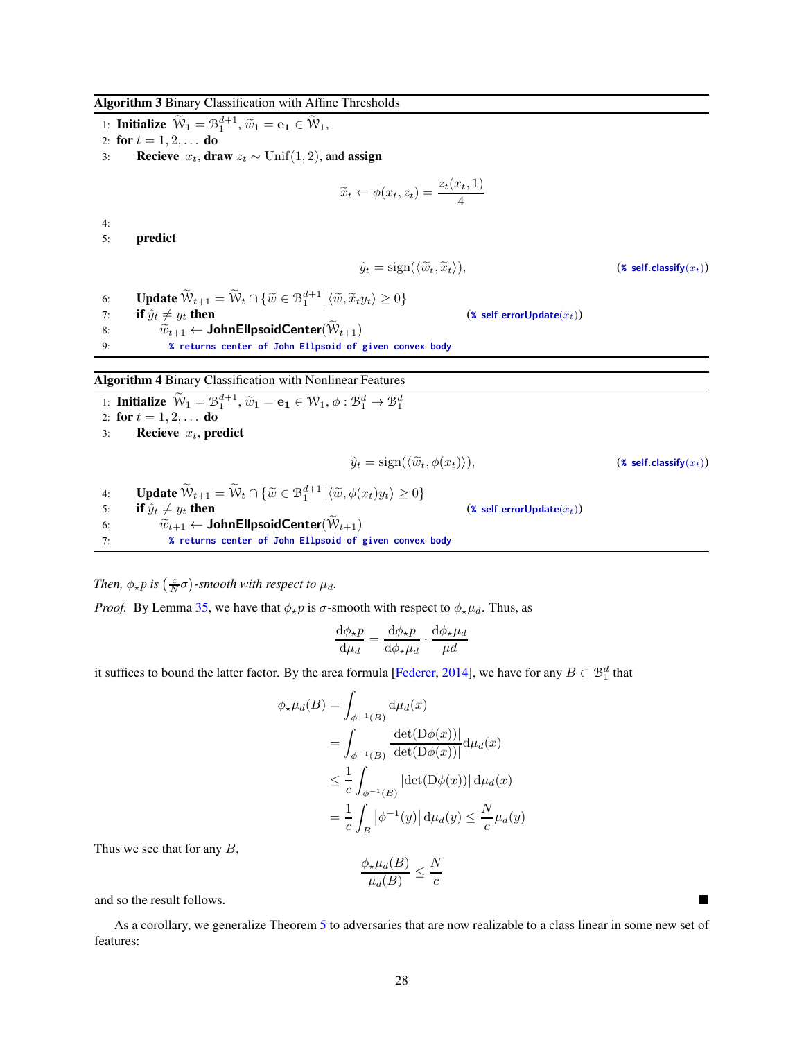**Algorithm 3** Binary Classification with Affine Thresholds

1: **Initialize** $\widetilde{\mathcal{W}}_1 = \mathcal{B}_1^{d+1}$, $\widetilde{w}_1 = \mathbf{e_1} \in \widetilde{\mathcal{W}}_1$,
2: **for** $t = 1, 2, \dots$ **do**
3: &nbsp;&nbsp;&nbsp;&nbsp;**Recieve** $x_t$, **draw** $z_t \sim \mathrm{Unif}(1, 2)$, and **assign**

$$\widetilde{x}_t \leftarrow \phi(x_t, z_t) = \frac{z_t(x_t, 1)}{4}$$

4:
5: &nbsp;&nbsp;&nbsp;&nbsp;**predict**

$$\hat{y}_t = \mathrm{sign}(\langle \widetilde{w}_t, \widetilde{x}_t \rangle), \qquad \text{(\% self.classify}(x_t))$$

6: &nbsp;&nbsp;&nbsp;&nbsp;**Update** $\widetilde{\mathcal{W}}_{t+1} = \widetilde{\mathcal{W}}_t \cap \{\widetilde{w} \in \mathcal{B}_1^{d+1} | \langle \widetilde{w}, \widetilde{x}_t y_t \rangle \geq 0\}$
7: &nbsp;&nbsp;&nbsp;&nbsp;**if** $\hat{y}_t \neq y_t$ **then** &nbsp;&nbsp;&nbsp;&nbsp;(% self.errorUpdate($x_t$))
8: &nbsp;&nbsp;&nbsp;&nbsp;&nbsp;&nbsp;&nbsp;&nbsp;$\widetilde{w}_{t+1} \leftarrow$ **JohnEllpsoidCenter**$(\widetilde{\mathcal{W}}_{t+1})$
9: &nbsp;&nbsp;&nbsp;&nbsp;&nbsp;&nbsp;&nbsp;&nbsp;`% returns center of John Ellpsoid of given convex body`

**Algorithm 4** Binary Classification with Nonlinear Features

1: **Initialize** $\widetilde{\mathcal{W}}_1 = \mathcal{B}_1^{d+1}$, $\widetilde{w}_1 = \mathbf{e_1} \in \mathcal{W}_1$, $\phi : \mathcal{B}_1^d \to \mathcal{B}_1^d$
2: **for** $t = 1, 2, \dots$ **do**
3: &nbsp;&nbsp;&nbsp;&nbsp;**Recieve** $x_t$, **predict**

$$\hat{y}_t = \mathrm{sign}(\langle \widetilde{w}_t, \phi(x_t) \rangle), \qquad \text{(\% self.classify}(x_t))$$

4: &nbsp;&nbsp;&nbsp;&nbsp;**Update** $\widetilde{\mathcal{W}}_{t+1} = \widetilde{\mathcal{W}}_t \cap \{\widetilde{w} \in \mathcal{B}_1^{d+1} | \langle \widetilde{w}, \phi(x_t) y_t \rangle \geq 0\}$
5: &nbsp;&nbsp;&nbsp;&nbsp;**if** $\hat{y}_t \neq y_t$ **then** &nbsp;&nbsp;&nbsp;&nbsp;(% self.errorUpdate($x_t$))
6: &nbsp;&nbsp;&nbsp;&nbsp;&nbsp;&nbsp;&nbsp;&nbsp;$\widetilde{w}_{t+1} \leftarrow$ **JohnEllpsoidCenter**$(\widetilde{\mathcal{W}}_{t+1})$
7: &nbsp;&nbsp;&nbsp;&nbsp;&nbsp;&nbsp;&nbsp;&nbsp;`% returns center of John Ellpsoid of given convex body`

*Then, $\phi_\star p$ is $\left(\frac{c}{N}\sigma\right)$-smooth with respect to $\mu_d$.*

*Proof.* By Lemma 35, we have that $\phi_\star p$ is $\sigma$-smooth with respect to $\phi_\star \mu_d$. Thus, as

$$\frac{\mathrm{d}\phi_\star p}{\mathrm{d}\mu_d} = \frac{\mathrm{d}\phi_\star p}{\mathrm{d}\phi_\star \mu_d} \cdot \frac{\mathrm{d}\phi_\star \mu_d}{\mu d}$$

it suffices to bound the latter factor. By the area formula [Federer, 2014], we have for any $B \subset \mathcal{B}_1^d$ that

$$\begin{aligned}
\phi_\star \mu_d(B) &= \int_{\phi^{-1}(B)} \mathrm{d}\mu_d(x) \\
&= \int_{\phi^{-1}(B)} \frac{|\det(\mathrm{D}\phi(x))|}{|\det(\mathrm{D}\phi(x))|} \mathrm{d}\mu_d(x) \\
&\leq \frac{1}{c} \int_{\phi^{-1}(B)} |\det(\mathrm{D}\phi(x))| \, \mathrm{d}\mu_d(x) \\
&= \frac{1}{c} \int_B \left|\phi^{-1}(y)\right| \mathrm{d}\mu_d(y) \leq \frac{N}{c} \mu_d(y)
\end{aligned}$$

Thus we see that for any $B$,

$$\frac{\phi_\star \mu_d(B)}{\mu_d(B)} \leq \frac{N}{c}$$

and so the result follows. ∎

As a corollary, we generalize Theorem 5 to adversaries that are now realizable to a class linear in some new set of features: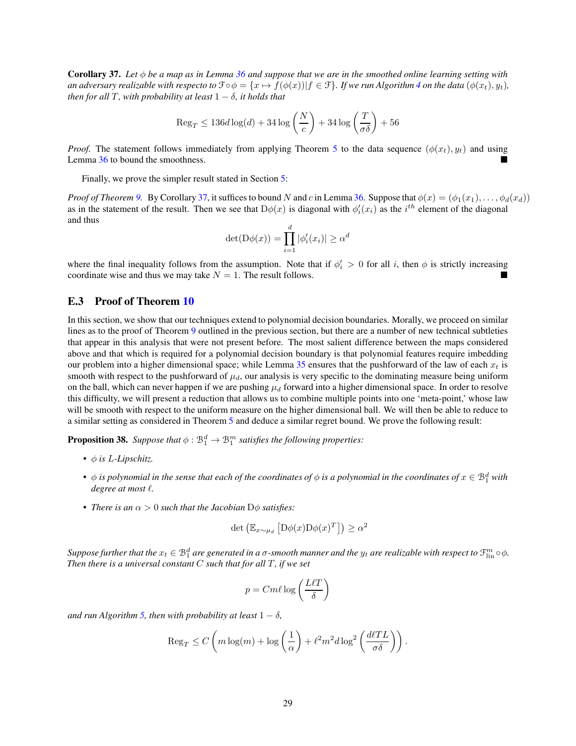**Corollary 37.** *Let $\phi$ be a map as in Lemma 36 and suppose that we are in the smoothed online learning setting with an adversary realizable with respecto to $\mathcal{F} \circ \phi = \{x \mapsto f(\phi(x)) | f \in \mathcal{F}\}$. If we run Algorithm 4 on the data $(\phi(x_t), y_t)$, then for all $T$, with probability at least $1 - \delta$, it holds that*

$$\mathrm{Reg}_T \leq 136 d \log(d) + 34 \log\left(\frac{N}{c}\right) + 34 \log\left(\frac{T}{\sigma \delta}\right) + 56$$

*Proof.* The statement follows immediately from applying Theorem 5 to the data sequence $(\phi(x_t), y_t)$ and using Lemma 36 to bound the smoothness. ■

Finally, we prove the simpler result stated in Section 5:

*Proof of Theorem 9.* By Corollary 37, it suffices to bound $N$ and $c$ in Lemma 36. Suppose that $\phi(x) = (\phi_1(x_1), \dots, \phi_d(x_d))$ as in the statement of the result. Then we see that $\mathrm{D}\phi(x)$ is diagonal with $\phi_i'(x_i)$ as the $i^{th}$ element of the diagonal and thus

$$\det(\mathrm{D}\phi(x)) = \prod_{i=1}^{d} |\phi_i'(x_i)| \geq \alpha^d$$

where the final inequality follows from the assumption. Note that if $\phi_i' > 0$ for all $i$, then $\phi$ is strictly increasing coordinate wise and thus we may take $N = 1$. The result follows. ■

## E.3 Proof of Theorem 10

In this section, we show that our techniques extend to polynomial decision boundaries. Morally, we proceed on similar lines as to the proof of Theorem 9 outlined in the previous section, but there are a number of new technical subtleties that appear in this analysis that were not present before. The most salient difference between the maps considered above and that which is required for a polynomial decision boundary is that polynomial features require imbedding our problem into a higher dimensional space; while Lemma 35 ensures that the pushforward of the law of each $x_t$ is smooth with respect to the pushforward of $\mu_d$, our analysis is very specific to the dominating measure being uniform on the ball, which can never happen if we are pushing $\mu_d$ forward into a higher dimensional space. In order to resolve this difficulty, we will present a reduction that allows us to combine multiple points into one 'meta-point,' whose law will be smooth with respect to the uniform measure on the higher dimensional ball. We will then be able to reduce to a similar setting as considered in Theorem 5 and deduce a similar regret bound. We prove the following result:

**Proposition 38.** *Suppose that $\phi : \mathcal{B}_1^d \to \mathcal{B}_1^m$ satisfies the following properties:*

- *$\phi$ is $L$-Lipschitz.*
- *$\phi$ is polynomial in the sense that each of the coordinates of $\phi$ is a polynomial in the coordinates of $x \in \mathcal{B}_1^d$ with degree at most $\ell$.*
- *There is an $\alpha > 0$ such that the Jacobian $\mathrm{D}\phi$ satisfies:*

$$\det\left(\mathbb{E}_{x \sim \mu_d}\left[\mathrm{D}\phi(x)\mathrm{D}\phi(x)^T\right]\right) \geq \alpha^2$$

*Suppose further that the $x_t \in \mathcal{B}_1^d$ are generated in a $\sigma$-smooth manner and the $y_t$ are realizable with respect to $\mathcal{F}_{\mathrm{lin}}^m \circ \phi$. Then there is a universal constant $C$ such that for all $T$, if we set*

$$p = Cm\ell \log\left(\frac{L\ell T}{\delta}\right)$$

*and run Algorithm 5, then with probability at least $1 - \delta$,*

$$\mathrm{Reg}_T \leq C\left(m \log(m) + \log\left(\frac{1}{\alpha}\right) + \ell^2 m^2 d \log^2\left(\frac{d\ell T L}{\sigma \delta}\right)\right).$$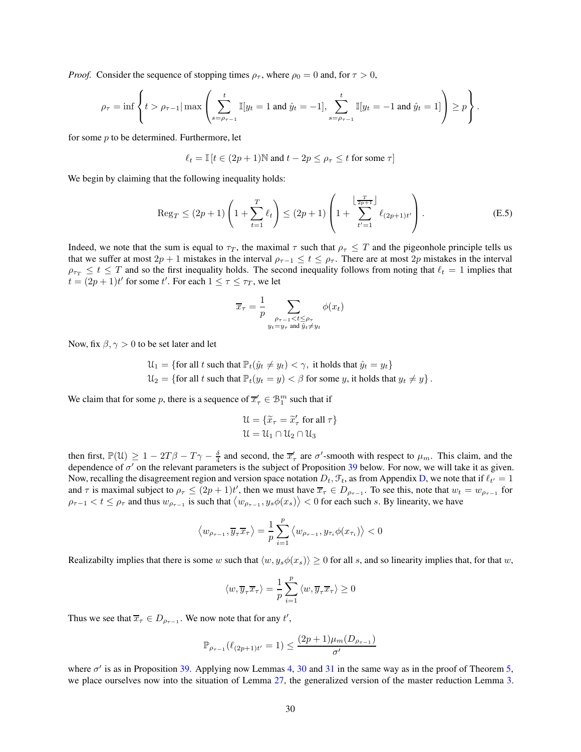*Proof.* Consider the sequence of stopping times $\rho_\tau$, where $\rho_0 = 0$ and, for $\tau > 0$,

$$\rho_\tau = \inf\left\{ t > \rho_{\tau-1} \middle| \max\left( \sum_{s=\rho_{\tau-1}}^{t} \mathbb{I}[y_t = 1 \text{ and } \hat{y}_t = -1], \sum_{s=\rho_{\tau-1}}^{t} \mathbb{I}[y_t = -1 \text{ and } \hat{y}_t = 1] \right) \geq p \right\}.$$

for some $p$ to be determined. Furthermore, let

$$\ell_t = \mathbb{I}\left[t \in (2p+1)\mathbb{N} \text{ and } t - 2p \leq \rho_\tau \leq t \text{ for some } \tau\right]$$

We begin by claiming that the following inequality holds:

$$\mathrm{Reg}_T \leq (2p+1)\left(1 + \sum_{t=1}^{T} \ell_t\right) \leq (2p+1)\left(1 + \sum_{t'=1}^{\left\lfloor \frac{T}{2p+1} \right\rfloor} \ell_{(2p+1)t'}\right). \tag{E.5}$$

Indeed, we note that the sum is equal to $\tau_T$, the maximal $\tau$ such that $\rho_\tau \leq T$ and the pigeonhole principle tells us that we suffer at most $2p+1$ mistakes in the interval $\rho_{\tau-1} \leq t \leq \rho_\tau$. There are at most $2p$ mistakes in the interval $\rho_{\tau_T} \leq t \leq T$ and so the first inequality holds. The second inequality follows from noting that $\ell_t = 1$ implies that $t = (2p+1)t'$ for some $t'$. For each $1 \leq \tau \leq \tau_T$, we let

$$\overline{x}_\tau = \frac{1}{p} \sum_{\substack{\rho_{\tau-1} < t \leq \rho_\tau \\ y_t = y_\tau \text{ and } \hat{y}_t \neq y_t}} \phi(x_t)$$

Now, fix $\beta, \gamma > 0$ to be set later and let

$$\mathcal{U}_1 = \{\text{for all } t \text{ such that } \mathbb{P}_t(\hat{y}_t \neq y_t) < \gamma, \text{ it holds that } \hat{y}_t = y_t\}$$
$$\mathcal{U}_2 = \{\text{for all } t \text{ such that } \mathbb{P}_t(y_t = y) < \beta \text{ for some } y, \text{ it holds that } y_t \neq y\}.$$

We claim that for some $p$, there is a sequence of $\overline{x}'_\tau \in \mathcal{B}_1^m$ such that if

$$\mathcal{U} = \{\widetilde{x}_\tau = \widetilde{x}'_\tau \text{ for all } \tau\}$$
$$\mathcal{U} = \mathcal{U}_1 \cap \mathcal{U}_2 \cap \mathcal{U}_3$$

then first, $\mathbb{P}(\mathcal{U}) \geq 1 - 2T\beta - T\gamma - \frac{\delta}{4}$ and second, the $\overline{x}'_\tau$ are $\sigma'$-smooth with respect to $\mu_m$. This claim, and the dependence of $\sigma'$ on the relevant parameters is the subject of Proposition 39 below. For now, we will take it as given. Now, recalling the disagreement region and version space notation $D_t, \mathcal{F}_t$, as from Appendix D, we note that if $\ell_{t'} = 1$ and $\tau$ is maximal subject to $\rho_\tau \leq (2p+1)t'$, then we must have $\overline{x}_\tau \in D_{\rho_{\tau-1}}$. To see this, note that $w_t = w_{\rho_{\tau-1}}$ for $\rho_{\tau-1} < t \leq \rho_\tau$ and thus $w_{\rho_{\tau-1}}$ is such that $\langle w_{\rho_{\tau-1}}, y_s\phi(x_s)\rangle < 0$ for each such $s$. By linearity, we have

$$\langle w_{\rho_{\tau-1}}, \overline{y}_\tau \overline{x}_\tau \rangle = \frac{1}{p} \sum_{i=1}^{p} \langle w_{\rho_{\tau-1}}, y_{\tau_i}\phi(x_{\tau_i})\rangle < 0$$

Realizabilty implies that there is some $w$ such that $\langle w, y_s\phi(x_s)\rangle \geq 0$ for all $s$, and so linearity implies that, for that $w$,

$$\langle w, \overline{y}_\tau \overline{x}_\tau \rangle = \frac{1}{p} \sum_{i=1}^{p} \langle w, \overline{y}_\tau \overline{x}_\tau \rangle \geq 0$$

Thus we see that $\overline{x}_\tau \in D_{\rho_{\tau-1}}$. We now note that for any $t'$,

$$\mathbb{P}_{\rho_{\tau-1}}(\ell_{(2p+1)t'} = 1) \leq \frac{(2p+1)\mu_m(D_{\rho_{\tau-1}})}{\sigma'}$$

where $\sigma'$ is as in Proposition 39. Applying now Lemmas 4, 30 and 31 in the same way as in the proof of Theorem 5, we place ourselves now into the situation of Lemma 27, the generalized version of the master reduction Lemma 3.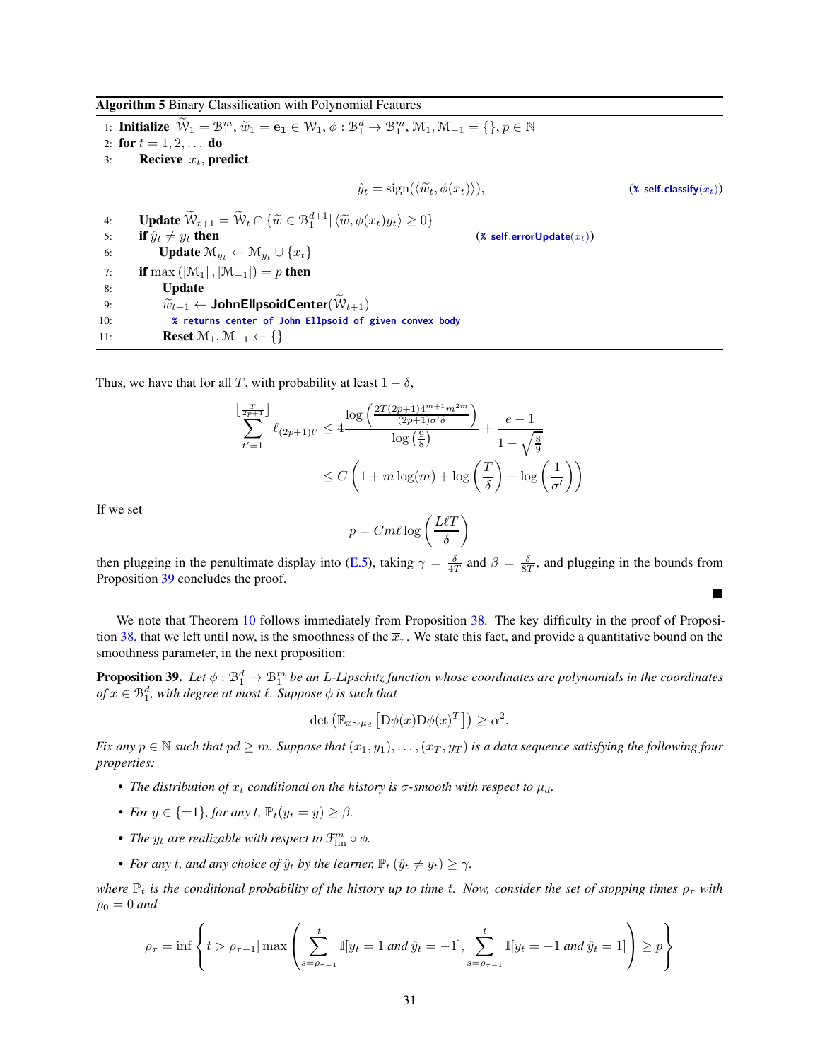**Algorithm 5** Binary Classification with Polynomial Features

```
1: Initialize W̃_1 = B_1^m, w̃_1 = e_1 ∈ W_1, φ : B_1^d → B_1^m, M_1, M_{-1} = {}, p ∈ N
2: for t = 1, 2, ... do
3:     Recieve x_t, predict
           ŷ_t = sign(⟨w̃_t, φ(x_t)⟩),                         (% self.classify(x_t))
4:     Update W̃_{t+1} = W̃_t ∩ {w̃ ∈ B_1^{d+1} | ⟨w̃, φ(x_t) y_t⟩ ≥ 0}
5:     if ŷ_t ≠ y_t then                                      (% self.errorUpdate(x_t))
6:         Update M_{y_t} ← M_{y_t} ∪ {x_t}
7:     if max(|M_1|, |M_{-1}|) = p then
8:         Update
9:         w̃_{t+1} ← JohnEllpsoidCenter(W̃_{t+1})
10:          % returns center of John Ellpsoid of given convex body
11:        Reset M_1, M_{-1} ← {}
```

Thus, we have that for all $T$, with probability at least $1-\delta$,

$$
\begin{aligned}
\sum_{t'=1}^{\left\lfloor \frac{T}{2p+1} \right\rfloor} \ell_{(2p+1)t'} &\leq 4 \frac{\log\left(\frac{2T(2p+1)4^{m+1}m^{2m}}{(2p+1)\sigma'\delta}\right)}{\log\left(\frac{9}{8}\right)} + \frac{e-1}{1-\sqrt{\frac{8}{9}}} \\
&\leq C\left(1 + m\log(m) + \log\left(\frac{T}{\delta}\right) + \log\left(\frac{1}{\sigma'}\right)\right)
\end{aligned}
$$

If we set

$$
p = Cm\ell \log\left(\frac{L\ell T}{\delta}\right)
$$

then plugging in the penultimate display into (E.5), taking $\gamma = \frac{\delta}{4T}$ and $\beta = \frac{\delta}{8T}$, and plugging in the bounds from Proposition 39 concludes the proof. ■

We note that Theorem 10 follows immediately from Proposition 38. The key difficulty in the proof of Proposition 38, that we left until now, is the smoothness of the $\overline{x}_\tau$. We state this fact, and provide a quantitative bound on the smoothness parameter, in the next proposition:

**Proposition 39.** *Let $\phi : \mathcal{B}_1^d \to \mathcal{B}_1^m$ be an $L$-Lipschitz function whose coordinates are polynomials in the coordinates of $x \in \mathcal{B}_1^d$, with degree at most $\ell$. Suppose $\phi$ is such that*

$$
\det\left(\mathbb{E}_{x\sim\mu_d}\left[\mathrm{D}\phi(x)\mathrm{D}\phi(x)^T\right]\right) \geq \alpha^2.
$$

*Fix any $p \in \mathbb{N}$ such that $pd \geq m$. Suppose that $(x_1, y_1), \ldots, (x_T, y_T)$ is a data sequence satisfying the following four properties:*

- *The distribution of $x_t$ conditional on the history is $\sigma$-smooth with respect to $\mu_d$.*
- *For $y \in \{\pm 1\}$, for any $t$, $\mathbb{P}_t(y_t = y) \geq \beta$.*
- *The $y_t$ are realizable with respect to $\mathcal{F}_{\mathrm{lin}}^m \circ \phi$.*
- *For any $t$, and any choice of $\hat{y}_t$ by the learner, $\mathbb{P}_t(\hat{y}_t \neq y_t) \geq \gamma$.*

*where $\mathbb{P}_t$ is the conditional probability of the history up to time $t$. Now, consider the set of stopping times $\rho_\tau$ with $\rho_0 = 0$ and*

$$
\rho_\tau = \inf\left\{ t > \rho_{\tau-1} \middle| \max\left(\sum_{s=\rho_{\tau-1}}^{t} \mathbb{I}[y_t = 1 \text{ and } \hat{y}_t = -1], \sum_{s=\rho_{\tau-1}}^{t} \mathbb{I}[y_t = -1 \text{ and } \hat{y}_t = 1]\right) \geq p \right\}
$$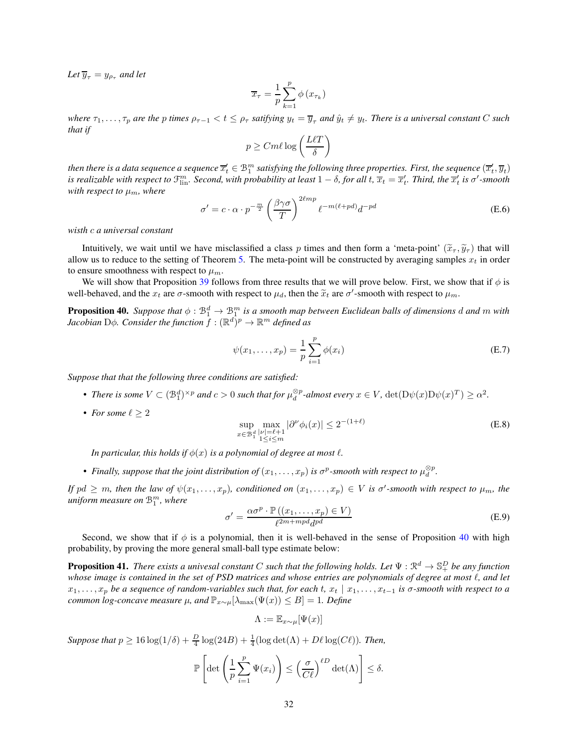*Let $\overline{y}_\tau = y_{\rho_\tau}$ and let*

$$\overline{x}_\tau = \frac{1}{p} \sum_{k=1}^{p} \phi\left(x_{\tau_k}\right)$$

*where $\tau_1, \ldots, \tau_p$ are the $p$ times $\rho_{\tau-1} < t \le \rho_\tau$ satisfying $y_t = \overline{y}_\tau$ and $\hat{y}_t \neq y_t$. There is a universal constant $C$ such that if*

$$p \geq C m \ell \log\left(\frac{L \ell T}{\delta}\right)$$

*then there is a data sequence a sequence $\overline{x}_t' \in \mathcal{B}_1^m$ satisfying the following three properties. First, the sequence $(\overline{x}_t', \overline{y}_t)$ is realizable with respect to $\mathcal{F}_{\mathrm{lin}}^m$. Second, with probability at least $1-\delta$, for all $t$, $\overline{x}_t = \overline{x}_t'$. Third, the $\overline{x}_t'$ is $\sigma'$-smooth with respect to $\mu_m$, where*

$$\sigma' = c \cdot \alpha \cdot p^{-\frac{m}{2}} \left(\frac{\beta \gamma \sigma}{T}\right)^{2\ell m p} \ell^{-m(\ell + pd)} d^{-pd} \tag{E.6}$$

*wisth $c$ a universal constant*

Intuitively, we wait until we have misclassified a class $p$ times and then form a 'meta-point' $(\widetilde{x}_\tau, \widetilde{y}_\tau)$ that will allow us to reduce to the setting of Theorem 5. The meta-point will be constructed by averaging samples $x_t$ in order to ensure smoothness with respect to $\mu_m$.

We will show that Proposition 39 follows from three results that we will prove below. First, we show that if $\phi$ is well-behaved, and the $x_t$ are $\sigma$-smooth with respect to $\mu_d$, then the $\widetilde{x}_t$ are $\sigma'$-smooth with respect to $\mu_m$.

**Proposition 40.** *Suppose that $\phi : \mathcal{B}_1^d \to \mathcal{B}_1^m$ is a smooth map between Euclidean balls of dimensions $d$ and $m$ with Jacobian $\mathrm{D}\phi$. Consider the function $f : (\mathbb{R}^d)^p \to \mathbb{R}^m$ defined as*

$$\psi(x_1, \ldots, x_p) = \frac{1}{p} \sum_{i=1}^{p} \phi(x_i) \tag{E.7}$$

*Suppose that that the following three conditions are satisfied:*

- *There is some $V \subset (\mathcal{B}_1^d)^{\times p}$ and $c > 0$ such that for $\mu_d^{\otimes p}$-almost every $x \in V$, $\det(\mathrm{D}\psi(x)\mathrm{D}\psi(x)^T) \geq \alpha^2$.*
- *For some $\ell \geq 2$*

$$\sup_{x \in \mathcal{B}_1^d} \max_{\substack{|\nu| = \ell+1 \\ 1 \le i \le m}} |\partial^\nu \phi_i(x)| \leq 2^{-(1+\ell)} \tag{E.8}$$

  *In particular, this holds if $\phi(x)$ is a polynomial of degree at most $\ell$.*
- *Finally, suppose that the joint distribution of $(x_1, \ldots, x_p)$ is $\sigma^p$-smooth with respect to $\mu_d^{\otimes p}$.*

*If $pd \geq m$, then the law of $\psi(x_1, \ldots, x_p)$, conditioned on $(x_1, \ldots, x_p) \in V$ is $\sigma'$-smooth with respect to $\mu_m$, the uniform measure on $\mathcal{B}_1^m$, where*

$$\sigma' = \frac{\alpha \sigma^p \cdot \mathbb{P}\left((x_1, \ldots, x_p) \in V\right)}{\ell^{2m + mpd} d^{pd}} \tag{E.9}$$

Second, we show that if $\phi$ is a polynomial, then it is well-behaved in the sense of Proposition 40 with high probability, by proving the more general small-ball type estimate below:

**Proposition 41.** *There exists a univesal constant $C$ such that the following holds. Let $\Psi : \mathbb{R}^d \to \mathbb{S}_+^D$ be any function whose image is contained in the set of PSD matrices and whose entries are polynomials of degree at most $\ell$, and let $x_1, \ldots, x_p$ be a sequence of random-variables such that, for each $t$, $x_t \mid x_1, \ldots, x_{t-1}$ is $\sigma$-smooth with respect to a common log-concave measure $\mu$, and $\mathbb{P}_{x \sim \mu}[\lambda_{\max}(\Psi(x)) \le B] = 1$. Define*

$$\Lambda := \mathbb{E}_{x \sim \mu}[\Psi(x)]$$

*Suppose that $p \geq 16 \log(1/\delta) + \frac{D}{4} \log(24B) + \frac{1}{4}(\log\det(\Lambda) + D\ell \log(C\ell))$. Then,*

$$\mathbb{P}\left[\det\left(\frac{1}{p}\sum_{i=1}^{p} \Psi(x_i)\right) \leq \left(\frac{\sigma}{C\ell}\right)^{\ell D} \det(\Lambda)\right] \leq \delta.$$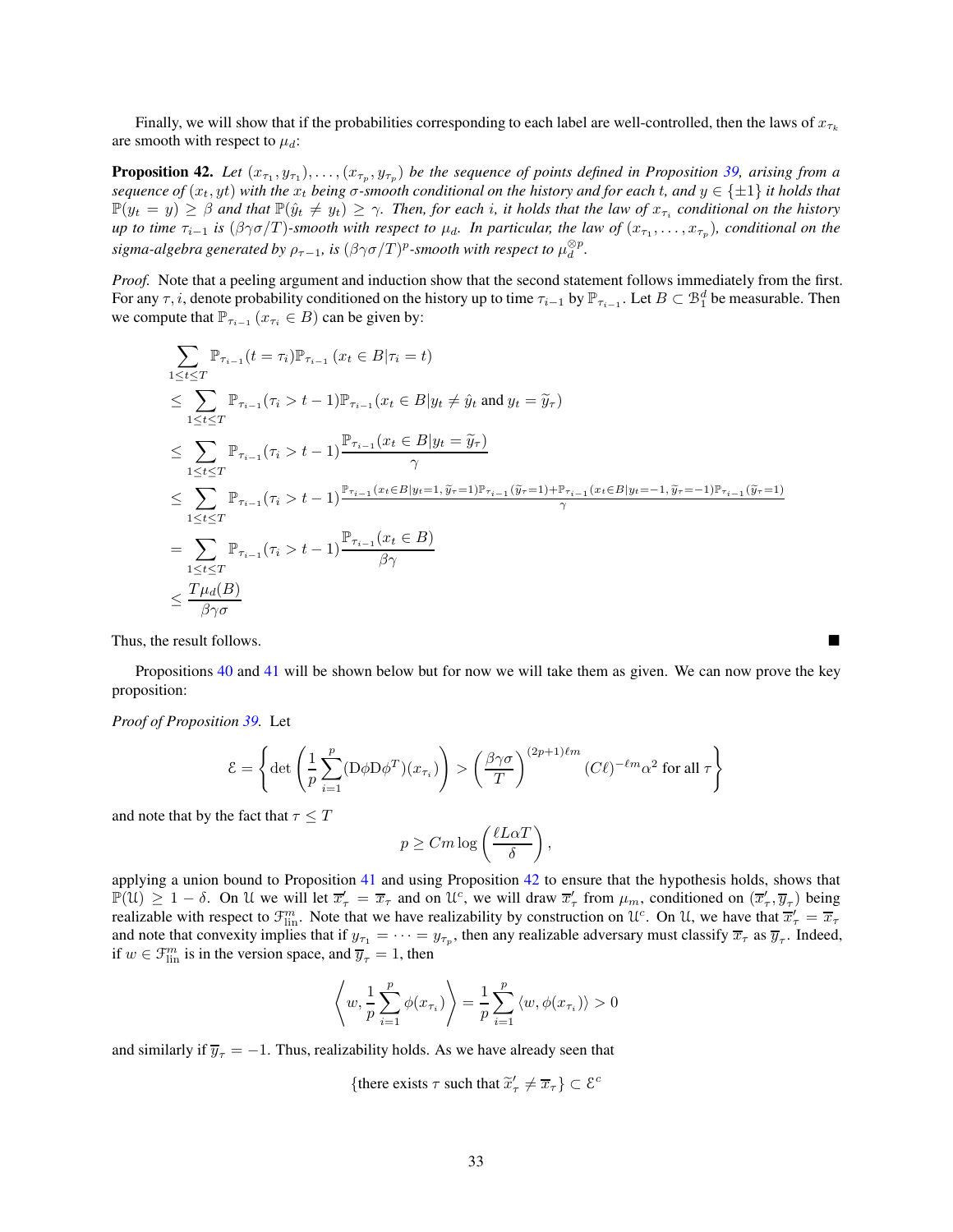Finally, we will show that if the probabilities corresponding to each label are well-controlled, then the laws of $x_{\tau_k}$ are smooth with respect to $\mu_d$:

**Proposition 42.** *Let $(x_{\tau_1}, y_{\tau_1}), \dots, (x_{\tau_p}, y_{\tau_p})$ be the sequence of points defined in Proposition 39, arising from a sequence of $(x_t, yt)$ with the $x_t$ being $\sigma$-smooth conditional on the history and for each $t$, and $y \in \{\pm 1\}$ it holds that $\mathbb{P}(y_t = y) \geq \beta$ and that $\mathbb{P}(\hat{y}_t \neq y_t) \geq \gamma$. Then, for each $i$, it holds that the law of $x_{\tau_i}$ conditional on the history up to time $\tau_{i-1}$ is $(\beta\gamma\sigma/T)$-smooth with respect to $\mu_d$. In particular, the law of $(x_{\tau_1}, \dots, x_{\tau_p})$, conditional on the sigma-algebra generated by $\rho_{\tau-1}$, is $(\beta\gamma\sigma/T)^p$-smooth with respect to $\mu_d^{\otimes p}$.*

*Proof.* Note that a peeling argument and induction show that the second statement follows immediately from the first. For any $\tau, i$, denote probability conditioned on the history up to time $\tau_{i-1}$ by $\mathbb{P}_{\tau_{i-1}}$. Let $B \subset \mathcal{B}_1^d$ be measurable. Then we compute that $\mathbb{P}_{\tau_{i-1}}(x_{\tau_i} \in B)$ can be given by:

$$
\begin{aligned}
&\sum_{1 \leq t \leq T} \mathbb{P}_{\tau_{i-1}}(t = \tau_i) \mathbb{P}_{\tau_{i-1}}(x_t \in B | \tau_i = t) \\
&\leq \sum_{1 \leq t \leq T} \mathbb{P}_{\tau_{i-1}}(\tau_i > t - 1) \mathbb{P}_{\tau_{i-1}}(x_t \in B | y_t \neq \hat{y}_t \text{ and } y_t = \widetilde{y}_\tau) \\
&\leq \sum_{1 \leq t \leq T} \mathbb{P}_{\tau_{i-1}}(\tau_i > t - 1) \frac{\mathbb{P}_{\tau_{i-1}}(x_t \in B | y_t = \widetilde{y}_\tau)}{\gamma} \\
&\leq \sum_{1 \leq t \leq T} \mathbb{P}_{\tau_{i-1}}(\tau_i > t - 1) \frac{\mathbb{P}_{\tau_{i-1}}(x_t \in B | y_t = 1, \widetilde{y}_\tau = 1) \mathbb{P}_{\tau_{i-1}}(\widetilde{y}_\tau = 1) + \mathbb{P}_{\tau_{i-1}}(x_t \in B | y_t = -1, \widetilde{y}_\tau = -1) \mathbb{P}_{\tau_{i-1}}(\widetilde{y}_\tau = 1)}{\gamma} \\
&= \sum_{1 \leq t \leq T} \mathbb{P}_{\tau_{i-1}}(\tau_i > t - 1) \frac{\mathbb{P}_{\tau_{i-1}}(x_t \in B)}{\beta\gamma} \\
&\leq \frac{T \mu_d(B)}{\beta\gamma\sigma}
\end{aligned}
$$

Thus, the result follows. ■

Propositions 40 and 41 will be shown below but for now we will take them as given. We can now prove the key proposition:

*Proof of Proposition 39.* Let

$$
\mathcal{E} = \left\{ \det\left( \frac{1}{p} \sum_{i=1}^{p} (\mathrm{D}\phi \mathrm{D}\phi^T)(x_{\tau_i}) \right) > \left( \frac{\beta\gamma\sigma}{T} \right)^{(2p+1)\ell m} (C\ell)^{-\ell m} \alpha^2 \text{ for all } \tau \right\}
$$

and note that by the fact that $\tau \leq T$

$$
p \geq Cm \log\left( \frac{\ell L \alpha T}{\delta} \right),
$$

applying a union bound to Proposition 41 and using Proposition 42 to ensure that the hypothesis holds, shows that $\mathbb{P}(\mathcal{U}) \geq 1 - \delta$. On $\mathcal{U}$ we will let $\overline{x}'_\tau = \overline{x}_\tau$ and on $\mathcal{U}^c$, we will draw $\overline{x}'_\tau$ from $\mu_m$, conditioned on $(\overline{x}'_\tau, \overline{y}_\tau)$ being realizable with respect to $\mathcal{F}_{\mathrm{lin}}^m$. Note that we have realizability by construction on $\mathcal{U}^c$. On $\mathcal{U}$, we have that $\overline{x}'_\tau = \overline{x}_\tau$ and note that convexity implies that if $y_{\tau_1} = \dots = y_{\tau_p}$, then any realizable adversary must classify $\overline{x}_\tau$ as $\overline{y}_\tau$. Indeed, if $w \in \mathcal{F}_{\mathrm{lin}}^m$ is in the version space, and $\overline{y}_\tau = 1$, then

$$
\left\langle w, \frac{1}{p} \sum_{i=1}^{p} \phi(x_{\tau_i}) \right\rangle = \frac{1}{p} \sum_{i=1}^{p} \langle w, \phi(x_{\tau_i}) \rangle > 0
$$

and similarly if $\overline{y}_\tau = -1$. Thus, realizability holds. As we have already seen that

$$
\{\text{there exists } \tau \text{ such that } \widetilde{x}'_\tau \neq \overline{x}_\tau\} \subset \mathcal{E}^c
$$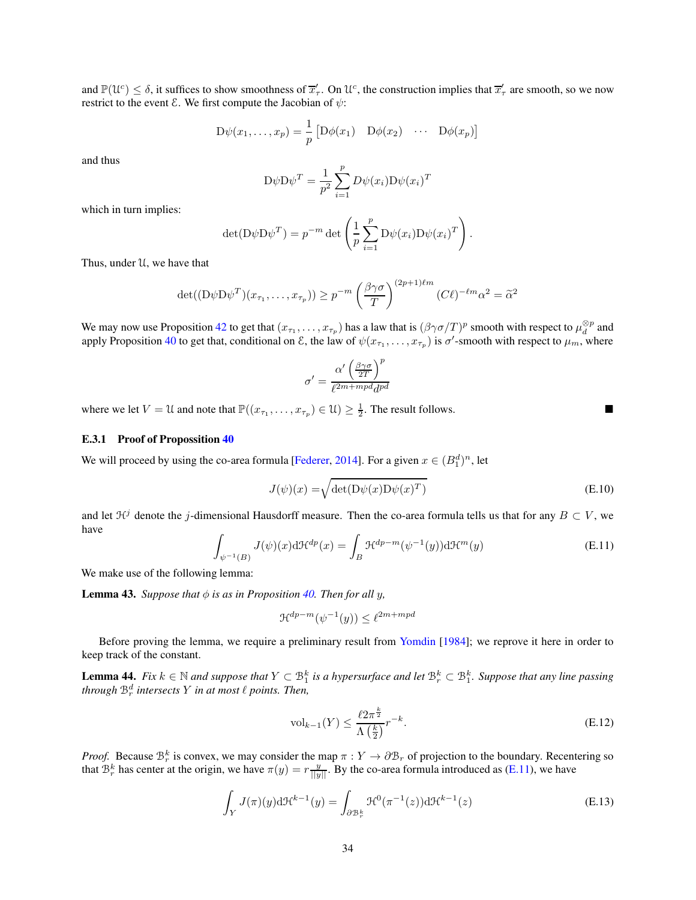and $\mathbb{P}(\mathcal{U}^c) \leq \delta$, it suffices to show smoothness of $\overline{x}'_\tau$. On $\mathcal{U}^c$, the construction implies that $\overline{x}'_\tau$ are smooth, so we now restrict to the event $\mathcal{E}$. We first compute the Jacobian of $\psi$:

$$\mathrm{D}\psi(x_1, \ldots, x_p) = \frac{1}{p}\begin{bmatrix}\mathrm{D}\phi(x_1) & \mathrm{D}\phi(x_2) & \cdots & \mathrm{D}\phi(x_p)\end{bmatrix}$$

and thus

$$\mathrm{D}\psi\mathrm{D}\psi^T = \frac{1}{p^2}\sum_{i=1}^p D\psi(x_i)\mathrm{D}\psi(x_i)^T$$

which in turn implies:

$$\det(\mathrm{D}\psi\mathrm{D}\psi^T) = p^{-m}\det\left(\frac{1}{p}\sum_{i=1}^p \mathrm{D}\psi(x_i)\mathrm{D}\psi(x_i)^T\right).$$

Thus, under $\mathcal{U}$, we have that

$$\det((\mathrm{D}\psi\mathrm{D}\psi^T)(x_{\tau_1}, \ldots, x_{\tau_p})) \geq p^{-m}\left(\frac{\beta\gamma\sigma}{T}\right)^{(2p+1)\ell m}(C\ell)^{-\ell m}\alpha^2 = \widetilde{\alpha}^2$$

We may now use Proposition 42 to get that $(x_{\tau_1}, \ldots, x_{\tau_p})$ has a law that is $(\beta\gamma\sigma/T)^p$ smooth with respect to $\mu_d^{\otimes p}$ and apply Proposition 40 to get that, conditional on $\mathcal{E}$, the law of $\psi(x_{\tau_1}, \ldots, x_{\tau_p})$ is $\sigma'$-smooth with respect to $\mu_m$, where

$$\sigma' = \frac{\alpha'\left(\frac{\beta\gamma\sigma}{2T}\right)^p}{\ell^{2m+mpd}d^{pd}}$$

where we let $V = \mathcal{U}$ and note that $\mathbb{P}((x_{\tau_1}, \ldots, x_{\tau_p}) \in \mathcal{U}) \geq \frac{1}{2}$. The result follows. ■

### E.3.1 Proof of Propossition 40

We will proceed by using the co-area formula [Federer, 2014]. For a given $x \in (B_1^d)^n$, let

$$J(\psi)(x) = \sqrt{\det(\mathrm{D}\psi(x)\mathrm{D}\psi(x)^T)} \tag{E.10}$$

and let $\mathcal{H}^j$ denote the $j$-dimensional Hausdorff measure. Then the co-area formula tells us that for any $B \subset V$, we have

$$\int_{\psi^{-1}(B)} J(\psi)(x)\mathrm{d}\mathcal{H}^{dp}(x) = \int_B \mathcal{H}^{dp-m}(\psi^{-1}(y))\mathrm{d}\mathcal{H}^m(y) \tag{E.11}$$

We make use of the following lemma:

**Lemma 43.** *Suppose that $\phi$ is as in Proposition 40. Then for all $y$,*

$$\mathcal{H}^{dp-m}(\psi^{-1}(y)) \leq \ell^{2m+mpd}$$

Before proving the lemma, we require a preliminary result from Yomdin [1984]; we reprove it here in order to keep track of the constant.

**Lemma 44.** *Fix $k \in \mathbb{N}$ and suppose that $Y \subset \mathcal{B}_1^k$ is a hypersurface and let $\mathcal{B}_r^k \subset \mathcal{B}_1^k$. Suppose that any line passing through $\mathcal{B}_r^d$ intersects $Y$ in at most $\ell$ points. Then,*

$$\mathrm{vol}_{k-1}(Y) \leq \frac{\ell 2\pi^{\frac{k}{2}}}{\Lambda\left(\frac{k}{2}\right)}r^{-k}. \tag{E.12}$$

*Proof.* Because $\mathcal{B}_r^k$ is convex, we may consider the map $\pi : Y \to \partial\mathcal{B}_r$ of projection to the boundary. Recentering so that $\mathcal{B}_r^k$ has center at the origin, we have $\pi(y) = r\frac{y}{||y||}$. By the co-area formula introduced as (E.11), we have

$$\int_Y J(\pi)(y)\mathrm{d}\mathcal{H}^{k-1}(y) = \int_{\partial\mathcal{B}_r^k}\mathcal{H}^0(\pi^{-1}(z))\mathrm{d}\mathcal{H}^{k-1}(z) \tag{E.13}$$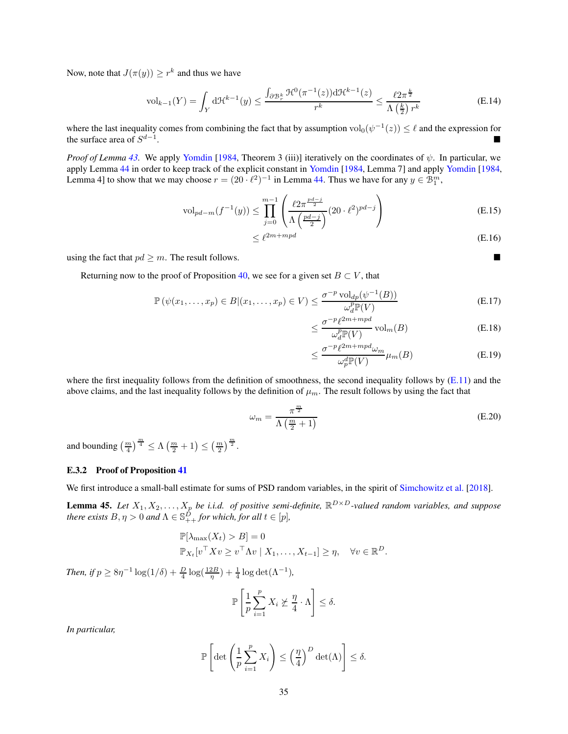Now, note that $J(\pi(y)) \geq r^k$ and thus we have

$$
\mathrm{vol}_{k-1}(Y) = \int_Y \mathrm{d}\mathcal{H}^{k-1}(y) \leq \frac{\int_{\partial \mathcal{B}_r^k} \mathcal{H}^0(\pi^{-1}(z)) \mathrm{d}\mathcal{H}^{k-1}(z)}{r^k} \leq \frac{\ell 2\pi^{\frac{k}{2}}}{\Lambda\left(\frac{k}{2}\right) r^k} \tag{E.14}
$$

where the last inequality comes from combining the fact that by assumption $\mathrm{vol}_0(\psi^{-1}(z)) \leq \ell$ and the expression for the surface area of $S^{d-1}$. ■

*Proof of Lemma 43.* We apply Yomdin [1984, Theorem 3 (iii)] iteratively on the coordinates of $\psi$. In particular, we apply Lemma 44 in order to keep track of the explicit constant in Yomdin [1984, Lemma 7] and apply Yomdin [1984, Lemma 4] to show that we may choose $r = (20 \cdot \ell^2)^{-1}$ in Lemma 44. Thus we have for any $y \in \mathcal{B}_1^m$,

$$
\begin{aligned}
\mathrm{vol}_{pd-m}(f^{-1}(y)) &\leq \prod_{j=0}^{m-1} \left( \frac{\ell 2\pi^{\frac{pd-j}{2}}}{\Lambda\left(\frac{pd-j}{2}\right)} (20 \cdot \ell^2)^{pd-j} \right) &\text{(E.15)}\\
&\leq \ell^{2m+mpd} &\text{(E.16)}
\end{aligned}
$$

using the fact that $pd \geq m$. The result follows. ■

Returning now to the proof of Proposition 40, we see for a given set $B \subset V$, that

$$
\begin{aligned}
\mathbb{P}\left(\psi(x_1, \ldots, x_p) \in B | (x_1, \ldots, x_p) \in V\right) &\leq \frac{\sigma^{-p} \mathrm{vol}_{dp}(\psi^{-1}(B))}{\omega_d^p \mathbb{P}(V)} &\text{(E.17)}\\
&\leq \frac{\sigma^{-p} \ell^{2m+mpd}}{\omega_d^p \mathbb{P}(V)} \mathrm{vol}_m(B) &\text{(E.18)}\\
&\leq \frac{\sigma^{-p} \ell^{2m+mpd} \omega_m}{\omega_p^d \mathbb{P}(V)} \mu_m(B) &\text{(E.19)}
\end{aligned}
$$

where the first inequality follows from the definition of smoothness, the second inequality follows by (E.11) and the above claims, and the last inequality follows by the definition of $\mu_m$. The result follows by using the fact that

$$
\omega_m = \frac{\pi^{\frac{m}{2}}}{\Lambda\left(\frac{m}{2} + 1\right)} \tag{E.20}
$$

and bounding $\left(\frac{m}{4}\right)^{\frac{m}{4}} \leq \Lambda\left(\frac{m}{2} + 1\right) \leq \left(\frac{m}{2}\right)^{\frac{m}{2}}$.

### E.3.2 Proof of Proposition 41

We first introduce a small-ball estimate for sums of PSD random variables, in the spirit of Simchowitz et al. [2018].

**Lemma 45.** *Let $X_1, X_2, \ldots, X_p$ be i.i.d. of positive semi-definite, $\mathbb{R}^{D \times D}$-valued random variables, and suppose there exists $B, \eta > 0$ and $\Lambda \in \mathbb{S}_{++}^D$ for which, for all $t \in [p]$,*

$$
\begin{aligned}
&\mathbb{P}[\lambda_{\max}(X_t) > B] = 0\\
&\mathbb{P}_{X_t}[v^\top X v \geq v^\top \Lambda v \mid X_1, \ldots, X_{t-1}] \geq \eta, \quad \forall v \in \mathbb{R}^D.
\end{aligned}
$$

*Then, if $p \geq 8\eta^{-1} \log(1/\delta) + \frac{D}{4} \log(\frac{12B}{\eta}) + \frac{1}{4} \log \det(\Lambda^{-1})$,*

$$
\mathbb{P}\left[\frac{1}{p} \sum_{i=1}^p X_i \not\succeq \frac{\eta}{4} \cdot \Lambda\right] \leq \delta.
$$

*In particular,*

$$
\mathbb{P}\left[\det\left(\frac{1}{p} \sum_{i=1}^p X_i\right) \leq \left(\frac{\eta}{4}\right)^D \det(\Lambda)\right] \leq \delta.
$$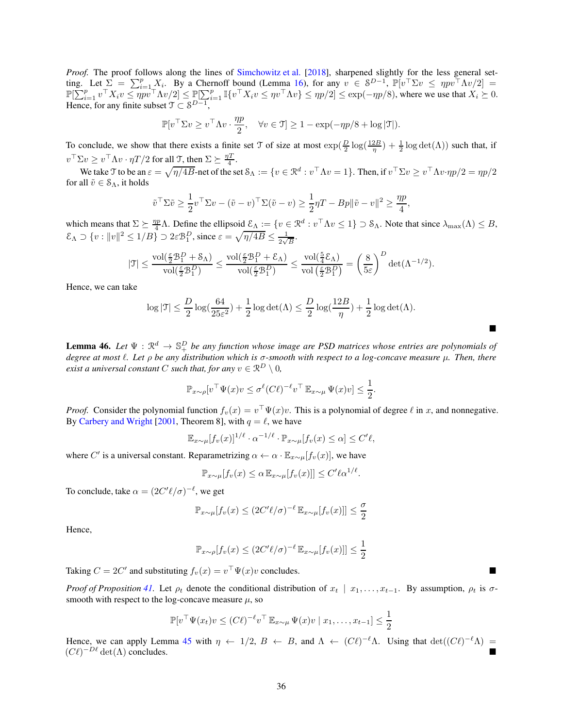*Proof.* The proof follows along the lines of Simchowitz et al. [2018], sharpened slightly for the less general setting. Let $\Sigma = \sum_{i=1}^{p} X_i$. By a Chernoff bound (Lemma 16), for any $v \in \mathcal{S}^{D-1}$, $\mathbb{P}[v^\top \Sigma v \le \eta p v^\top \Lambda v/2] = \mathbb{P}[\sum_{i=1}^{p} v^\top X_i v \le \eta p v^\top \Lambda v/2] \le \mathbb{P}[\sum_{i=1}^{p} \mathbb{I}\{v^\top X_i v \le \eta v^\top \Lambda v\} \le \eta p/2] \le \exp(-\eta p/8)$, where we use that $X_i \succeq 0$. Hence, for any finite subset $\mathcal{T} \subset \mathcal{S}^{D-1}$,

$$\mathbb{P}[v^\top \Sigma v \ge v^\top \Lambda v \cdot \frac{\eta p}{2}, \quad \forall v \in \mathcal{T}] \ge 1 - \exp(-\eta p/8 + \log|\mathcal{T}|).$$

To conclude, we show that there exists a finite set $\mathcal{T}$ of size at most $\exp(\frac{D}{2}\log(\frac{12B}{\eta}) + \frac{1}{2}\log\det(\Lambda))$ such that, if $v^\top \Sigma v \ge v^\top \Lambda v \cdot \eta T/2$ for all $\mathcal{T}$, then $\Sigma \succeq \frac{\eta T}{4}$.

We take $\mathcal{T}$ to be an $\varepsilon = \sqrt{\eta/4B}$-net of the set $\mathcal{S}_\Lambda := \{v \in \mathcal{R}^d : v^\top \Lambda v = 1\}$. Then, if $v^\top \Sigma v \ge v^\top \Lambda v \cdot \eta p/2 = \eta p/2$ for all $\tilde{v} \in \mathcal{S}_\Lambda$, it holds

$$\tilde{v}^\top \Sigma \tilde{v} \ge \frac{1}{2} v^\top \Sigma v - (\tilde{v} - v)^\top \Sigma (\tilde{v} - v) \ge \frac{1}{2}\eta T - Bp\|\tilde{v} - v\|^2 \ge \frac{\eta p}{4},$$

which means that $\Sigma \succeq \frac{\eta p}{4}\Lambda$. Define the ellipsoid $\mathcal{E}_\Lambda := \{v \in \mathcal{R}^d : v^\top \Lambda v \le 1\} \supset \mathcal{S}_\Lambda$. Note that since $\lambda_{\max}(\Lambda) \le B$, $\mathcal{E}_\Lambda \supset \{v : \|v\|^2 \le 1/B\} \supset 2\varepsilon \mathcal{B}_1^D$, since $\varepsilon = \sqrt{\eta/4B} \le \frac{1}{2\sqrt{B}}$.

$$|\mathcal{T}| \le \frac{\mathrm{vol}(\frac{\varepsilon}{2}\mathcal{B}_1^D + \mathcal{S}_\Lambda)}{\mathrm{vol}(\frac{\varepsilon}{2}\mathcal{B}_1^D)} \le \frac{\mathrm{vol}(\frac{\varepsilon}{2}\mathcal{B}_1^D + \mathcal{E}_\Lambda)}{\mathrm{vol}(\frac{\varepsilon}{2}\mathcal{B}_1^D)} \le \frac{\mathrm{vol}(\frac{5}{4}\mathcal{E}_\Lambda)}{\mathrm{vol}\left(\frac{\varepsilon}{2}\mathcal{B}_1^D\right)} = \left(\frac{8}{5\varepsilon}\right)^D \det(\Lambda^{-1/2}).$$

Hence, we can take

$$\log|\mathcal{T}| \le \frac{D}{2}\log(\frac{64}{25\varepsilon^2}) + \frac{1}{2}\log\det(\Lambda) \le \frac{D}{2}\log(\frac{12B}{\eta}) + \frac{1}{2}\log\det(\Lambda).$$

■

**Lemma 46.** *Let $\Psi : \mathcal{R}^d \to \mathbb{S}_+^D$ be any function whose image are PSD matrices whose entries are polynomials of degree at most $\ell$. Let $\rho$ be any distribution which is $\sigma$-smooth with respect to a log-concave measure $\mu$. Then, there exist a universal constant $C$ such that, for any $v \in \mathcal{R}^D \setminus 0$,*

$$\mathbb{P}_{x\sim\rho}[v^\top \Psi(x) v \le \sigma^\ell (C\ell)^{-\ell} v^\top \mathbb{E}_{x\sim\mu} \Psi(x) v] \le \frac{1}{2}.$$

*Proof.* Consider the polynomial function $f_v(x) = v^\top \Psi(x) v$. This is a polynomial of degree $\ell$ in $x$, and nonnegative. By Carbery and Wright [2001, Theorem 8], with $q = \ell$, we have

$$\mathbb{E}_{x\sim\mu}[f_v(x)]^{1/\ell} \cdot \alpha^{-1/\ell} \cdot \mathbb{P}_{x\sim\mu}[f_v(x) \le \alpha] \le C'\ell,$$

where $C'$ is a universal constant. Reparametrizing $\alpha \leftarrow \alpha \cdot \mathbb{E}_{x\sim\mu}[f_v(x)]$, we have

$$\mathbb{P}_{x\sim\mu}[f_v(x) \le \alpha\, \mathbb{E}_{x\sim\mu}[f_v(x)]] \le C'\ell\alpha^{1/\ell}.$$

To conclude, take $\alpha = (2C'\ell/\sigma)^{-\ell}$, we get

$$\mathbb{P}_{x\sim\mu}[f_v(x) \le (2C'\ell/\sigma)^{-\ell}\, \mathbb{E}_{x\sim\mu}[f_v(x)]] \le \frac{\sigma}{2}$$

Hence,

$$\mathbb{P}_{x\sim\rho}[f_v(x) \le (2C'\ell/\sigma)^{-\ell}\, \mathbb{E}_{x\sim\mu}[f_v(x)]] \le \frac{1}{2}$$

Taking $C = 2C'$ and substituting $f_v(x) = v^\top \Psi(x) v$ concludes. ■

*Proof of Proposition 41.* Let $\rho_t$ denote the conditional distribution of $x_t \mid x_1, \ldots, x_{t-1}$. By assumption, $\rho_t$ is $\sigma$-smooth with respect to the log-concave measure $\mu$, so

$$\mathbb{P}[v^\top \Psi(x_t) v \le (C\ell)^{-\ell} v^\top \mathbb{E}_{x\sim\mu} \Psi(x) v \mid x_1, \ldots, x_{t-1}] \le \frac{1}{2}$$

Hence, we can apply Lemma 45 with $\eta \leftarrow 1/2$, $B \leftarrow B$, and $\Lambda \leftarrow (C\ell)^{-\ell}\Lambda$. Using that $\det((C\ell)^{-\ell}\Lambda) = (C\ell)^{-D\ell}\det(\Lambda)$ concludes. ■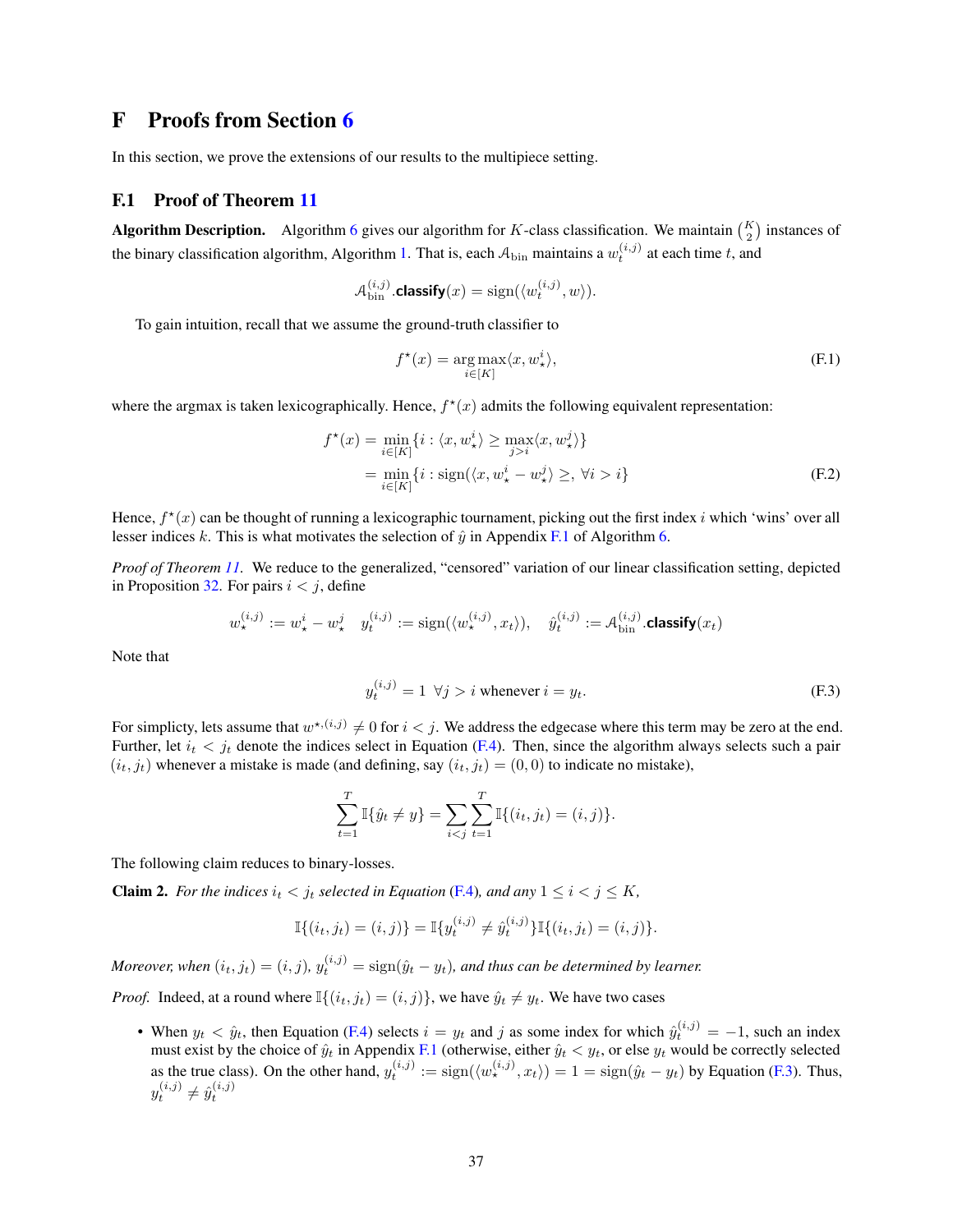# F Proofs from Section 6

In this section, we prove the extensions of our results to the multipiece setting.

## F.1 Proof of Theorem 11

**Algorithm Description.** Algorithm 6 gives our algorithm for $K$-class classification. We maintain $\binom{K}{2}$ instances of the binary classification algorithm, Algorithm 1. That is, each $\mathcal{A}_{\mathrm{bin}}$ maintains a $w_t^{(i,j)}$ at each time $t$, and

$$\mathcal{A}_{\mathrm{bin}}^{(i,j)}.\textsf{classify}(x) = \mathrm{sign}(\langle w_t^{(i,j)}, w\rangle).$$

To gain intuition, recall that we assume the ground-truth classifier to

$$f^\star(x) = \arg\max_{i \in [K]} \langle x, w_\star^i \rangle, \tag{F.1}$$

where the argmax is taken lexicographically. Hence, $f^\star(x)$ admits the following equivalent representation:

$$\begin{aligned} f^\star(x) &= \min_{i \in [K]} \{ i : \langle x, w_\star^i \rangle \geq \max_{j > i} \langle x, w_\star^j \rangle \} \\ &= \min_{i \in [K]} \{ i : \mathrm{sign}(\langle x, w_\star^i - w_\star^j \rangle \geq, \ \forall i > i \} \end{aligned} \tag{F.2}$$

Hence, $f^\star(x)$ can be thought of running a lexicographic tournament, picking out the first index $i$ which 'wins' over all lesser indices $k$. This is what motivates the selection of $\hat{y}$ in Appendix F.1 of Algorithm 6.

*Proof of Theorem 11.* We reduce to the generalized, "censored" variation of our linear classification setting, depicted in Proposition 32. For pairs $i < j$, define

$$w_\star^{(i,j)} := w_\star^i - w_\star^j \quad y_t^{(i,j)} := \mathrm{sign}(\langle w_\star^{(i,j)}, x_t \rangle), \quad \hat{y}_t^{(i,j)} := \mathcal{A}_{\mathrm{bin}}^{(i,j)}.\textsf{classify}(x_t)$$

Note that

$$y_t^{(i,j)} = 1 \ \ \forall j > i \text{ whenever } i = y_t. \tag{F.3}$$

For simplicty, lets assume that $w^{\star,(i,j)} \neq 0$ for $i < j$. We address the edgecase where this term may be zero at the end. Further, let $i_t < j_t$ denote the indices select in Equation (F.4). Then, since the algorithm always selects such a pair $(i_t, j_t)$ whenever a mistake is made (and defining, say $(i_t, j_t) = (0,0)$ to indicate no mistake),

$$\sum_{t=1}^T \mathbb{I}\{\hat{y}_t \neq y\} = \sum_{i<j} \sum_{t=1}^T \mathbb{I}\{(i_t, j_t) = (i,j)\}.$$

The following claim reduces to binary-losses.

**Claim 2.** *For the indices $i_t < j_t$ selected in Equation (F.4), and any $1 \leq i < j \leq K$,*

$$\mathbb{I}\{(i_t, j_t) = (i,j)\} = \mathbb{I}\{y_t^{(i,j)} \neq \hat{y}_t^{(i,j)}\}\mathbb{I}\{(i_t, j_t) = (i,j)\}.$$

*Moreover, when $(i_t, j_t) = (i,j)$, $y_t^{(i,j)} = \mathrm{sign}(\hat{y}_t - y_t)$, and thus can be determined by learner.*

*Proof.* Indeed, at a round where $\mathbb{I}\{(i_t, j_t) = (i,j)\}$, we have $\hat{y}_t \neq y_t$. We have two cases

- When $y_t < \hat{y}_t$, then Equation (F.4) selects $i = y_t$ and $j$ as some index for which $\hat{y}_t^{(i,j)} = -1$, such an index must exist by the choice of $\hat{y}_t$ in Appendix F.1 (otherwise, either $\hat{y}_t < y_t$, or else $y_t$ would be correctly selected as the true class). On the other hand, $y_t^{(i,j)} := \mathrm{sign}(\langle w_\star^{(i,j)}, x_t \rangle) = 1 = \mathrm{sign}(\hat{y}_t - y_t)$ by Equation (F.3). Thus, $y_t^{(i,j)} \neq \hat{y}_t^{(i,j)}$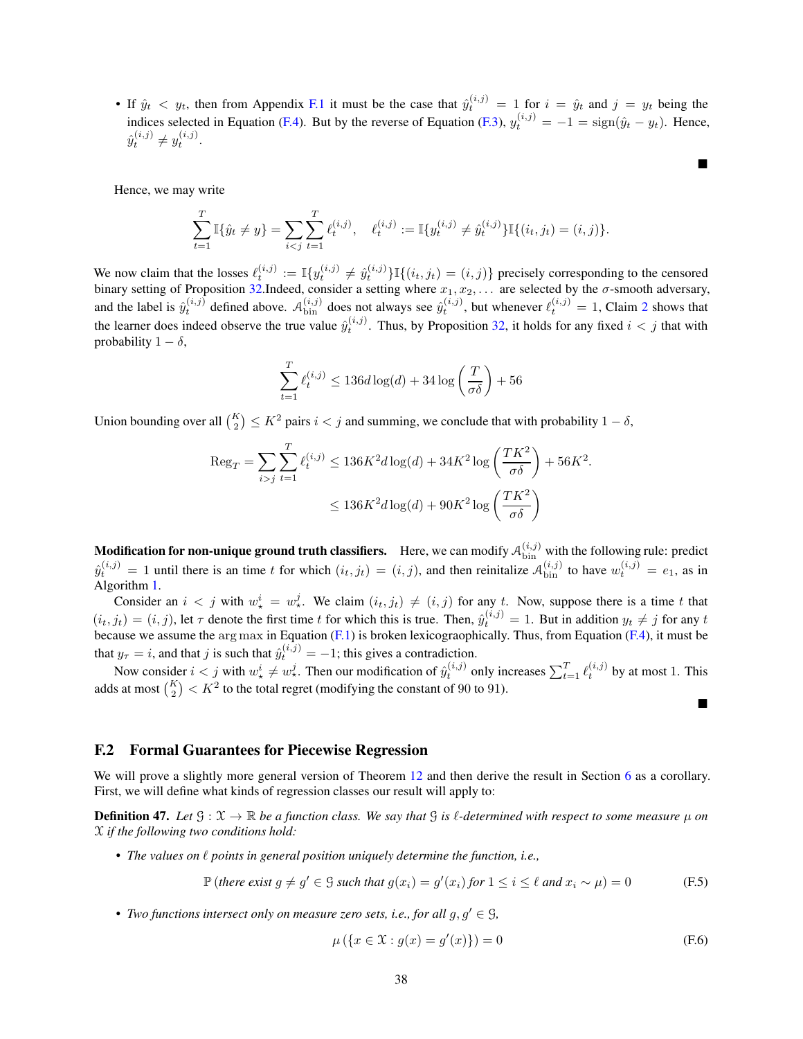- If $\hat{y}_t < y_t$, then from Appendix F.1 it must be the case that $\hat{y}_t^{(i,j)} = 1$ for $i = \hat{y}_t$ and $j = y_t$ being the indices selected in Equation (F.4). But by the reverse of Equation (F.3), $y_t^{(i,j)} = -1 = \text{sign}(\hat{y}_t - y_t)$. Hence, $\hat{y}_t^{(i,j)} \neq y_t^{(i,j)}$.

■

Hence, we may write

$$\sum_{t=1}^{T} \mathbb{I}\{\hat{y}_t \neq y\} = \sum_{i<j} \sum_{t=1}^{T} \ell_t^{(i,j)}, \quad \ell_t^{(i,j)} := \mathbb{I}\{y_t^{(i,j)} \neq \hat{y}_t^{(i,j)}\}\mathbb{I}\{(i_t, j_t) = (i,j)\}.$$

We now claim that the losses $\ell_t^{(i,j)} := \mathbb{I}\{y_t^{(i,j)} \neq \hat{y}_t^{(i,j)}\}\mathbb{I}\{(i_t, j_t) = (i,j)\}$ precisely corresponding to the censored binary setting of Proposition 32.Indeed, consider a setting where $x_1, x_2, \ldots$ are selected by the $\sigma$-smooth adversary, and the label is $\hat{y}_t^{(i,j)}$ defined above. $\mathcal{A}_{\text{bin}}^{(i,j)}$ does not always see $\hat{y}_t^{(i,j)}$, but whenever $\ell_t^{(i,j)} = 1$, Claim 2 shows that the learner does indeed observe the true value $\hat{y}_t^{(i,j)}$. Thus, by Proposition 32, it holds for any fixed $i < j$ that with probability $1 - \delta$,

$$\sum_{t=1}^{T} \ell_t^{(i,j)} \leq 136 d \log(d) + 34 \log\left(\frac{T}{\sigma\delta}\right) + 56$$

Union bounding over all $\binom{K}{2} \leq K^2$ pairs $i < j$ and summing, we conclude that with probability $1 - \delta$,

$$\begin{aligned}
\text{Reg}_T = \sum_{i>j} \sum_{t=1}^{T} \ell_t^{(i,j)} &\leq 136 K^2 d \log(d) + 34 K^2 \log\left(\frac{TK^2}{\sigma\delta}\right) + 56K^2. \\
&\leq 136 K^2 d \log(d) + 90 K^2 \log\left(\frac{TK^2}{\sigma\delta}\right)
\end{aligned}$$

**Modification for non-unique ground truth classifiers.** Here, we can modify $\mathcal{A}_{\text{bin}}^{(i,j)}$ with the following rule: predict $\hat{y}_t^{(i,j)} = 1$ until there is an time $t$ for which $(i_t, j_t) = (i,j)$, and then reinitialize $\mathcal{A}_{\text{bin}}^{(i,j)}$ to have $w_t^{(i,j)} = e_1$, as in Algorithm 1.

Consider an $i < j$ with $w_\star^i = w_\star^j$. We claim $(i_t, j_t) \neq (i,j)$ for any $t$. Now, suppose there is a time $t$ that $(i_t, j_t) = (i,j)$, let $\tau$ denote the first time $t$ for which this is true. Then, $\hat{y}_t^{(i,j)} = 1$. But in addition $y_t \neq j$ for any $t$ because we assume the $\arg\max$ in Equation (F.1) is broken lexicograophically. Thus, from Equation (F.4), it must be that $y_\tau = i$, and that $j$ is such that $\hat{y}_t^{(i,j)} = -1$; this gives a contradiction.

Now consider $i < j$ with $w_\star^i \neq w_\star^j$. Then our modification of $\hat{y}_t^{(i,j)}$ only increases $\sum_{t=1}^{T} \ell_t^{(i,j)}$ by at most 1. This adds at most $\binom{K}{2} < K^2$ to the total regret (modifying the constant of 90 to 91).

■

## F.2 Formal Guarantees for Piecewise Regression

We will prove a slightly more general version of Theorem 12 and then derive the result in Section 6 as a corollary. First, we will define what kinds of regression classes our result will apply to:

**Definition 47.** *Let $\mathcal{G} : \mathcal{X} \to \mathbb{R}$ be a function class. We say that $\mathcal{G}$ is $\ell$-determined with respect to some measure $\mu$ on $\mathcal{X}$ if the following two conditions hold:*

- *The values on $\ell$ points in general position uniquely determine the function, i.e.,*

$$\mathbb{P}\left(\text{there exist } g \neq g' \in \mathcal{G} \text{ such that } g(x_i) = g'(x_i) \text{ for } 1 \leq i \leq \ell \text{ and } x_i \sim \mu\right) = 0 \tag{F.5}$$

- *Two functions intersect only on measure zero sets, i.e., for all $g, g' \in \mathcal{G}$,*

$$\mu\left(\{x \in \mathcal{X} : g(x) = g'(x)\}\right) = 0 \tag{F.6}$$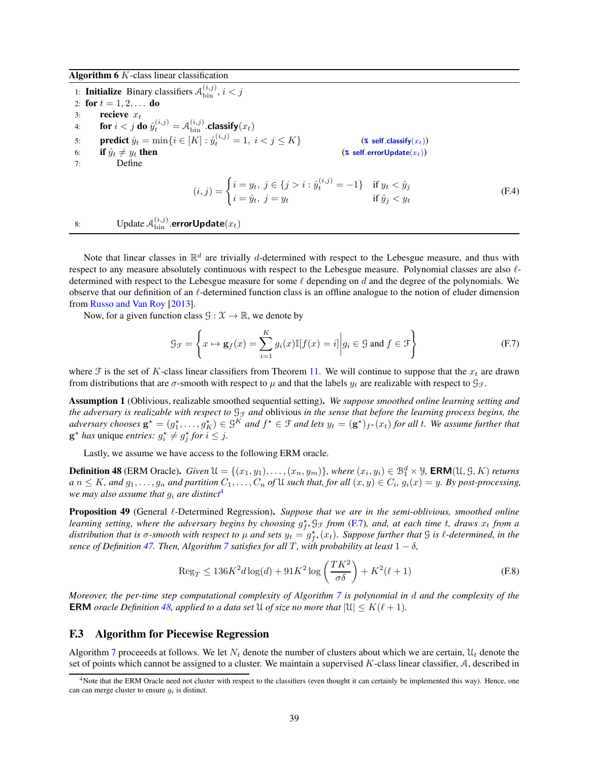**Algorithm 6** $K$-class linear classification

1: **Initialize** Binary classifiers $\mathcal{A}_{\text{bin}}^{(i,j)}, i < j$
2: **for** $t = 1, 2, \ldots$ **do**
3: **recieve** $x_t$
4: **for** $i < j$ **do** $\hat{y}_t^{(i,j)} = \mathcal{A}_{\text{bin}}^{(i,j)}.\mathsf{classify}(x_t)$
5: **predict** $\hat{y}_t = \min\{i \in [K] : \hat{y}_t^{(i,j)} = 1,\ i < j \leq K\}$ (% self.classify($x_t$))
6: **if** $\hat{y}_t \neq y_t$ **then** (% self.errorUpdate($x_t$))
7: Define

$$(i,j) = \begin{cases} i = y_t,\ j \in \{j > i : \hat{y}_t^{(i,j)} = -1\} & \text{if } y_t < \hat{y}_j \\ i = \hat{y}_t,\ j = y_t & \text{if } \hat{y}_j < y_t \end{cases} \tag{F.4}$$

8: Update $\mathcal{A}_{\text{bin}}^{(i,j)}.\mathsf{errorUpdate}(x_t)$

Note that linear classes in $\mathbb{R}^d$ are trivially $d$-determined with respect to the Lebesgue measure, and thus with respect to any measure absolutely continuous with respect to the Lebesgue measure. Polynomial classes are also $\ell$-determined with respect to the Lebesgue measure for some $\ell$ depending on $d$ and the degree of the polynomials. We observe that our definition of an $\ell$-determined function class is an offline analogue to the notion of eluder dimension from Russo and Van Roy [2013].

Now, for a given function class $\mathcal{G} : \mathcal{X} \to \mathbb{R}$, we denote by

$$\mathcal{G}_{\mathcal{F}} = \left\{ x \mapsto \mathbf{g}_f(x) = \sum_{i=1}^{K} g_i(x)\mathbb{I}[f(x) = i] \middle| g_i \in \mathcal{G} \text{ and } f \in \mathcal{F} \right\} \tag{F.7}$$

where $\mathcal{F}$ is the set of $K$-class linear classifiers from Theorem 11. We will continue to suppose that the $x_t$ are drawn from distributions that are $\sigma$-smooth with respect to $\mu$ and that the labels $y_t$ are realizable with respect to $\mathcal{G}_{\mathcal{F}}$.

**Assumption 1** (Oblivious, realizable smoothed sequential setting)**.** *We suppose smoothed online learning setting and the adversary is realizable with respect to $\mathcal{G}_{\mathcal{F}}$ and* oblivious *in the sense that before the learning process begins, the adversary chooses $\mathbf{g}^\star = (g_1^\star, \ldots, g_K^\star) \in \mathcal{G}^K$ and $f^\star \in \mathcal{F}$ and lets $y_t = (\mathbf{g}^\star)_{f^\star}(x_t)$ for all $t$. We assume further that $\mathbf{g}^\star$ has* unique *entries: $g_i^\star \neq g_j^\star$ for $i \leq j$.*

Lastly, we assume we have access to the following ERM oracle.

**Definition 48** (ERM Oracle)**.** *Given $\mathcal{U} = \{(x_1, y_1), \ldots, (x_n, y_m)\}$, where $(x_i, y_i) \in \mathcal{B}_1^d \times \mathcal{Y}$, $\mathsf{ERM}(\mathcal{U}, \mathcal{G}, K)$ returns a $n \leq K$, and $g_1, \ldots, g_n$ and partition $C_1, \ldots, C_n$ of $\mathcal{U}$ such that, for all $(x, y) \in C_i$, $g_i(x) = y$. By post-processing, we may also assume that $g_i$ are distinct*[4]

**Proposition 49** (General $\ell$-Determined Regression)**.** *Suppose that we are in the semi-oblivious, smoothed online learning setting, where the adversary begins by choosing $g_{f^\star}^\star \mathcal{G}_{\mathcal{F}}$ from (F.7), and, at each time $t$, draws $x_t$ from a distribution that is $\sigma$-smooth with respect to $\mu$ and sets $y_t = g_{f^\star}^\star(x_t)$. Suppose further that $\mathcal{G}$ is $\ell$-determined, in the sence of Definition 47. Then, Algorithm 7 satisfies for all $T$, with probability at least $1 - \delta$,*

$$\mathrm{Reg}_T \leq 136K^2 d\log(d) + 91K^2 \log\left(\frac{TK^2}{\sigma\delta}\right) + K^2(\ell + 1) \tag{F.8}$$

*Moreover, the per-time step computational complexity of Algorithm 7 is polynomial in $d$ and the complexity of the $\mathsf{ERM}$ oracle Definition 48, applied to a data set $\mathcal{U}$ of size no more that $|\mathcal{U}| \leq K(\ell + 1)$.*

## F.3 Algorithm for Piecewise Regression

Algorithm 7 proceeeds at follows. We let $N_t$ denote the number of clusters about which we are certain, $\mathcal{U}_t$ denote the set of points which cannot be assigned to a cluster. We maintain a supervised $K$-class linear classifier, $\mathcal{A}$, described in

---

[4] Note that the ERM Oracle need not cluster with respect to the classifiers (even thought it can certainly be implemented this way). Hence, one can can merge cluster to ensure $g_i$ is distinct.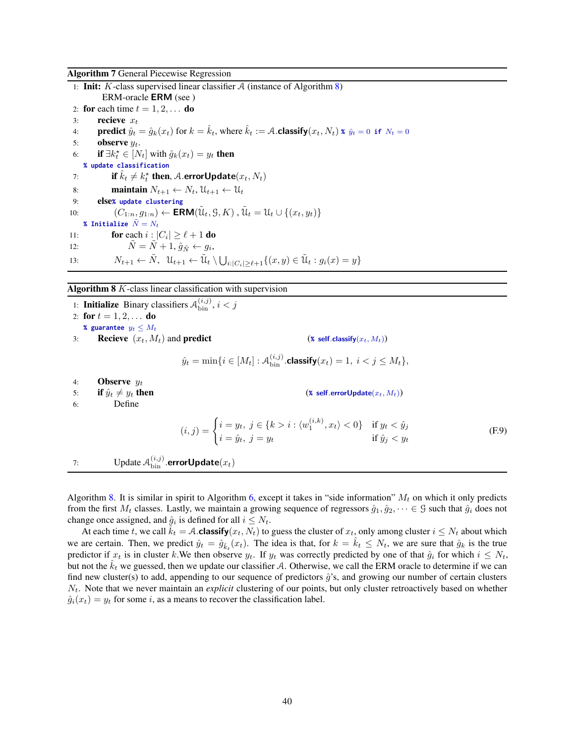**Algorithm 7** General Piecewise Regression

```
1:  Init: K-class supervised linear classifier 𝒜 (instance of Algorithm 8)
          ERM-oracle ERM (see )
2:  for each time t = 1, 2, ... do
3:      recieve x_t
4:      predict ŷ_t = ĝ_k(x_t) for k = k̂_t, where k̂_t := 𝒜.classify(x_t, N_t)  % ŷ_t = 0 if N_t = 0
5:      observe y_t.
6:      if ∃k*_t ∈ [N_t] with ĝ_k(x_t) = y_t then
        % update classification
7:          if k̂_t ≠ k*_t then, 𝒜.errorUpdate(x_t, N_t)
8:          maintain N_{t+1} ← N_t, 𝒰_{t+1} ← 𝒰_t
9:      else % update clustering
10:         (C_{1:n}, g_{1:n}) ← ERM(𝒰̃_t, 𝒢, K), 𝒰̃_t = 𝒰_t ∪ {(x_t, y_t)}
        % Initialize Ñ = N_t
11:         for each i : |C_i| ≥ ℓ + 1 do
12:             Ñ = Ñ + 1, ĝ_Ñ ← g_i,
13:         N_{t+1} ← Ñ,  𝒰_{t+1} ← 𝒰̃_t \ ⋃_{i:|C_i|≥ℓ+1} {(x, y) ∈ 𝒰̃_t : g_i(x) = y}
```

**Algorithm 8** $K$-class linear classification with supervision

```
1:  Initialize Binary classifiers 𝒜_bin^(i,j), i < j
2:  for t = 1, 2, ... do
    % guarantee y_t ≤ M_t
3:      Recieve (x_t, M_t) and predict                    (% self.classify(x_t, M_t))
```

$$
\hat{y}_t = \min\{i \in [M_t] : \mathcal{A}_{\text{bin}}^{(i,j)}.\textsf{classify}(x_t) = 1,\ i < j \le M_t\},
$$

```
4:      Observe y_t
5:      if ŷ_t ≠ y_t then                                 (% self.errorUpdate(x_t, M_t))
6:          Define
```

$$
(i,j) = \begin{cases} i = y_t,\ j \in \{k > i : \langle w_1^{(i,k)}, x_t\rangle < 0\} & \text{if } y_t < \hat{y}_j \\ i = \hat{y}_t,\ j = y_t & \text{if } \hat{y}_j < y_t \end{cases} \tag{F.9}
$$

```
7:          Update 𝒜_bin^(i,j).errorUpdate(x_t)
```

Algorithm 8. It is similar in spirit to Algorithm 6, except it takes in "side information" $M_t$ on which it only predicts from the first $M_t$ classes. Lastly, we maintain a growing sequence of regressors $\hat{g}_1, \hat{g}_2, \dots \in \mathcal{G}$ such that $\hat{g}_i$ does not change once assigned, and $\hat{g}_i$ is defined for all $i \le N_t$.

At each time $t$, we call $\hat{k}_t = \mathcal{A}.\textsf{classify}(x_t, N_t)$ to guess the cluster of $x_t$, only among cluster $i \le N_t$ about which we are certain. Then, we predict $\hat{y}_t = \hat{g}_{\hat{k}_t}(x_t)$. The idea is that, for $k = \hat{k}_t \le N_t$, we are sure that $\hat{g}_k$ is the true predictor if $x_t$ is in cluster $k$.We then observe $y_t$. If $y_t$ was correctly predicted by one of that $\hat{g}_i$ for which $i \le N_t$, but not the $\hat{k}_t$ we guessed, then we update our classifier $\mathcal{A}$. Otherwise, we call the ERM oracle to determine if we can find new cluster(s) to add, appending to our sequence of predictors $\hat{g}$'s, and growing our number of certain clusters $N_t$. Note that we never maintain an *explicit* clustering of our points, but only cluster retroactively based on whether $\hat{g}_i(x_t) = y_t$ for some $i$, as a means to recover the classification label.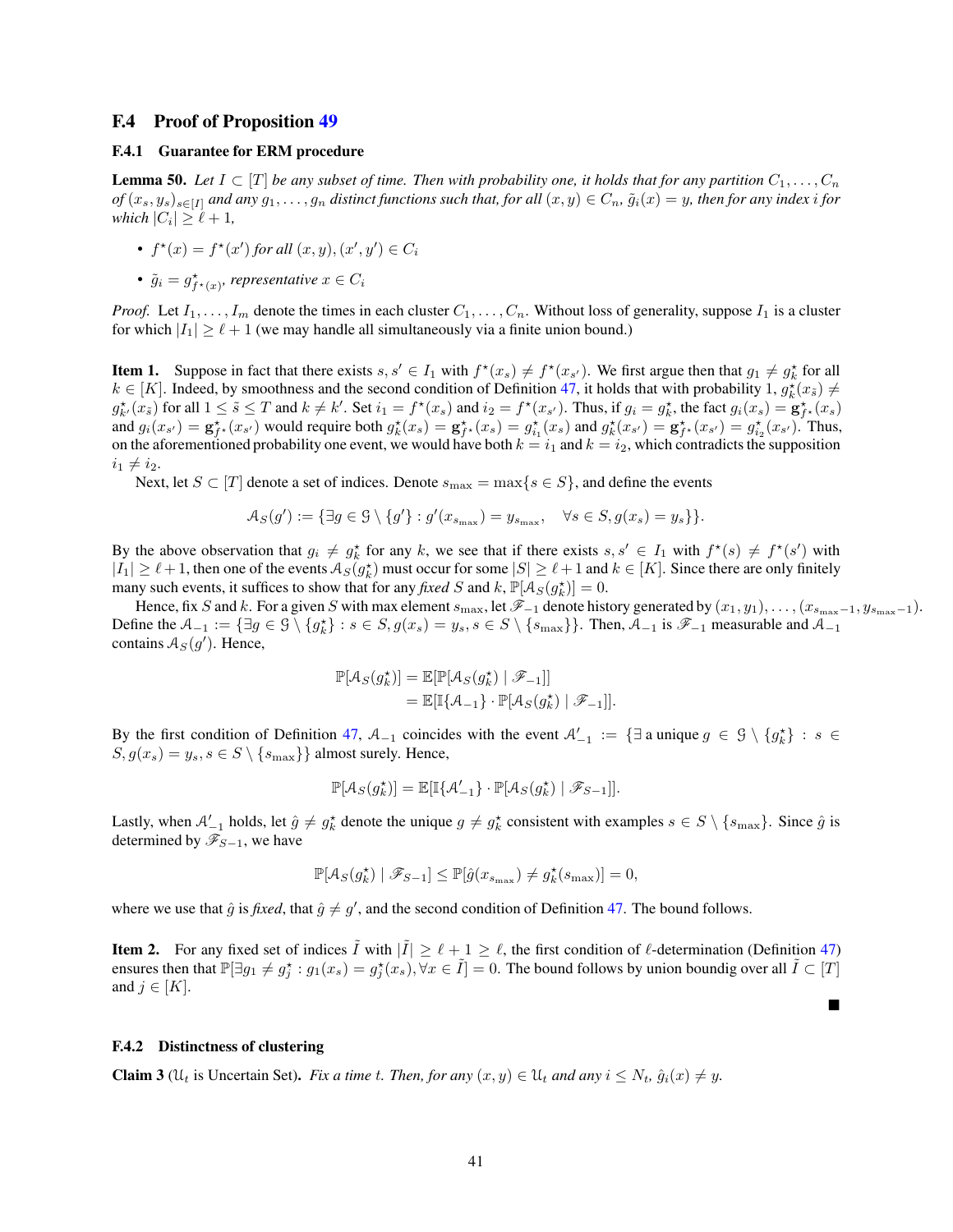### F.4 Proof of Proposition 49

#### F.4.1 Guarantee for ERM procedure

**Lemma 50.** *Let $I \subset [T]$ be any subset of time. Then with probability one, it holds that for any partition $C_1, \dots, C_n$ of $(x_s, y_s)_{s \in [I]}$ and any $g_1, \dots, g_n$ distinct functions such that, for all $(x, y) \in C_n$, $\tilde{g}_i(x) = y$, then for any index $i$ for which $|C_i| \geq \ell + 1$,*

- $f^\star(x) = f^\star(x')$ *for all* $(x, y), (x', y') \in C_i$
- $\tilde{g}_i = g^\star_{f^\star(x)}$*, representative* $x \in C_i$

*Proof.* Let $I_1, \dots, I_m$ denote the times in each cluster $C_1, \dots, C_n$. Without loss of generality, suppose $I_1$ is a cluster for which $|I_1| \geq \ell + 1$ (we may handle all simultaneously via a finite union bound.)

**Item 1.** Suppose in fact that there exists $s, s' \in I_1$ with $f^\star(x_s) \neq f^\star(x_{s'})$. We first argue then that $g_1 \neq g^\star_k$ for all $k \in [K]$. Indeed, by smoothness and the second condition of Definition 47, it holds that with probability 1, $g^\star_k(x_{\tilde{s}}) \neq g^\star_{k'}(x_{\tilde{s}})$ for all $1 \leq \tilde{s} \leq T$ and $k \neq k'$. Set $i_1 = f^\star(x_s)$ and $i_2 = f^\star(x_{s'})$. Thus, if $g_i = g^\star_k$, the fact $g_i(x_s) = \mathbf{g}^\star_{f^\star}(x_s)$ and $g_i(x_{s'}) = \mathbf{g}^\star_{f^\star}(x_{s'})$ would require both $g^\star_k(x_s) = \mathbf{g}^\star_{f^\star}(x_s) = g^\star_{i_1}(x_s)$ and $g^\star_k(x_{s'}) = \mathbf{g}^\star_{f^\star}(x_{s'}) = g^\star_{i_2}(x_{s'})$. Thus, on the aforementioned probability one event, we would have both $k = i_1$ and $k = i_2$, which contradicts the supposition $i_1 \neq i_2$.

Next, let $S \subset [T]$ denote a set of indices. Denote $s_{\max} = \max\{s \in S\}$, and define the events

$$\mathcal{A}_S(g') := \{\exists g \in \mathcal{G} \setminus \{g'\} : g'(x_{s_{\max}}) = y_{s_{\max}}, \quad \forall s \in S, g(x_s) = y_s\}\}.$$

By the above observation that $g_i \neq g^\star_k$ for any $k$, we see that if there exists $s, s' \in I_1$ with $f^\star(s) \neq f^\star(s')$ with $|I_1| \geq \ell + 1$, then one of the events $\mathcal{A}_S(g^\star_k)$ must occur for some $|S| \geq \ell + 1$ and $k \in [K]$. Since there are only finitely many such events, it suffices to show that for any *fixed* $S$ and $k$, $\mathbb{P}[\mathcal{A}_S(g^\star_k)] = 0$.

Hence, fix $S$ and $k$. For a given $S$ with max element $s_{\max}$, let $\mathscr{F}_{-1}$ denote history generated by $(x_1, y_1), \dots, (x_{s_{\max}-1}, y_{s_{\max}-1})$. Define the $\mathcal{A}_{-1} := \{\exists g \in \mathcal{G} \setminus \{g^\star_k\} : s \in S, g(x_s) = y_s, s \in S \setminus \{s_{\max}\}\}$. Then, $\mathcal{A}_{-1}$ is $\mathscr{F}_{-1}$ measurable and $\mathcal{A}_{-1}$ contains $\mathcal{A}_S(g')$. Hence,

$$\begin{aligned}
\mathbb{P}[\mathcal{A}_S(g^\star_k)] &= \mathbb{E}[\mathbb{P}[\mathcal{A}_S(g^\star_k) \mid \mathscr{F}_{-1}]] \\
&= \mathbb{E}[\mathbb{I}\{\mathcal{A}_{-1}\} \cdot \mathbb{P}[\mathcal{A}_S(g^\star_k) \mid \mathscr{F}_{-1}]].
\end{aligned}$$

By the first condition of Definition 47, $\mathcal{A}_{-1}$ coincides with the event $\mathcal{A}'_{-1} := \{\exists \text{ a unique } g \in \mathcal{G} \setminus \{g^\star_k\} : s \in S, g(x_s) = y_s, s \in S \setminus \{s_{\max}\}\}$ almost surely. Hence,

$$\mathbb{P}[\mathcal{A}_S(g^\star_k)] = \mathbb{E}[\mathbb{I}\{\mathcal{A}'_{-1}\} \cdot \mathbb{P}[\mathcal{A}_S(g^\star_k) \mid \mathscr{F}_{S-1}]].$$

Lastly, when $\mathcal{A}'_{-1}$ holds, let $\hat{g} \neq g^\star_k$ denote the unique $g \neq g^\star_k$ consistent with examples $s \in S \setminus \{s_{\max}\}$. Since $\hat{g}$ is determined by $\mathscr{F}_{S-1}$, we have

$$\mathbb{P}[\mathcal{A}_S(g^\star_k) \mid \mathscr{F}_{S-1}] \leq \mathbb{P}[\hat{g}(x_{s_{\max}}) \neq g^\star_k(s_{\max})] = 0,$$

where we use that $\hat{g}$ is *fixed*, that $\hat{g} \neq g'$, and the second condition of Definition 47. The bound follows.

**Item 2.** For any fixed set of indices $\tilde{I}$ with $|\tilde{I}| \geq \ell + 1 \geq \ell$, the first condition of $\ell$-determination (Definition 47) ensures then that $\mathbb{P}[\exists g_1 \neq g^\star_j : g_1(x_s) = g^\star_j(x_s), \forall x \in \tilde{I}] = 0$. The bound follows by union boundig over all $\tilde{I} \subset [T]$ and $j \in [K]$. ∎

#### F.4.2 Distinctness of clustering

**Claim 3** ($\mathcal{U}_t$ is Uncertain Set)**.** *Fix a time $t$. Then, for any $(x, y) \in \mathcal{U}_t$ and any $i \leq N_t$, $\hat{g}_i(x) \neq y$.*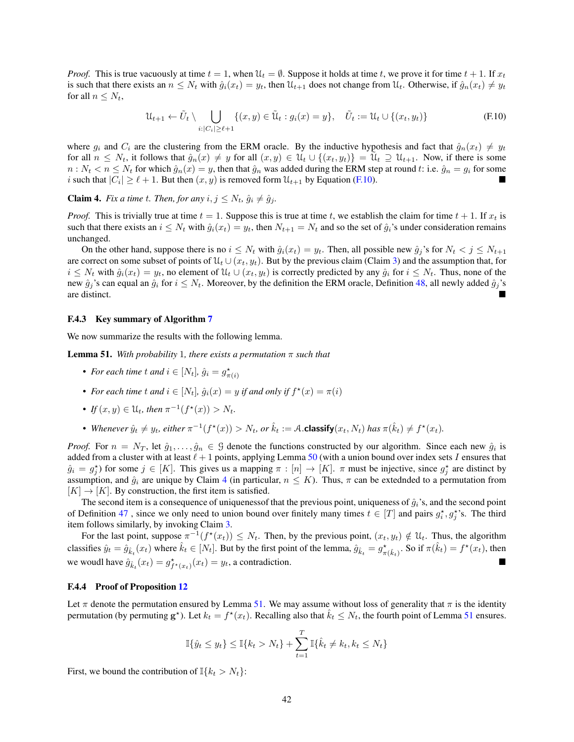*Proof.* This is true vacuously at time $t = 1$, when $\mathcal{U}_t = \emptyset$. Suppose it holds at time $t$, we prove it for time $t+1$. If $x_t$ is such that there exists an $n \le N_t$ with $\hat{g}_i(x_t) = y_t$, then $\mathcal{U}_{t+1}$ does not change from $\mathcal{U}_t$. Otherwise, if $\hat{g}_n(x_t) \ne y_t$ for all $n \le N_t$,

$$\mathcal{U}_{t+1} \leftarrow \tilde{U}_t \setminus \bigcup_{i:|C_i| \ge \ell+1} \{(x,y) \in \tilde{\mathcal{U}}_t : g_i(x) = y\}, \quad \tilde{U}_t := \mathcal{U}_t \cup \{(x_t, y_t)\} \tag{F.10}$$

where $g_i$ and $C_i$ are the clustering from the ERM oracle. By the inductive hypothesis and fact that $\hat{g}_n(x_t) \ne y_t$ for all $n \le N_t$, it follows that $\hat{g}_n(x) \ne y$ for all $(x,y) \in \mathcal{U}_t \cup \{(x_t, y_t)\} = \tilde{\mathcal{U}}_t \supseteq \mathcal{U}_{t+1}$. Now, if there is some $n : N_t < n \le N_t$ for which $\hat{g}_n(x) = y$, then that $\hat{g}_n$ was added during the ERM step at round $t$: i.e. $\hat{g}_n = g_i$ for some $i$ such that $|C_i| \ge \ell + 1$. But then $(x,y)$ is removed form $\mathcal{U}_{t+1}$ by Equation (F.10). ■

**Claim 4.** *Fix a time $t$. Then, for any $i, j \le N_t$, $\hat{g}_i \ne \hat{g}_j$.*

*Proof.* This is trivially true at time $t = 1$. Suppose this is true at time $t$, we establish the claim for time $t+1$. If $x_t$ is such that there exists an $i \le N_t$ with $\hat{g}_i(x_t) = y_t$, then $N_{t+1} = N_t$ and so the set of $\hat{g}_i$'s under consideration remains unchanged.

On the other hand, suppose there is no $i \le N_t$ with $\hat{g}_i(x_t) = y_t$. Then, all possible new $\hat{g}_j$'s for $N_t < j \le N_{t+1}$ are correct on some subset of points of $\mathcal{U}_t \cup (x_t, y_t)$. But by the previous claim (Claim 3) and the assumption that, for $i \le N_t$ with $\hat{g}_i(x_t) = y_t$, no element of $\mathcal{U}_t \cup (x_t, y_t)$ is correctly predicted by any $\hat{g}_i$ for $i \le N_t$. Thus, none of the new $\hat{g}_j$'s can equal an $\hat{g}_i$ for $i \le N_t$. Moreover, by the definition the ERM oracle, Definition 48, all newly added $\hat{g}_j$'s are distinct. ■

### F.4.3 Key summary of Algorithm 7

We now summarize the results with the following lemma.

**Lemma 51.** *With probability 1, there exists a permutation $\pi$ such that*

- *For each time $t$ and $i \in [N_t]$, $\hat{g}_i = g^\star_{\pi(i)}$*
- *For each time $t$ and $i \in [N_t]$, $\hat{g}_i(x) = y$ if and only if $f^\star(x) = \pi(i)$*
- *If $(x,y) \in \mathcal{U}_t$, then $\pi^{-1}(f^\star(x)) > N_t$.*
- *Whenever $\hat{y}_t \ne y_t$, either $\pi^{-1}(f^\star(x)) > N_t$, or $\hat{k}_t := \mathcal{A}.\textbf{classify}(x_t, N_t)$ has $\pi(\hat{k}_t) \ne f^\star(x_t)$.*

*Proof.* For $n = N_T$, let $\hat{g}_1, \dots, \hat{g}_n \in \mathcal{G}$ denote the functions constructed by our algorithm. Since each new $\hat{g}_i$ is added from a cluster with at least $\ell + 1$ points, applying Lemma 50 (with a union bound over index sets $I$ ensures that $\hat{g}_i = g^\star_j$) for some $j \in [K]$. This gives us a mapping $\pi : [n] \to [K]$. $\pi$ must be injective, since $g^\star_j$ are distinct by assumption, and $\hat{g}_i$ are unique by Claim 4 (in particular, $n \le K$). Thus, $\pi$ can be extednded to a permutation from $[K] \to [K]$. By construction, the first item is satisfied.

The second item is a consequence of uniquenessof that the previous point, uniqueness of $\hat{g}_i$'s, and the second point of Definition 47 , since we only need to union bound over finitely many times $t \in [T]$ and pairs $g^\star_i, g^\star_j$'s. The third item follows similarly, by invoking Claim 3.

For the last point, suppose $\pi^{-1}(f^\star(x_t)) \le N_t$. Then, by the previous point, $(x_t, y_t) \notin \mathcal{U}_t$. Thus, the algorithm classifies $\hat{y}_t = \hat{g}_{\hat{k}_t}(x_t)$ where $\hat{k}_t \in [N_t]$. But by the first point of the lemma, $\hat{g}_{\hat{k}_t} = g^\star_{\pi(\hat{k}_t)}$. So if $\pi(\hat{k}_t) = f^\star(x_t)$, then we woudl have $\hat{g}_{\hat{k}_t}(x_t) = g^\star_{f^\star(x_t)}(x_t) = y_t$, a contradiction. ■

### F.4.4 Proof of Proposition 12

Let $\pi$ denote the permutation ensured by Lemma 51. We may assume without loss of generality that $\pi$ is the identity permutation (by permuting $\mathbf{g}^\star$). Let $k_t = f^\star(x_t)$. Recalling also that $\hat{k}_t \le N_t$, the fourth point of Lemma 51 ensures.

$$\mathbb{I}\{\hat{y}_t \le y_t\} \le \mathbb{I}\{k_t > N_t\} + \sum_{t=1}^{T} \mathbb{I}\{\hat{k}_t \ne k_t, k_t \le N_t\}$$

First, we bound the contribution of $\mathbb{I}\{k_t > N_t\}$: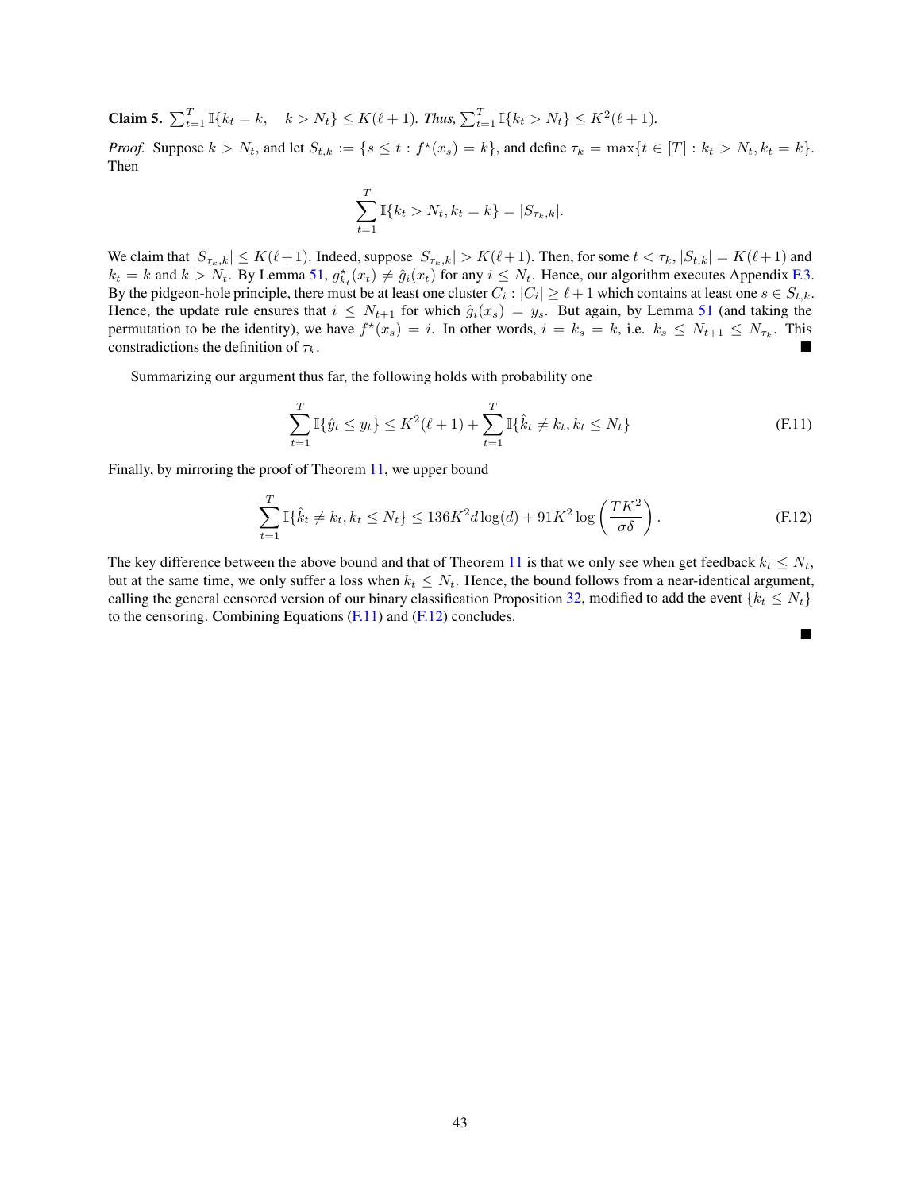**Claim 5.** $\sum_{t=1}^{T} \mathbb{I}\{k_t = k, \quad k > N_t\} \leq K(\ell + 1)$. *Thus,* $\sum_{t=1}^{T} \mathbb{I}\{k_t > N_t\} \leq K^2(\ell + 1)$.

*Proof.* Suppose $k > N_t$, and let $S_{t,k} := \{s \leq t : f^\star(x_s) = k\}$, and define $\tau_k = \max\{t \in [T] : k_t > N_t, k_t = k\}$. Then

$$\sum_{t=1}^{T} \mathbb{I}\{k_t > N_t, k_t = k\} = |S_{\tau_k,k}|.$$

We claim that $|S_{\tau_k,k}| \leq K(\ell+1)$. Indeed, suppose $|S_{\tau_k,k}| > K(\ell+1)$. Then, for some $t < \tau_k$, $|S_{t,k}| = K(\ell+1)$ and $k_t = k$ and $k > N_t$. By Lemma 51, $g^\star_{k_t}(x_t) \neq \hat{g}_i(x_t)$ for any $i \leq N_t$. Hence, our algorithm executes Appendix F.3. By the pidgeon-hole principle, there must be at least one cluster $C_i : |C_i| \geq \ell + 1$ which contains at least one $s \in S_{t,k}$. Hence, the update rule ensures that $i \leq N_{t+1}$ for which $\hat{g}_i(x_s) = y_s$. But again, by Lemma 51 (and taking the permutation to be the identity), we have $f^\star(x_s) = i$. In other words, $i = k_s = k$, i.e. $k_s \leq N_{t+1} \leq N_{\tau_k}$. This constradictions the definition of $\tau_k$. ■

Summarizing our argument thus far, the following holds with probability one

$$\sum_{t=1}^{T} \mathbb{I}\{\hat{y}_t \leq y_t\} \leq K^2(\ell+1) + \sum_{t=1}^{T} \mathbb{I}\{\hat{k}_t \neq k_t, k_t \leq N_t\} \tag{F.11}$$

Finally, by mirroring the proof of Theorem 11, we upper bound

$$\sum_{t=1}^{T} \mathbb{I}\{\hat{k}_t \neq k_t, k_t \leq N_t\} \leq 136K^2 d \log(d) + 91K^2 \log\left(\frac{TK^2}{\sigma\delta}\right). \tag{F.12}$$

The key difference between the above bound and that of Theorem 11 is that we only see when get feedback $k_t \leq N_t$, but at the same time, we only suffer a loss when $k_t \leq N_t$. Hence, the bound follows from a near-identical argument, calling the general censored version of our binary classification Proposition 32, modified to add the event $\{k_t \leq N_t\}$ to the censoring. Combining Equations (F.11) and (F.12) concludes.

■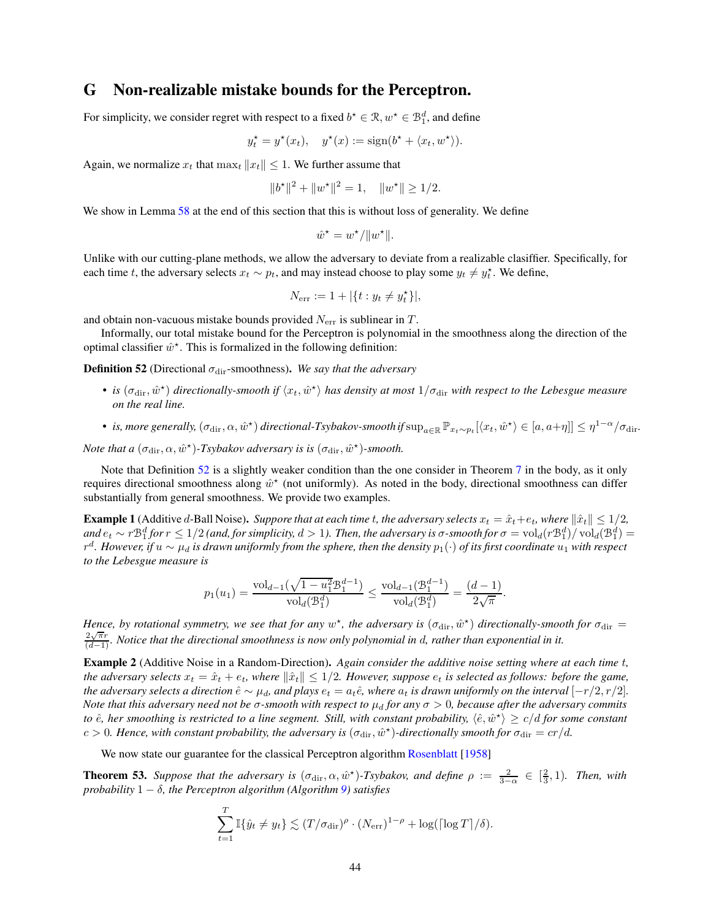# G Non-realizable mistake bounds for the Perceptron.

For simplicity, we consider regret with respect to a fixed $b^\star \in \mathcal{R}, w^\star \in \mathcal{B}_1^d$, and define

$$y_t^\star = y^\star(x_t), \quad y^\star(x) := \mathrm{sign}(b^\star + \langle x_t, w^\star \rangle).$$

Again, we normalize $x_t$ that $\max_t \|x_t\| \le 1$. We further assume that

$$\|b^\star\|^2 + \|w^\star\|^2 = 1, \quad \|w^\star\| \ge 1/2.$$

We show in Lemma 58 at the end of this section that this is without loss of generality. We define

$$\hat{w}^\star = w^\star / \|w^\star\|.$$

Unlike with our cutting-plane methods, we allow the adversary to deviate from a realizable classifier. Specifically, for each time $t$, the adversary selects $x_t \sim p_t$, and may instead choose to play some $y_t \neq y_t^\star$. We define,

$$N_{\mathrm{err}} := 1 + |\{t : y_t \neq y_t^\star\}|,$$

and obtain non-vacuous mistake bounds provided $N_{\mathrm{err}}$ is sublinear in $T$.

Informally, our total mistake bound for the Perceptron is polynomial in the smoothness along the direction of the optimal classifier $\hat{w}^\star$. This is formalized in the following definition:

**Definition 52** (Directional $\sigma_{\mathrm{dir}}$-smoothness)**.** *We say that the adversary*

- *is $(\sigma_{\mathrm{dir}}, \hat{w}^\star)$ directionally-smooth if $\langle x_t, \hat{w}^\star \rangle$ has density at most $1/\sigma_{\mathrm{dir}}$ with respect to the Lebesgue measure on the real line.*
- *is, more generally, $(\sigma_{\mathrm{dir}}, \alpha, \hat{w}^\star)$ directional-Tsybakov-smooth if $\sup_{a \in \mathbb{R}} \mathbb{P}_{x_t \sim p_t}[\langle x_t, \hat{w}^\star \rangle \in [a, a+\eta]] \le \eta^{1-\alpha}/\sigma_{\mathrm{dir}}$.*

*Note that a $(\sigma_{\mathrm{dir}}, \alpha, \hat{w}^\star)$-Tsybakov adversary is is $(\sigma_{\mathrm{dir}}, \hat{w}^\star)$-smooth.*

Note that Definition 52 is a slightly weaker condition than the one considered in Theorem 7 in the body, as it only requires directional smoothness along $\hat{w}^\star$ (not uniformly). As noted in the body, directional smoothness can differ substantially from general smoothness. We provide two examples.

**Example 1** (Additive $d$-Ball Noise)**.** *Suppore that at each time $t$, the adversary selects $x_t = \hat{x}_t + e_t$, where $\|\hat{x}_t\| \le 1/2$, and $e_t \sim r\mathcal{B}_1^d$ for $r \le 1/2$ (and, for simplicity, $d > 1$). Then, the adversary is $\sigma$-smooth for $\sigma = \mathrm{vol}_d(r\mathcal{B}_1^d)/\mathrm{vol}_d(\mathcal{B}_1^d) = r^d$. However, if $u \sim \mu_d$ is drawn uniformly from the sphere, then the density $p_1(\cdot)$ of its first coordinate $u_1$ with respect to the Lebesgue measure is*

$$p_1(u_1) = \frac{\mathrm{vol}_{d-1}(\sqrt{1-u_1^2}\mathcal{B}_1^{d-1})}{\mathrm{vol}_d(\mathcal{B}_1^d)} \le \frac{\mathrm{vol}_{d-1}(\mathcal{B}_1^{d-1})}{\mathrm{vol}_d(\mathcal{B}_1^d)} = \frac{(d-1)}{2\sqrt{\pi}}.$$

*Hence, by rotational symmetry, we see that for any $w^\star$, the adversary is $(\sigma_{\mathrm{dir}}, \hat{w}^\star)$ directionally-smooth for $\sigma_{\mathrm{dir}} = \frac{2\sqrt{\pi}r}{(d-1)}$. Notice that the directional smoothness is now only polynomial in $d$, rather than exponential in it.*

**Example 2** (Additive Noise in a Random-Direction)**.** *Again consider the additive noise setting where at each time $t$, the adversary selects $x_t = \hat{x}_t + e_t$, where $\|\hat{x}_t\| \le 1/2$. However, suppose $e_t$ is selected as follows: before the game, the adversary selects a direction $\hat{e} \sim \mu_d$, and plays $e_t = a_t \hat{e}$, where $a_t$ is drawn uniformly on the interval $[-r/2, r/2]$. Note that this adversary need not be $\sigma$-smooth with respect to $\mu_d$ for any $\sigma > 0$, because after the adversary commits to $\hat{e}$, her smoothing is restricted to a line segment. Still, with constant probability, $\langle \hat{e}, \hat{w}^\star \rangle \ge c/d$ for some constant $c > 0$. Hence, with constant probability, the adversary is $(\sigma_{\mathrm{dir}}, \hat{w}^\star)$-directionally smooth for $\sigma_{\mathrm{dir}} = cr/d$.*

We now state our guarantee for the classical Perceptron algorithm Rosenblatt [1958]

**Theorem 53.** *Suppose that the adversary is $(\sigma_{\mathrm{dir}}, \alpha, \hat{w}^\star)$-Tsybakov, and define $\rho := \frac{2}{3-\alpha} \in [\frac{2}{3}, 1)$. Then, with probability $1 - \delta$, the Perceptron algorithm (Algorithm 9) satisfies*

$$\sum_{t=1}^{T} \mathbb{I}\{\hat{y}_t \neq y_t\} \lesssim (T/\sigma_{\mathrm{dir}})^\rho \cdot (N_{\mathrm{err}})^{1-\rho} + \log(\lceil \log T \rceil/\delta).$$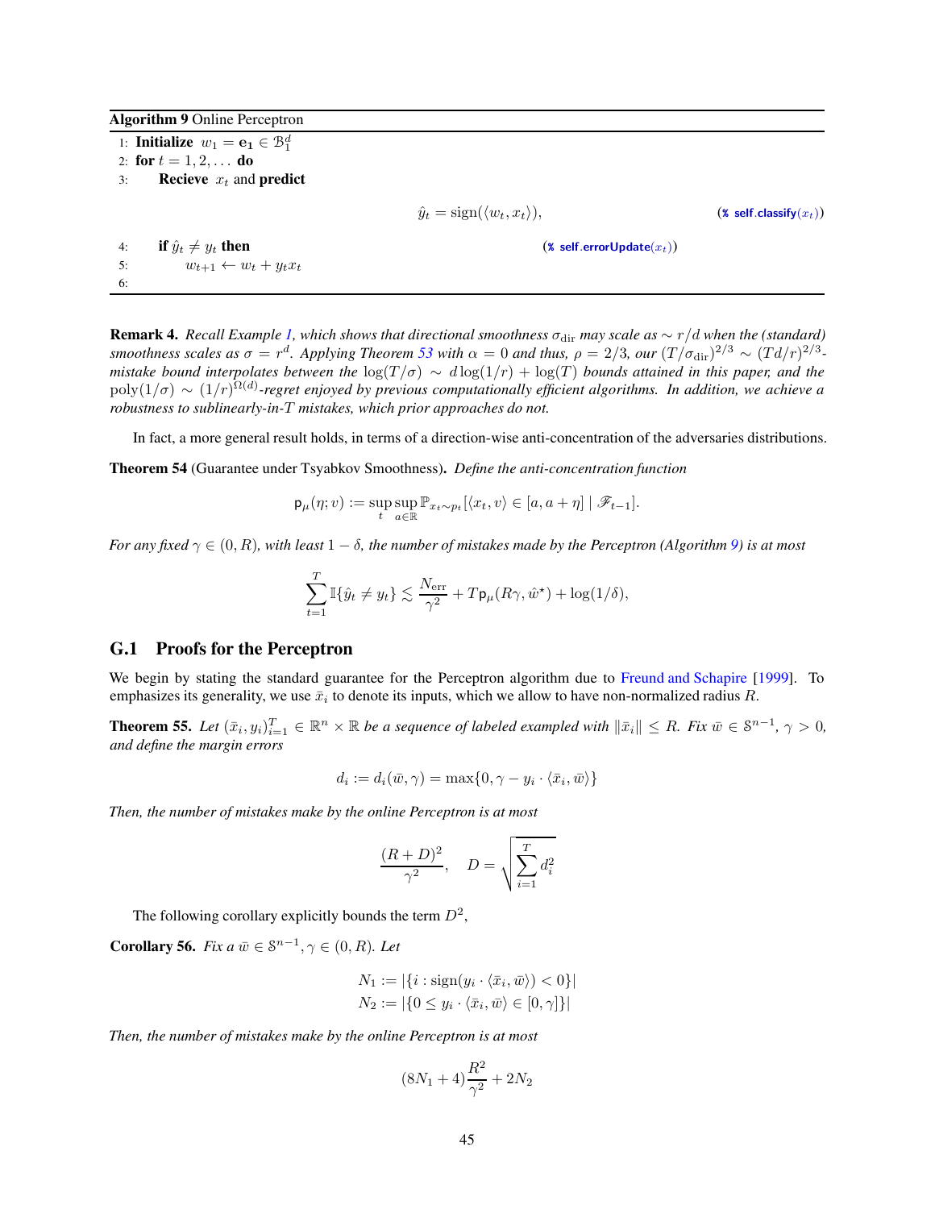**Algorithm 9** Online Perceptron

1: **Initialize** $w_1 = \mathbf{e_1} \in \mathcal{B}_1^d$
2: **for** $t = 1, 2, \ldots$ **do**
3: **Recieve** $x_t$ and **predict**

$$\hat{y}_t = \mathrm{sign}(\langle w_t, x_t \rangle), \qquad \text{(% self.classify}(x_t))$$

4: **if** $\hat{y}_t \neq y_t$ **then** (% self.errorUpdate$(x_t)$)
5: $w_{t+1} \leftarrow w_t + y_t x_t$
6:

**Remark 4.** *Recall Example 1, which shows that directional smoothness $\sigma_{\mathrm{dir}}$ may scale as $\sim r/d$ when the (standard) smoothness scales as $\sigma = r^d$. Applying Theorem 53 with $\alpha = 0$ and thus, $\rho = 2/3$, our $(T/\sigma_{\mathrm{dir}})^{2/3} \sim (Td/r)^{2/3}$-mistake bound interpolates between the $\log(T/\sigma) \sim d\log(1/r) + \log(T)$ bounds attained in this paper, and the $\mathrm{poly}(1/\sigma) \sim (1/r)^{\Omega(d)}$-regret enjoyed by previous computationally efficient algorithms. In addition, we achieve a robustness to sublinearly-in-$T$ mistakes, which prior approaches do not.*

In fact, a more general result holds, in terms of a direction-wise anti-concentration of the adversaries distributions.

**Theorem 54** (Guarantee under Tsyabkov Smoothness)**.** *Define the anti-concentration function*

$$\mathsf{p}_\mu(\eta; v) := \sup_t \sup_{a \in \mathbb{R}} \mathbb{P}_{x_t \sim p_t}[\langle x_t, v \rangle \in [a, a+\eta] \mid \mathscr{F}_{t-1}].$$

*For any fixed $\gamma \in (0, R)$, with least $1 - \delta$, the number of mistakes made by the Perceptron (Algorithm 9) is at most*

$$\sum_{t=1}^T \mathbb{I}\{\hat{y}_t \neq y_t\} \lesssim \frac{N_{\mathrm{err}}}{\gamma^2} + T\mathsf{p}_\mu(R\gamma, \hat{w}^\star) + \log(1/\delta),$$

## G.1 Proofs for the Perceptron

We begin by stating the standard guarantee for the Perceptron algorithm due to Freund and Schapire [1999]. To emphasizes its generality, we use $\bar{x}_i$ to denote its inputs, which we allow to have non-normalized radius $R$.

**Theorem 55.** *Let $(\bar{x}_i, y_i)_{i=1}^T \in \mathbb{R}^n \times \mathbb{R}$ be a sequence of labeled exampled with $\|\bar{x}_i\| \leq R$. Fix $\bar{w} \in \mathcal{S}^{n-1}$, $\gamma > 0$, and define the margin errors*

$$d_i := d_i(\bar{w}, \gamma) = \max\{0, \gamma - y_i \cdot \langle \bar{x}_i, \bar{w} \rangle\}$$

*Then, the number of mistakes make by the online Perceptron is at most*

$$\frac{(R+D)^2}{\gamma^2}, \quad D = \sqrt{\sum_{i=1}^T d_i^2}$$

The following corollary explicitly bounds the term $D^2$,

**Corollary 56.** *Fix a $\bar{w} \in \mathcal{S}^{n-1}, \gamma \in (0, R)$. Let*

$$N_1 := |\{i : \mathrm{sign}(y_i \cdot \langle \bar{x}_i, \bar{w} \rangle) < 0\}|$$
$$N_2 := |\{0 \leq y_i \cdot \langle \bar{x}_i, \bar{w} \rangle \in [0, \gamma]\}|$$

*Then, the number of mistakes make by the online Perceptron is at most*

$$(8N_1 + 4)\frac{R^2}{\gamma^2} + 2N_2$$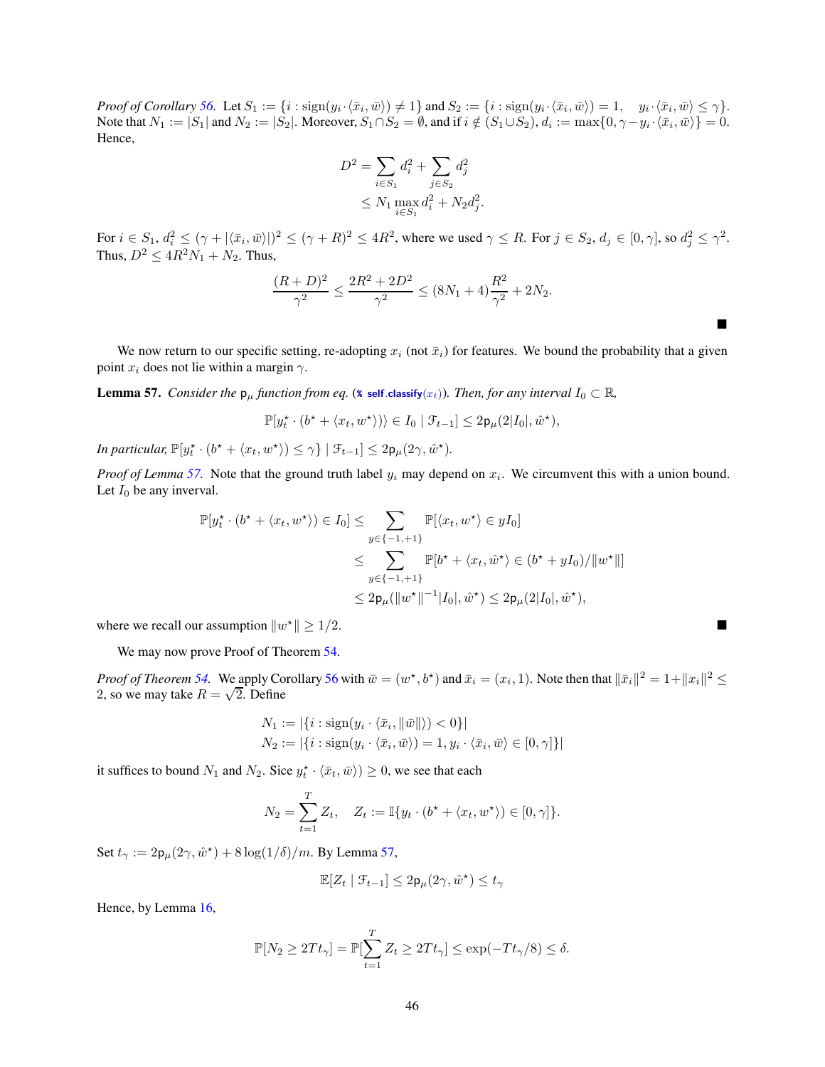*Proof of Corollary 56.* Let $S_1 := \{i : \mathrm{sign}(y_i \cdot \langle \bar{x}_i, \bar{w} \rangle) \neq 1\}$ and $S_2 := \{i : \mathrm{sign}(y_i \cdot \langle \bar{x}_i, \bar{w} \rangle) = 1, \quad y_i \cdot \langle \bar{x}_i, \bar{w} \rangle \leq \gamma\}$. Note that $N_1 := |S_1|$ and $N_2 := |S_2|$. Moreover, $S_1 \cap S_2 = \emptyset$, and if $i \notin (S_1 \cup S_2)$, $d_i := \max\{0, \gamma - y_i \cdot \langle \bar{x}_i, \bar{w} \rangle\} = 0$. Hence,

$$
\begin{aligned}
D^2 &= \sum_{i \in S_1} d_i^2 + \sum_{j \in S_2} d_j^2 \\
&\leq N_1 \max_{i \in S_1} d_i^2 + N_2 d_j^2.
\end{aligned}
$$

For $i \in S_1$, $d_i^2 \leq (\gamma + |\langle \bar{x}_i, \bar{w} \rangle|)^2 \leq (\gamma + R)^2 \leq 4R^2$, where we used $\gamma \leq R$. For $j \in S_2$, $d_j \in [0, \gamma]$, so $d_j^2 \leq \gamma^2$. Thus, $D^2 \leq 4R^2 N_1 + N_2$. Thus,

$$
\frac{(R + D)^2}{\gamma^2} \leq \frac{2R^2 + 2D^2}{\gamma^2} \leq (8N_1 + 4)\frac{R^2}{\gamma^2} + 2N_2.
$$

■

We now return to our specific setting, re-adopting $x_i$ (not $\bar{x}_i$) for features. We bound the probability that a given point $x_i$ does not lie within a margin $\gamma$.

**Lemma 57.** *Consider the $\mathsf{p}_\mu$ function from eq. (% self.classify($x_t$)). Then, for any interval $I_0 \subset \mathbb{R}$,*

$$
\mathbb{P}[y_t^\star \cdot (b^\star + \langle x_t, w^\star \rangle)\rangle \in I_0 \mid \mathcal{F}_{t-1}] \leq 2\mathsf{p}_\mu(2|I_0|, \hat{w}^\star),
$$

*In particular, $\mathbb{P}[y_t^\star \cdot (b^\star + \langle x_t, w^\star \rangle) \leq \gamma\} \mid \mathcal{F}_{t-1}] \leq 2\mathsf{p}_\mu(2\gamma, \hat{w}^\star)$.*

*Proof of Lemma 57.* Note that the ground truth label $y_i$ may depend on $x_i$. We circumvent this with a union bound. Let $I_0$ be any inverval.

$$
\begin{aligned}
\mathbb{P}[y_t^\star \cdot (b^\star + \langle x_t, w^\star \rangle) \in I_0] &\leq \sum_{y \in \{-1,+1\}} \mathbb{P}[\langle x_t, w^\star \rangle \in y I_0] \\
&\leq \sum_{y \in \{-1,+1\}} \mathbb{P}[b^\star + \langle x_t, \hat{w}^\star \rangle \in (b^\star + y I_0)/\|w^\star\|] \\
&\leq 2\mathsf{p}_\mu(\|w^\star\|^{-1}|I_0|, \hat{w}^\star) \leq 2\mathsf{p}_\mu(2|I_0|, \hat{w}^\star),
\end{aligned}
$$

where we recall our assumption $\|w^\star\| \geq 1/2$. ■

We may now prove Proof of Theorem 54.

*Proof of Theorem 54.* We apply Corollary 56 with $\bar{w} = (w^\star, b^\star)$ and $\bar{x}_i = (x_i, 1)$. Note then that $\|\bar{x}_i\|^2 = 1 + \|x_i\|^2 \leq 2$, so we may take $R = \sqrt{2}$. Define

$$
\begin{aligned}
N_1 &:= |\{i : \mathrm{sign}(y_i \cdot \langle \bar{x}_i, \|\bar{w}\| \rangle) < 0\}| \\
N_2 &:= |\{i : \mathrm{sign}(y_i \cdot \langle \bar{x}_i, \bar{w} \rangle) = 1, y_i \cdot \langle \bar{x}_i, \bar{w} \rangle \in [0, \gamma]\}|
\end{aligned}
$$

it suffices to bound $N_1$ and $N_2$. Sice $y_t^\star \cdot \langle \bar{x}_t, \bar{w} \rangle) \geq 0$, we see that each

$$
N_2 = \sum_{t=1}^{T} Z_t, \quad Z_t := \mathbb{I}\{y_t \cdot (b^\star + \langle x_t, w^\star \rangle) \in [0, \gamma]\}.
$$

Set $t_\gamma := 2\mathsf{p}_\mu(2\gamma, \hat{w}^\star) + 8\log(1/\delta)/m$. By Lemma 57,

$$
\mathbb{E}[Z_t \mid \mathcal{F}_{t-1}] \leq 2\mathsf{p}_\mu(2\gamma, \hat{w}^\star) \leq t_\gamma
$$

Hence, by Lemma 16,

$$
\mathbb{P}[N_2 \geq 2Tt_\gamma] = \mathbb{P}[\sum_{t=1}^{T} Z_t \geq 2Tt_\gamma] \leq \exp(-Tt_\gamma/8) \leq \delta.
$$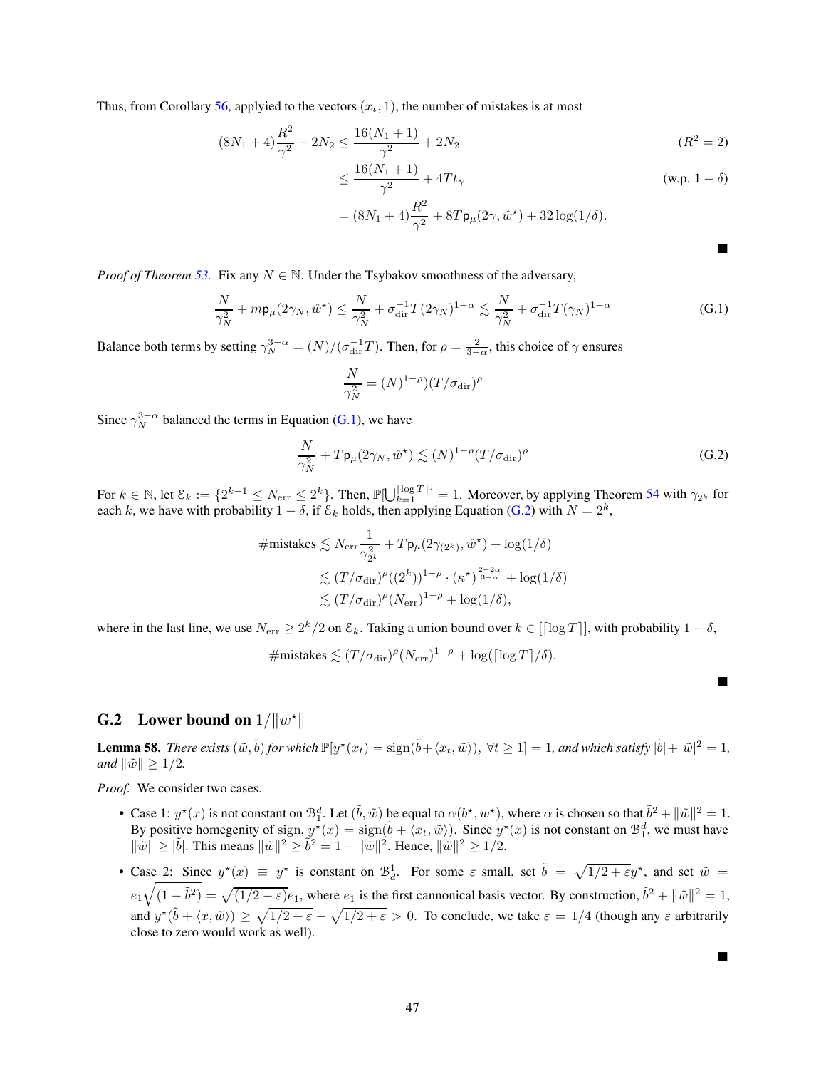Thus, from Corollary 56, applyied to the vectors $(x_t, 1)$, the number of mistakes is at most

$$
\begin{aligned}
(8N_1 + 4)\frac{R^2}{\gamma^2} + 2N_2 &\le \frac{16(N_1+1)}{\gamma^2} + 2N_2 && (R^2 = 2)\\
&\le \frac{16(N_1+1)}{\gamma^2} + 4Tt_\gamma && \text{(w.p. } 1-\delta)\\
&= (8N_1+4)\frac{R^2}{\gamma^2} + 8T\mathsf{p}_\mu(2\gamma, \hat{w}^\star) + 32\log(1/\delta).
\end{aligned}
$$

■

*Proof of Theorem 53.* Fix any $N \in \mathbb{N}$. Under the Tsybakov smoothness of the adversary,

$$
\frac{N}{\gamma_N^2} + m\mathsf{p}_\mu(2\gamma_N, \hat{w}^\star) \le \frac{N}{\gamma_N^2} + \sigma_{\mathrm{dir}}^{-1}T(2\gamma_N)^{1-\alpha} \lesssim \frac{N}{\gamma_N^2} + \sigma_{\mathrm{dir}}^{-1}T(\gamma_N)^{1-\alpha} \tag{G.1}
$$

Balance both terms by setting $\gamma_N^{3-\alpha} = (N)/(\sigma_{\mathrm{dir}}^{-1}T)$. Then, for $\rho = \frac{2}{3-\alpha}$, this choice of $\gamma$ ensures

$$
\frac{N}{\gamma_N^2} = (N)^{1-\rho})(T/\sigma_{\mathrm{dir}})^\rho
$$

Since $\gamma_N^{3-\alpha}$ balanced the terms in Equation (G.1), we have

$$
\frac{N}{\gamma_N^2} + T\mathsf{p}_\mu(2\gamma_N, \hat{w}^\star) \lesssim (N)^{1-\rho}(T/\sigma_{\mathrm{dir}})^\rho \tag{G.2}
$$

For $k \in \mathbb{N}$, let $\mathcal{E}_k := \{2^{k-1} \le N_{\mathrm{err}} \le 2^k\}$. Then, $\mathbb{P}[\bigcup_{k=1}^{\lceil \log T \rceil}] = 1$. Moreover, by applying Theorem 54 with $\gamma_{2^k}$ for each $k$, we have with probability $1-\delta$, if $\mathcal{E}_k$ holds, then applying Equation (G.2) with $N = 2^k$,

$$
\begin{aligned}
\#\text{mistakes} &\lesssim N_{\mathrm{err}}\frac{1}{\gamma_{2^k}^2} + T\mathsf{p}_\mu(2\gamma_{(2^k)}, \hat{w}^\star) + \log(1/\delta)\\
&\lesssim (T/\sigma_{\mathrm{dir}})^\rho((2^k))^{1-\rho}\cdot(\kappa^\star)^{\frac{2-2\alpha}{3-\alpha}} + \log(1/\delta)\\
&\lesssim (T/\sigma_{\mathrm{dir}})^\rho(N_{\mathrm{err}})^{1-\rho} + \log(1/\delta),
\end{aligned}
$$

where in the last line, we use $N_{\mathrm{err}} \ge 2^k/2$ on $\mathcal{E}_k$. Taking a union bound over $k \in [\lceil \log T \rceil]$, with probability $1-\delta$,

$$
\#\text{mistakes} \lesssim (T/\sigma_{\mathrm{dir}})^\rho(N_{\mathrm{err}})^{1-\rho} + \log(\lceil \log T \rceil/\delta).
$$

■

## G.2 Lower bound on $1/\|w^\star\|$

**Lemma 58.** *There exists $(\tilde{w}, \tilde{b})$ for which $\mathbb{P}[y^\star(x_t) = \mathrm{sign}(\tilde{b} + \langle x_t, \tilde{w}\rangle),\ \forall t \ge 1] = 1$, and which satisfy $|\tilde{b}| + |\tilde{w}|^2 = 1$, and $\|\tilde{w}\| \ge 1/2$.*

*Proof.* We consider two cases.

- Case 1: $y^\star(x)$ is not constant on $\mathcal{B}_1^d$. Let $(\tilde{b}, \tilde{w})$ be equal to $\alpha(b^\star, w^\star)$, where $\alpha$ is chosen so that $\tilde{b}^2 + \|\tilde{w}\|^2 = 1$. By positive homegenity of sign, $y^\star(x) = \mathrm{sign}(\tilde{b} + \langle x_t, \tilde{w}\rangle)$. Since $y^\star(x)$ is not constant on $\mathcal{B}_1^d$, we must have $\|\tilde{w}\| \ge |\tilde{b}|$. This means $\|\tilde{w}\|^2 \ge \tilde{b}^2 = 1 - \|\tilde{w}\|^2$. Hence, $\|\tilde{w}\|^2 \ge 1/2$.
- Case 2: Since $y^\star(x) \equiv y^\star$ is constant on $\mathcal{B}_d^1$. For some $\varepsilon$ small, set $\tilde{b} = \sqrt{1/2 + \varepsilon}y^\star$, and set $\tilde{w} = e_1\sqrt{(1 - \tilde{b}^2)} = \sqrt{(1/2 - \varepsilon)}e_1$, where $e_1$ is the first cannonical basis vector. By construction, $\tilde{b}^2 + \|\tilde{w}\|^2 = 1$, and $y^\star(\tilde{b} + \langle x, \tilde{w}\rangle) \ge \sqrt{1/2 + \varepsilon} - \sqrt{1/2 + \varepsilon} > 0$. To conclude, we take $\varepsilon = 1/4$ (though any $\varepsilon$ arbitrarily close to zero would work as well).

■